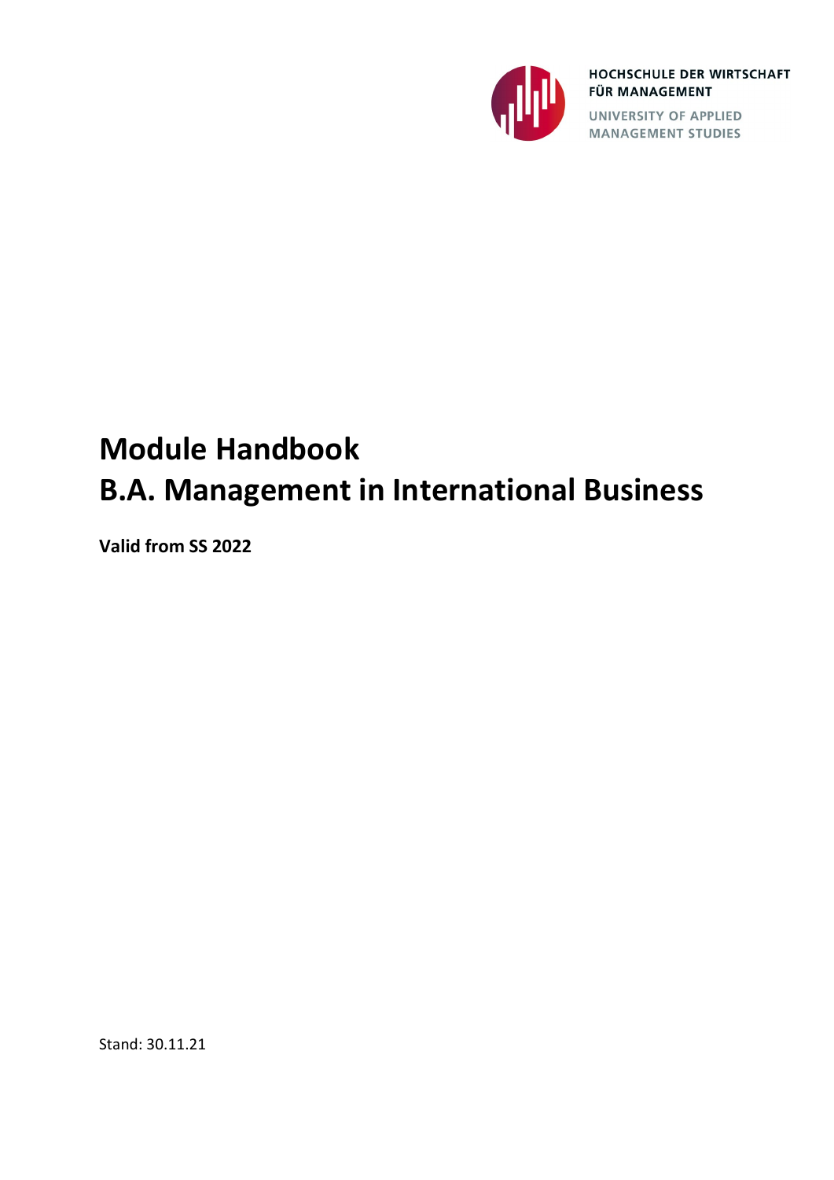HOCHSCHULE DER WIRTSCHAFT FÜR MANAGEMENT

UNIVERSITY OF APPLIED MANAGEMENT STUDIES

# Module Handbook
# B.A. Management in International Business

**Valid from SS 2022**

Stand: 30.11.21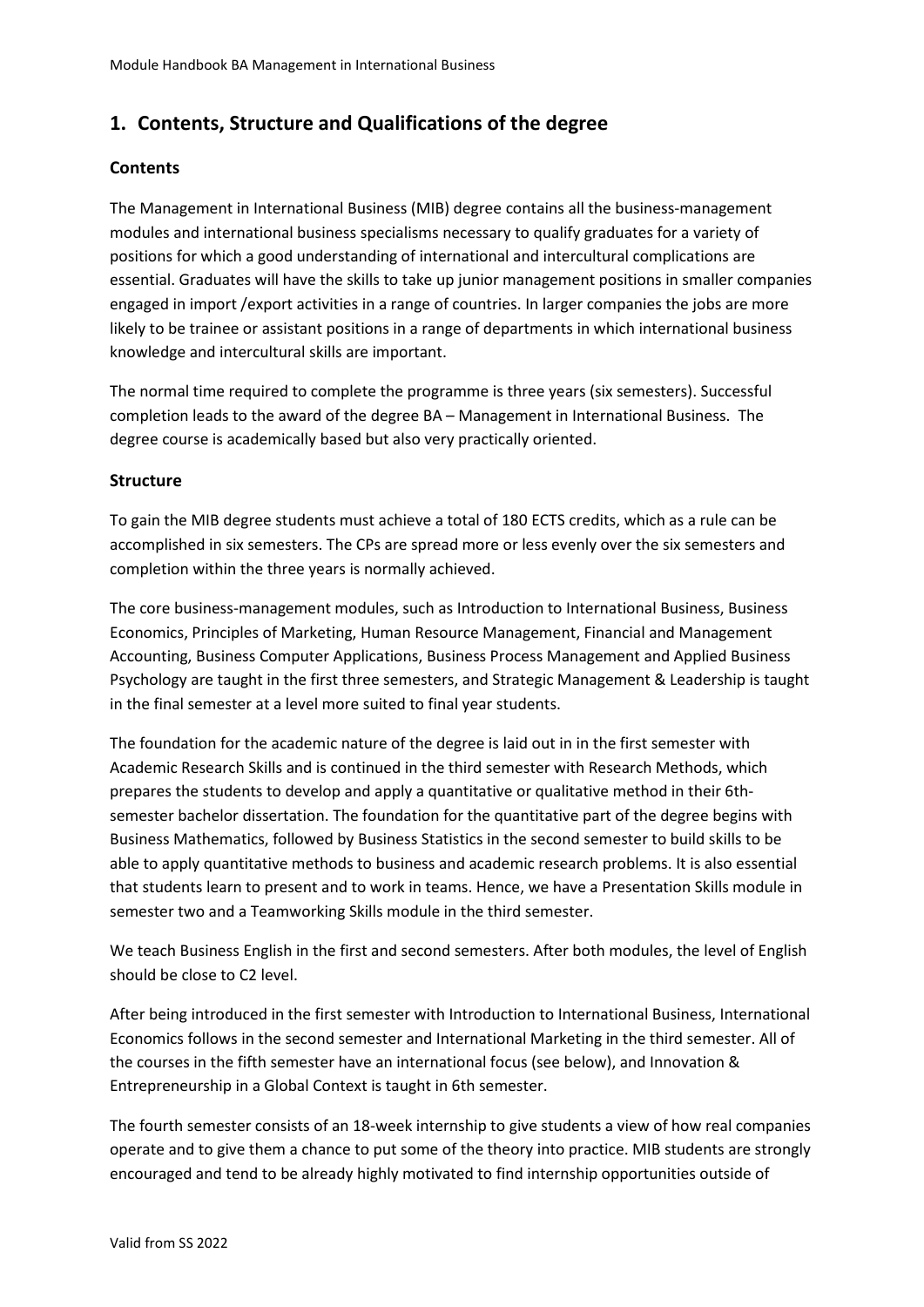## 1. Contents, Structure and Qualifications of the degree

### Contents

The Management in International Business (MIB) degree contains all the business-management modules and international business specialisms necessary to qualify graduates for a variety of positions for which a good understanding of international and intercultural complications are essential. Graduates will have the skills to take up junior management positions in smaller companies engaged in import /export activities in a range of countries. In larger companies the jobs are more likely to be trainee or assistant positions in a range of departments in which international business knowledge and intercultural skills are important.

The normal time required to complete the programme is three years (six semesters). Successful completion leads to the award of the degree BA – Management in International Business. The degree course is academically based but also very practically oriented.

### Structure

To gain the MIB degree students must achieve a total of 180 ECTS credits, which as a rule can be accomplished in six semesters. The CPs are spread more or less evenly over the six semesters and completion within the three years is normally achieved.

The core business-management modules, such as Introduction to International Business, Business Economics, Principles of Marketing, Human Resource Management, Financial and Management Accounting, Business Computer Applications, Business Process Management and Applied Business Psychology are taught in the first three semesters, and Strategic Management & Leadership is taught in the final semester at a level more suited to final year students.

The foundation for the academic nature of the degree is laid out in in the first semester with Academic Research Skills and is continued in the third semester with Research Methods, which prepares the students to develop and apply a quantitative or qualitative method in their 6th-semester bachelor dissertation. The foundation for the quantitative part of the degree begins with Business Mathematics, followed by Business Statistics in the second semester to build skills to be able to apply quantitative methods to business and academic research problems. It is also essential that students learn to present and to work in teams. Hence, we have a Presentation Skills module in semester two and a Teamworking Skills module in the third semester.

We teach Business English in the first and second semesters. After both modules, the level of English should be close to C2 level.

After being introduced in the first semester with Introduction to International Business, International Economics follows in the second semester and International Marketing in the third semester. All of the courses in the fifth semester have an international focus (see below), and Innovation & Entrepreneurship in a Global Context is taught in 6th semester.

The fourth semester consists of an 18-week internship to give students a view of how real companies operate and to give them a chance to put some of the theory into practice. MIB students are strongly encouraged and tend to be already highly motivated to find internship opportunities outside of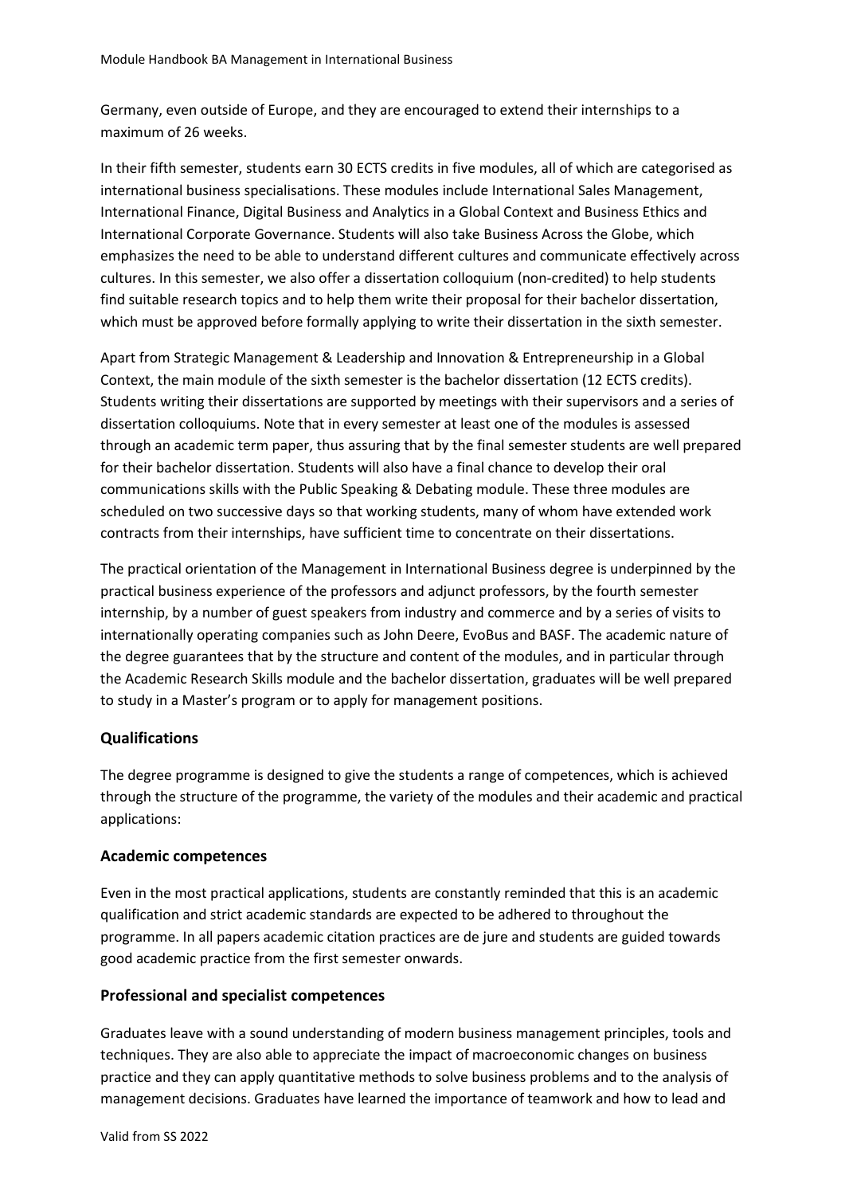Germany, even outside of Europe, and they are encouraged to extend their internships to a maximum of 26 weeks.

In their fifth semester, students earn 30 ECTS credits in five modules, all of which are categorised as international business specialisations. These modules include International Sales Management, International Finance, Digital Business and Analytics in a Global Context and Business Ethics and International Corporate Governance. Students will also take Business Across the Globe, which emphasizes the need to be able to understand different cultures and communicate effectively across cultures. In this semester, we also offer a dissertation colloquium (non-credited) to help students find suitable research topics and to help them write their proposal for their bachelor dissertation, which must be approved before formally applying to write their dissertation in the sixth semester.

Apart from Strategic Management & Leadership and Innovation & Entrepreneurship in a Global Context, the main module of the sixth semester is the bachelor dissertation (12 ECTS credits). Students writing their dissertations are supported by meetings with their supervisors and a series of dissertation colloquiums. Note that in every semester at least one of the modules is assessed through an academic term paper, thus assuring that by the final semester students are well prepared for their bachelor dissertation. Students will also have a final chance to develop their oral communications skills with the Public Speaking & Debating module. These three modules are scheduled on two successive days so that working students, many of whom have extended work contracts from their internships, have sufficient time to concentrate on their dissertations.

The practical orientation of the Management in International Business degree is underpinned by the practical business experience of the professors and adjunct professors, by the fourth semester internship, by a number of guest speakers from industry and commerce and by a series of visits to internationally operating companies such as John Deere, EvoBus and BASF. The academic nature of the degree guarantees that by the structure and content of the modules, and in particular through the Academic Research Skills module and the bachelor dissertation, graduates will be well prepared to study in a Master's program or to apply for management positions.

## Qualifications

The degree programme is designed to give the students a range of competences, which is achieved through the structure of the programme, the variety of the modules and their academic and practical applications:

### Academic competences

Even in the most practical applications, students are constantly reminded that this is an academic qualification and strict academic standards are expected to be adhered to throughout the programme. In all papers academic citation practices are de jure and students are guided towards good academic practice from the first semester onwards.

### Professional and specialist competences

Graduates leave with a sound understanding of modern business management principles, tools and techniques. They are also able to appreciate the impact of macroeconomic changes on business practice and they can apply quantitative methods to solve business problems and to the analysis of management decisions. Graduates have learned the importance of teamwork and how to lead and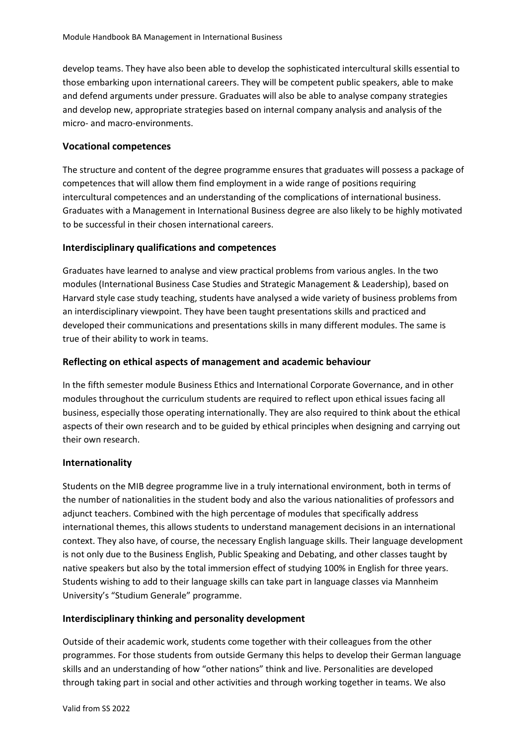develop teams. They have also been able to develop the sophisticated intercultural skills essential to those embarking upon international careers. They will be competent public speakers, able to make and defend arguments under pressure. Graduates will also be able to analyse company strategies and develop new, appropriate strategies based on internal company analysis and analysis of the micro- and macro-environments.

### Vocational competences

The structure and content of the degree programme ensures that graduates will possess a package of competences that will allow them find employment in a wide range of positions requiring intercultural competences and an understanding of the complications of international business. Graduates with a Management in International Business degree are also likely to be highly motivated to be successful in their chosen international careers.

### Interdisciplinary qualifications and competences

Graduates have learned to analyse and view practical problems from various angles. In the two modules (International Business Case Studies and Strategic Management & Leadership), based on Harvard style case study teaching, students have analysed a wide variety of business problems from an interdisciplinary viewpoint. They have been taught presentations skills and practiced and developed their communications and presentations skills in many different modules. The same is true of their ability to work in teams.

### Reflecting on ethical aspects of management and academic behaviour

In the fifth semester module Business Ethics and International Corporate Governance, and in other modules throughout the curriculum students are required to reflect upon ethical issues facing all business, especially those operating internationally. They are also required to think about the ethical aspects of their own research and to be guided by ethical principles when designing and carrying out their own research.

### Internationality

Students on the MIB degree programme live in a truly international environment, both in terms of the number of nationalities in the student body and also the various nationalities of professors and adjunct teachers. Combined with the high percentage of modules that specifically address international themes, this allows students to understand management decisions in an international context. They also have, of course, the necessary English language skills. Their language development is not only due to the Business English, Public Speaking and Debating, and other classes taught by native speakers but also by the total immersion effect of studying 100% in English for three years. Students wishing to add to their language skills can take part in language classes via Mannheim University's "Studium Generale" programme.

### Interdisciplinary thinking and personality development

Outside of their academic work, students come together with their colleagues from the other programmes. For those students from outside Germany this helps to develop their German language skills and an understanding of how "other nations" think and live. Personalities are developed through taking part in social and other activities and through working together in teams. We also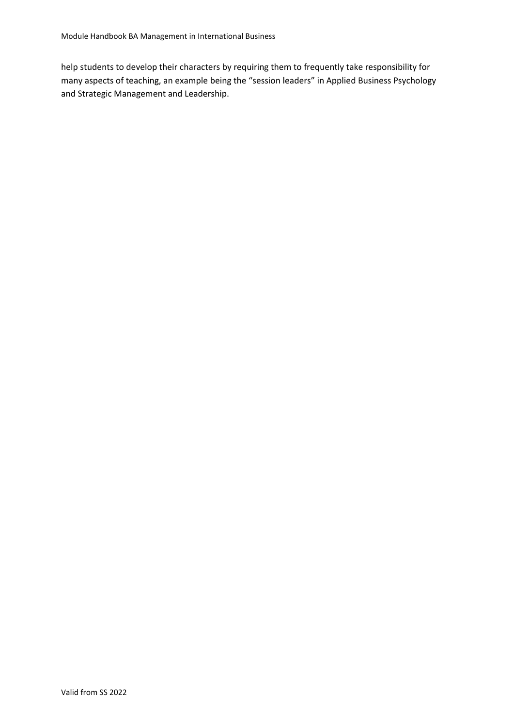help students to develop their characters by requiring them to frequently take responsibility for many aspects of teaching, an example being the “session leaders” in Applied Business Psychology and Strategic Management and Leadership.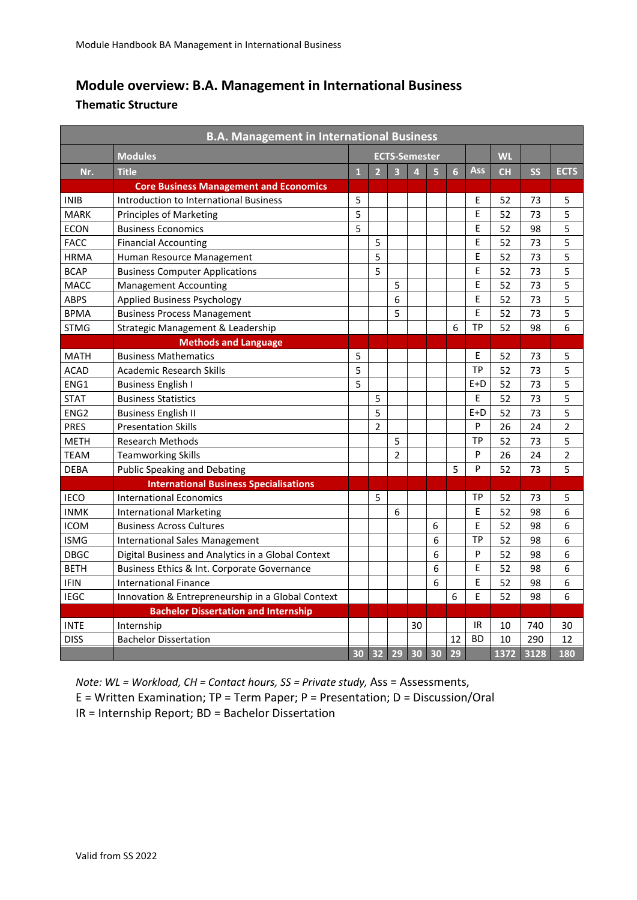# Module overview: B.A. Management in International Business

## Thematic Structure

| B.A. Management in International Business | | | | | | | | | | | | |
|---|---|---|---|---|---|---|---|---|---|---|---|---|
| | **Modules** | **ECTS-Semester** | | | | | | | **WL** | | | |
| **Nr.** | **Title** | **1** | **2** | **3** | **4** | **5** | **6** | **Ass** | **CH** | **SS** | **ECTS** |
| | **Core Business Management and Economics** | | | | | | | | | | |
| INIB | Introduction to International Business | 5 | | | | | | E | 52 | 73 | 5 |
| MARK | Principles of Marketing | 5 | | | | | | E | 52 | 73 | 5 |
| ECON | Business Economics | 5 | | | | | | E | 52 | 98 | 5 |
| FACC | Financial Accounting | | 5 | | | | | E | 52 | 73 | 5 |
| HRMA | Human Resource Management | | 5 | | | | | E | 52 | 73 | 5 |
| BCAP | Business Computer Applications | | 5 | | | | | E | 52 | 73 | 5 |
| MACC | Management Accounting | | | 5 | | | | E | 52 | 73 | 5 |
| ABPS | Applied Business Psychology | | | 6 | | | | E | 52 | 73 | 5 |
| BPMA | Business Process Management | | | 5 | | | | E | 52 | 73 | 5 |
| STMG | Strategic Management & Leadership | | | | | | 6 | TP | 52 | 98 | 6 |
| | **Methods and Language** | | | | | | | | | | |
| MATH | Business Mathematics | 5 | | | | | | E | 52 | 73 | 5 |
| ACAD | Academic Research Skills | 5 | | | | | | TP | 52 | 73 | 5 |
| ENG1 | Business English I | 5 | | | | | | E+D | 52 | 73 | 5 |
| STAT | Business Statistics | | 5 | | | | | E | 52 | 73 | 5 |
| ENG2 | Business English II | | 5 | | | | | E+D | 52 | 73 | 5 |
| PRES | Presentation Skills | | 2 | | | | | P | 26 | 24 | 2 |
| METH | Research Methods | | | 5 | | | | TP | 52 | 73 | 5 |
| TEAM | Teamworking Skills | | | 2 | | | | P | 26 | 24 | 2 |
| DEBA | Public Speaking and Debating | | | | | | 5 | P | 52 | 73 | 5 |
| | **International Business Specialisations** | | | | | | | | | | |
| IECO | International Economics | | 5 | | | | | TP | 52 | 73 | 5 |
| INMK | International Marketing | | | 6 | | | | E | 52 | 98 | 6 |
| ICOM | Business Across Cultures | | | | | 6 | | E | 52 | 98 | 6 |
| ISMG | International Sales Management | | | | | 6 | | TP | 52 | 98 | 6 |
| DBGC | Digital Business and Analytics in a Global Context | | | | | 6 | | P | 52 | 98 | 6 |
| BETH | Business Ethics & Int. Corporate Governance | | | | | 6 | | E | 52 | 98 | 6 |
| IFIN | International Finance | | | | | 6 | | E | 52 | 98 | 6 |
| IEGC | Innovation & Entrepreneurship in a Global Context | | | | | | 6 | E | 52 | 98 | 6 |
| | **Bachelor Dissertation and Internship** | | | | | | | | | | |
| INTE | Internship | | | | 30 | | | IR | 10 | 740 | 30 |
| DISS | Bachelor Dissertation | | | | | | 12 | BD | 10 | 290 | 12 |
| | | **30** | **32** | **29** | **30** | **30** | **29** | | **1372** | **3128** | **180** |

*Note: WL = Workload, CH = Contact hours, SS = Private study,* Ass = Assessments,
E = Written Examination; TP = Term Paper; P = Presentation; D = Discussion/Oral
IR = Internship Report; BD = Bachelor Dissertation

Valid from SS 2022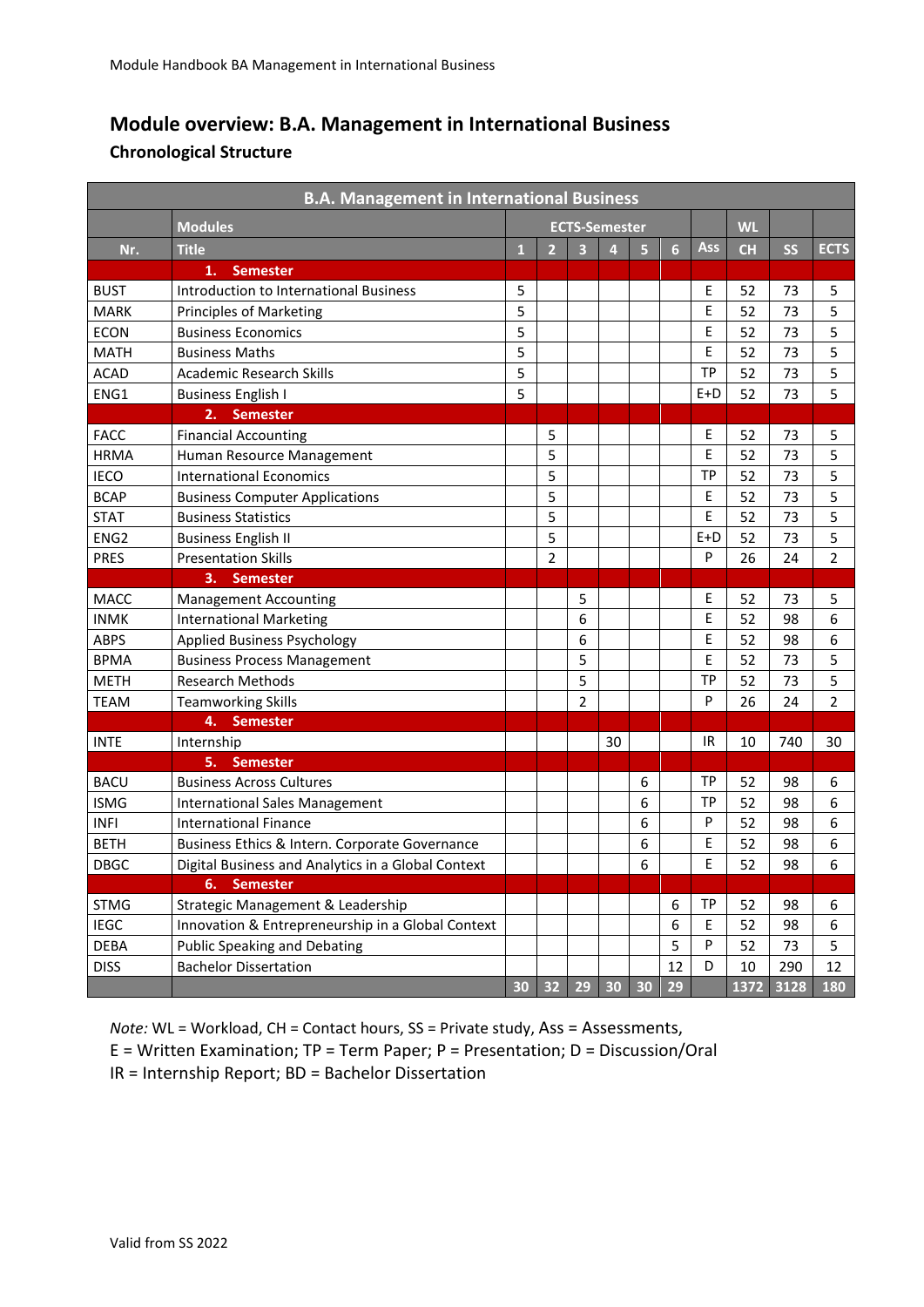## Module overview: B.A. Management in International Business

### Chronological Structure

| B.A. Management in International Business | | | | | | | | | | | | |
|---|---|---|---|---|---|---|---|---|---|---|---|---|
| | Modules | ECTS-Semester | | | | | | | WL | | | |
| Nr. | Title | 1 | 2 | 3 | 4 | 5 | 6 | Ass | CH | SS | ECTS |
| | **1. Semester** | | | | | | | | | | |
| BUST | Introduction to International Business | 5 | | | | | | E | 52 | 73 | 5 |
| MARK | Principles of Marketing | 5 | | | | | | E | 52 | 73 | 5 |
| ECON | Business Economics | 5 | | | | | | E | 52 | 73 | 5 |
| MATH | Business Maths | 5 | | | | | | E | 52 | 73 | 5 |
| ACAD | Academic Research Skills | 5 | | | | | | TP | 52 | 73 | 5 |
| ENG1 | Business English I | 5 | | | | | | E+D | 52 | 73 | 5 |
| | **2. Semester** | | | | | | | | | | |
| FACC | Financial Accounting | | 5 | | | | | E | 52 | 73 | 5 |
| HRMA | Human Resource Management | | 5 | | | | | E | 52 | 73 | 5 |
| IECO | International Economics | | 5 | | | | | TP | 52 | 73 | 5 |
| BCAP | Business Computer Applications | | 5 | | | | | E | 52 | 73 | 5 |
| STAT | Business Statistics | | 5 | | | | | E | 52 | 73 | 5 |
| ENG2 | Business English II | | 5 | | | | | E+D | 52 | 73 | 5 |
| PRES | Presentation Skills | | 2 | | | | | P | 26 | 24 | 2 |
| | **3. Semester** | | | | | | | | | | |
| MACC | Management Accounting | | | 5 | | | | E | 52 | 73 | 5 |
| INMK | International Marketing | | | 6 | | | | E | 52 | 98 | 6 |
| ABPS | Applied Business Psychology | | | 6 | | | | E | 52 | 98 | 6 |
| BPMA | Business Process Management | | | 5 | | | | E | 52 | 73 | 5 |
| METH | Research Methods | | | 5 | | | | TP | 52 | 73 | 5 |
| TEAM | Teamworking Skills | | | 2 | | | | P | 26 | 24 | 2 |
| | **4. Semester** | | | | | | | | | | |
| INTE | Internship | | | | 30 | | | IR | 10 | 740 | 30 |
| | **5. Semester** | | | | | | | | | | |
| BACU | Business Across Cultures | | | | | 6 | | TP | 52 | 98 | 6 |
| ISMG | International Sales Management | | | | | 6 | | TP | 52 | 98 | 6 |
| INFI | International Finance | | | | | 6 | | P | 52 | 98 | 6 |
| BETH | Business Ethics & Intern. Corporate Governance | | | | | 6 | | E | 52 | 98 | 6 |
| DBGC | Digital Business and Analytics in a Global Context | | | | | 6 | | E | 52 | 98 | 6 |
| | **6. Semester** | | | | | | | | | | |
| STMG | Strategic Management & Leadership | | | | | | 6 | TP | 52 | 98 | 6 |
| IEGC | Innovation & Entrepreneurship in a Global Context | | | | | | 6 | E | 52 | 98 | 6 |
| DEBA | Public Speaking and Debating | | | | | | 5 | P | 52 | 73 | 5 |
| DISS | Bachelor Dissertation | | | | | | 12 | D | 10 | 290 | 12 |
| | | 30 | 32 | 29 | 30 | 30 | 29 | | 1372 | 3128 | 180 |

*Note:* WL = Workload, CH = Contact hours, SS = Private study, Ass = Assessments,
E = Written Examination; TP = Term Paper; P = Presentation; D = Discussion/Oral
IR = Internship Report; BD = Bachelor Dissertation

Valid from SS 2022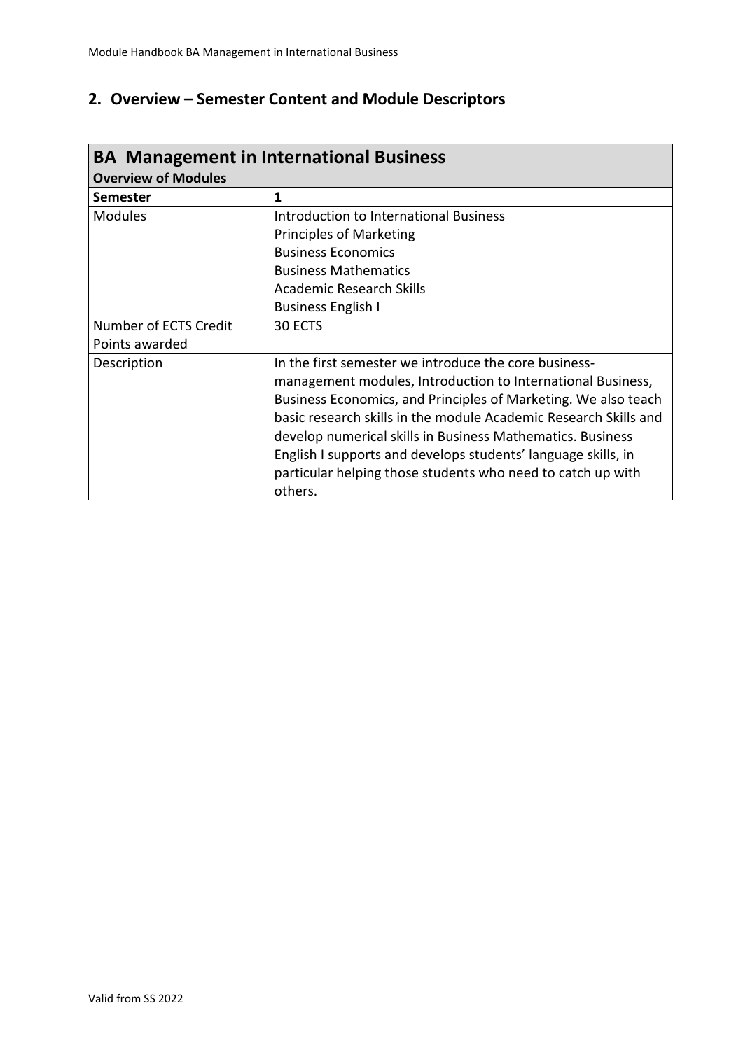## 2. Overview – Semester Content and Module Descriptors

| BA Management in International Business<br>Overview of Modules | |
|---|---|
| **Semester** | **1** |
| Modules | Introduction to International Business<br>Principles of Marketing<br>Business Economics<br>Business Mathematics<br>Academic Research Skills<br>Business English I |
| Number of ECTS Credit Points awarded | 30 ECTS |
| Description | In the first semester we introduce the core business-management modules, Introduction to International Business, Business Economics, and Principles of Marketing. We also teach basic research skills in the module Academic Research Skills and develop numerical skills in Business Mathematics. Business English I supports and develops students' language skills, in particular helping those students who need to catch up with others. |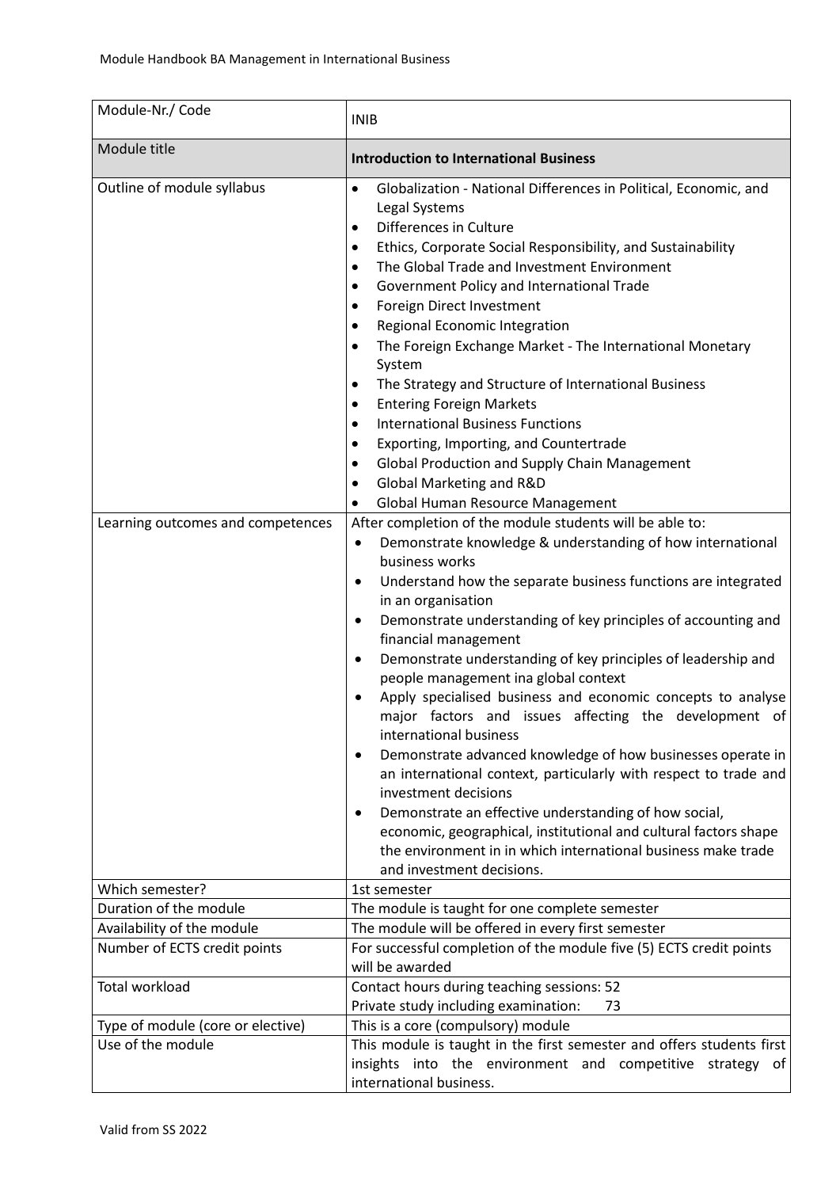| Module-Nr./ Code | INIB |
|---|---|
| Module title | **Introduction to International Business** |
| Outline of module syllabus | • Globalization - National Differences in Political, Economic, and Legal Systems<br>• Differences in Culture<br>• Ethics, Corporate Social Responsibility, and Sustainability<br>• The Global Trade and Investment Environment<br>• Government Policy and International Trade<br>• Foreign Direct Investment<br>• Regional Economic Integration<br>• The Foreign Exchange Market - The International Monetary System<br>• The Strategy and Structure of International Business<br>• Entering Foreign Markets<br>• International Business Functions<br>• Exporting, Importing, and Countertrade<br>• Global Production and Supply Chain Management<br>• Global Marketing and R&D<br>• Global Human Resource Management |
| Learning outcomes and competences | After completion of the module students will be able to:<br>• Demonstrate knowledge & understanding of how international business works<br>• Understand how the separate business functions are integrated in an organisation<br>• Demonstrate understanding of key principles of accounting and financial management<br>• Demonstrate understanding of key principles of leadership and people management ina global context<br>• Apply specialised business and economic concepts to analyse major factors and issues affecting the development of international business<br>• Demonstrate advanced knowledge of how businesses operate in an international context, particularly with respect to trade and investment decisions<br>• Demonstrate an effective understanding of how social, economic, geographical, institutional and cultural factors shape the environment in in which international business make trade and investment decisions. |
| Which semester? | 1st semester |
| Duration of the module | The module is taught for one complete semester |
| Availability of the module | The module will be offered in every first semester |
| Number of ECTS credit points | For successful completion of the module five (5) ECTS credit points will be awarded |
| Total workload | Contact hours during teaching sessions: 52<br>Private study including examination: 73 |
| Type of module (core or elective) | This is a core (compulsory) module |
| Use of the module | This module is taught in the first semester and offers students first insights into the environment and competitive strategy of international business. |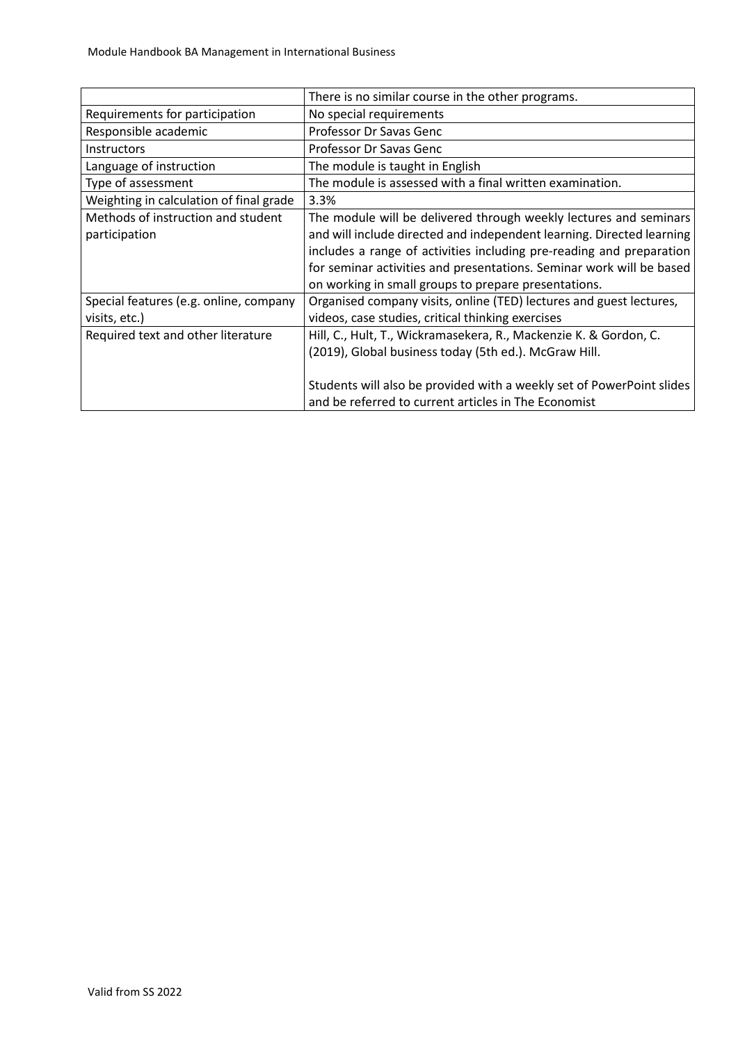| | |
|---|---|
| | There is no similar course in the other programs. |
| Requirements for participation | No special requirements |
| Responsible academic | Professor Dr Savas Genc |
| Instructors | Professor Dr Savas Genc |
| Language of instruction | The module is taught in English |
| Type of assessment | The module is assessed with a final written examination. |
| Weighting in calculation of final grade | 3.3% |
| Methods of instruction and student participation | The module will be delivered through weekly lectures and seminars and will include directed and independent learning. Directed learning includes a range of activities including pre-reading and preparation for seminar activities and presentations. Seminar work will be based on working in small groups to prepare presentations. |
| Special features (e.g. online, company visits, etc.) | Organised company visits, online (TED) lectures and guest lectures, videos, case studies, critical thinking exercises |
| Required text and other literature | Hill, C., Hult, T., Wickramasekera, R., Mackenzie K. & Gordon, C. (2019), Global business today (5th ed.). McGraw Hill.<br><br>Students will also be provided with a weekly set of PowerPoint slides and be referred to current articles in The Economist |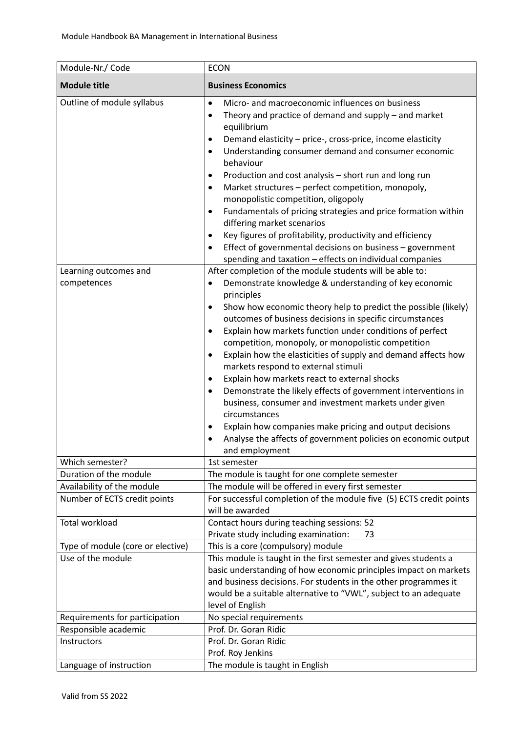| Module-Nr./ Code | ECON |
|---|---|
| **Module title** | **Business Economics** |
| Outline of module syllabus | • Micro- and macroeconomic influences on business<br>• Theory and practice of demand and supply – and market equilibrium<br>• Demand elasticity – price-, cross-price, income elasticity<br>• Understanding consumer demand and consumer economic behaviour<br>• Production and cost analysis – short run and long run<br>• Market structures – perfect competition, monopoly, monopolistic competition, oligopoly<br>• Fundamentals of pricing strategies and price formation within differing market scenarios<br>• Key figures of profitability, productivity and efficiency<br>• Effect of governmental decisions on business – government spending and taxation – effects on individual companies |
| Learning outcomes and competences | After completion of the module students will be able to:<br>• Demonstrate knowledge & understanding of key economic principles<br>• Show how economic theory help to predict the possible (likely) outcomes of business decisions in specific circumstances<br>• Explain how markets function under conditions of perfect competition, monopoly, or monopolistic competition<br>• Explain how the elasticities of supply and demand affects how markets respond to external stimuli<br>• Explain how markets react to external shocks<br>• Demonstrate the likely effects of government interventions in business, consumer and investment markets under given circumstances<br>• Explain how companies make pricing and output decisions<br>• Analyse the affects of government policies on economic output and employment |
| Which semester? | 1st semester |
| Duration of the module | The module is taught for one complete semester |
| Availability of the module | The module will be offered in every first semester |
| Number of ECTS credit points | For successful completion of the module five (5) ECTS credit points will be awarded |
| Total workload | Contact hours during teaching sessions: 52<br>Private study including examination: 73 |
| Type of module (core or elective) | This is a core (compulsory) module |
| Use of the module | This module is taught in the first semester and gives students a basic understanding of how economic principles impact on markets and business decisions. For students in the other programmes it would be a suitable alternative to "VWL", subject to an adequate level of English |
| Requirements for participation | No special requirements |
| Responsible academic | Prof. Dr. Goran Ridic |
| Instructors | Prof. Dr. Goran Ridic<br>Prof. Roy Jenkins |
| Language of instruction | The module is taught in English |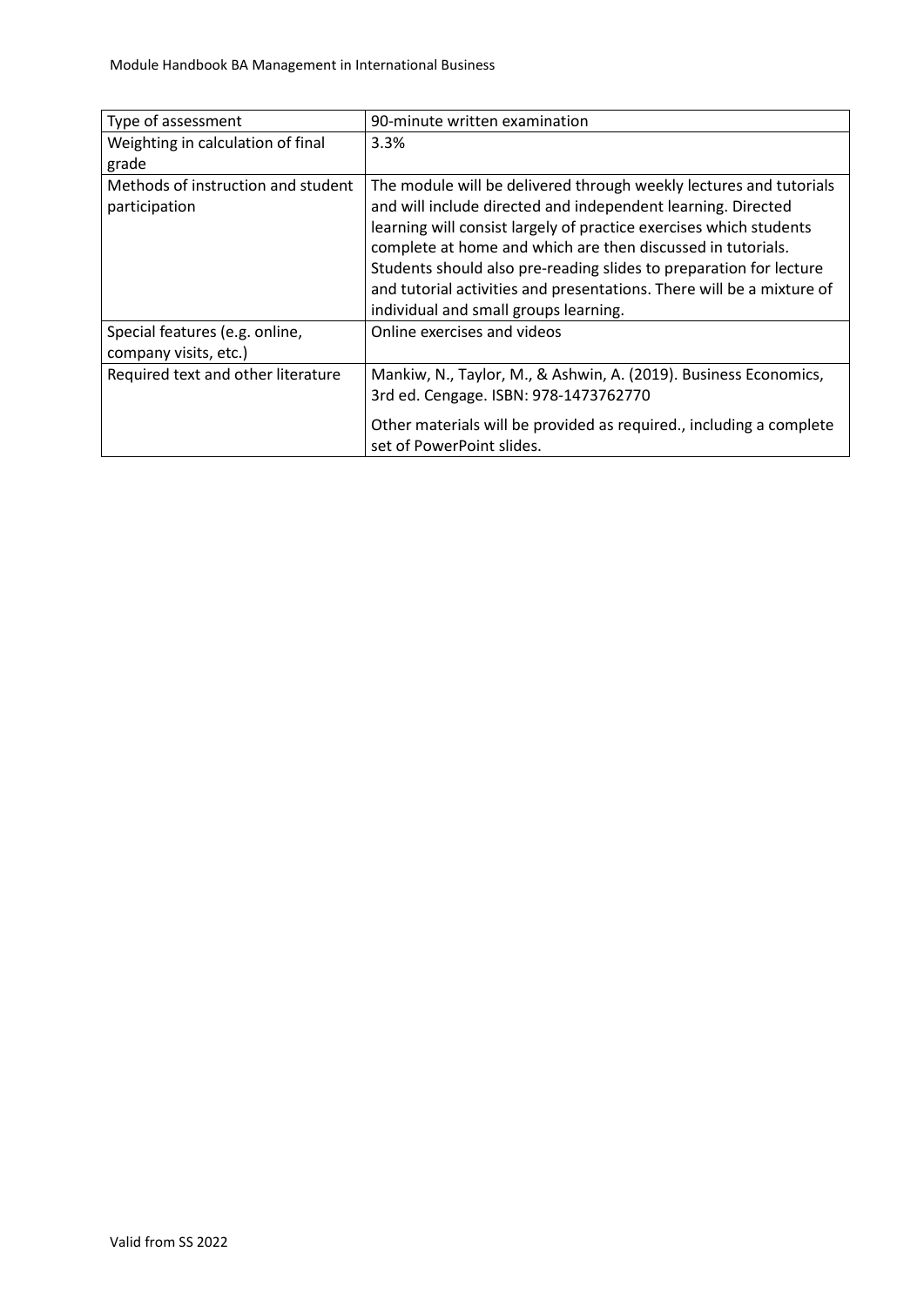| Type of assessment | 90-minute written examination |
|---|---|
| Weighting in calculation of final grade | 3.3% |
| Methods of instruction and student participation | The module will be delivered through weekly lectures and tutorials and will include directed and independent learning. Directed learning will consist largely of practice exercises which students complete at home and which are then discussed in tutorials. Students should also pre-reading slides to preparation for lecture and tutorial activities and presentations. There will be a mixture of individual and small groups learning. |
| Special features (e.g. online, company visits, etc.) | Online exercises and videos |
| Required text and other literature | Mankiw, N., Taylor, M., & Ashwin, A. (2019). Business Economics, 3rd ed. Cengage. ISBN: 978-1473762770<br><br>Other materials will be provided as required., including a complete set of PowerPoint slides. |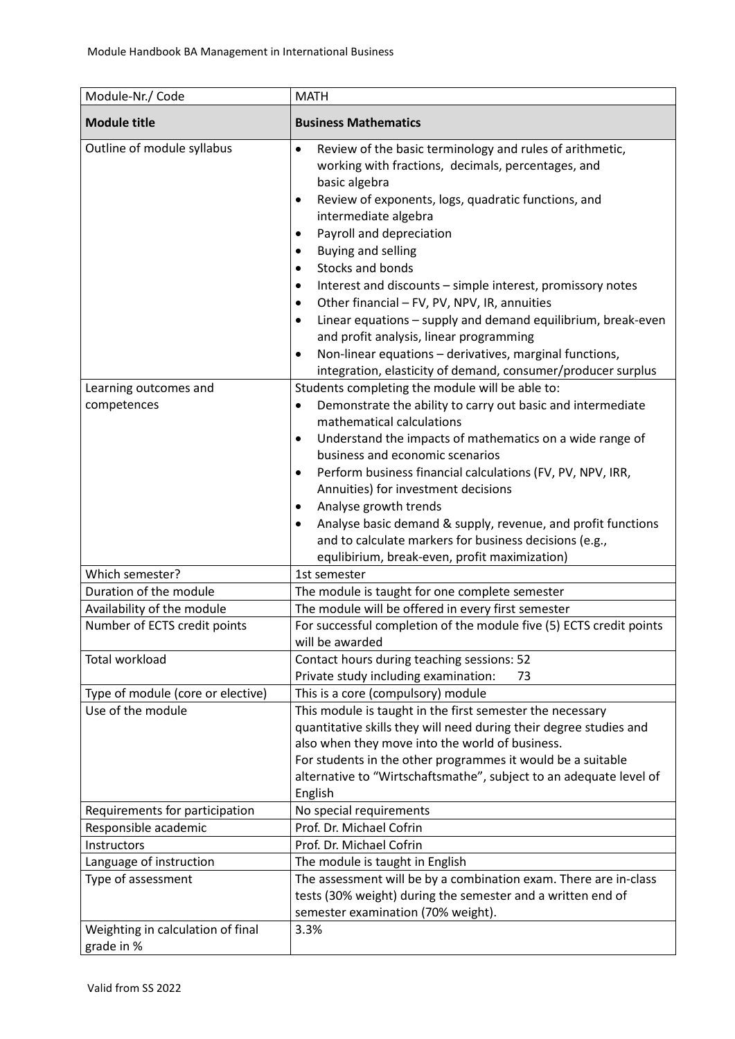| Module-Nr./ Code | MATH |
|---|---|
| **Module title** | **Business Mathematics** |
| Outline of module syllabus | • Review of the basic terminology and rules of arithmetic, working with fractions, decimals, percentages, and basic algebra<br>• Review of exponents, logs, quadratic functions, and intermediate algebra<br>• Payroll and depreciation<br>• Buying and selling<br>• Stocks and bonds<br>• Interest and discounts – simple interest, promissory notes<br>• Other financial – FV, PV, NPV, IR, annuities<br>• Linear equations – supply and demand equilibrium, break-even and profit analysis, linear programming<br>• Non-linear equations – derivatives, marginal functions, integration, elasticity of demand, consumer/producer surplus |
| Learning outcomes and competences | Students completing the module will be able to:<br>• Demonstrate the ability to carry out basic and intermediate mathematical calculations<br>• Understand the impacts of mathematics on a wide range of business and economic scenarios<br>• Perform business financial calculations (FV, PV, NPV, IRR, Annuities) for investment decisions<br>• Analyse growth trends<br>• Analyse basic demand & supply, revenue, and profit functions and to calculate markers for business decisions (e.g., equlibirium, break-even, profit maximization) |
| Which semester? | 1st semester |
| Duration of the module | The module is taught for one complete semester |
| Availability of the module | The module will be offered in every first semester |
| Number of ECTS credit points | For successful completion of the module five (5) ECTS credit points will be awarded |
| Total workload | Contact hours during teaching sessions: 52<br>Private study including examination: 73 |
| Type of module (core or elective) | This is a core (compulsory) module |
| Use of the module | This module is taught in the first semester the necessary quantitative skills they will need during their degree studies and also when they move into the world of business.<br>For students in the other programmes it would be a suitable alternative to "Wirtschaftsmathe", subject to an adequate level of English |
| Requirements for participation | No special requirements |
| Responsible academic | Prof. Dr. Michael Cofrin |
| Instructors | Prof. Dr. Michael Cofrin |
| Language of instruction | The module is taught in English |
| Type of assessment | The assessment will be by a combination exam. There are in-class tests (30% weight) during the semester and a written end of semester examination (70% weight). |
| Weighting in calculation of final grade in % | 3.3% |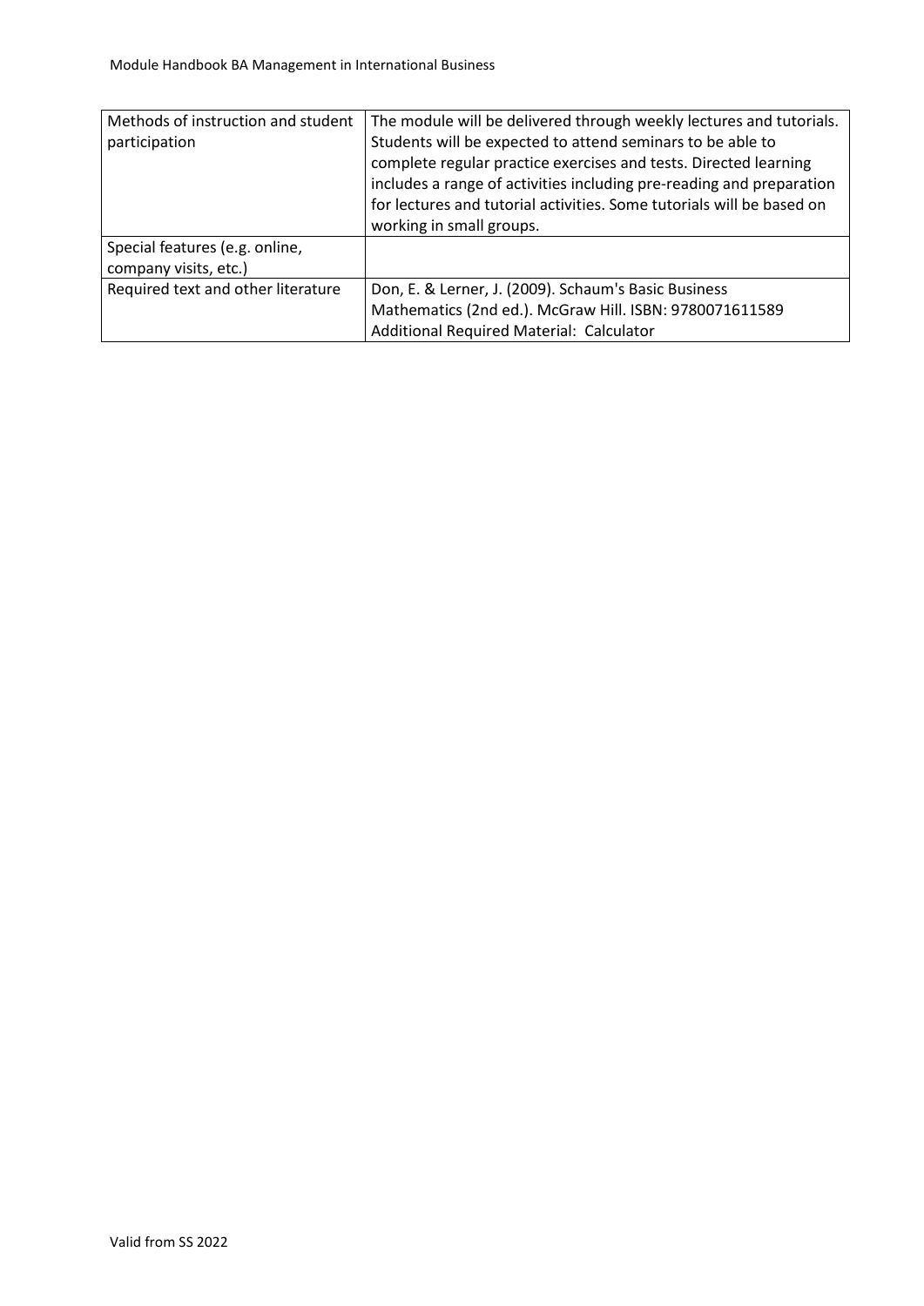| Methods of instruction and student participation | The module will be delivered through weekly lectures and tutorials. Students will be expected to attend seminars to be able to complete regular practice exercises and tests. Directed learning includes a range of activities including pre-reading and preparation for lectures and tutorial activities. Some tutorials will be based on working in small groups. |
|---|---|
| Special features (e.g. online, company visits, etc.) | |
| Required text and other literature | Don, E. & Lerner, J. (2009). Schaum's Basic Business Mathematics (2nd ed.). McGraw Hill. ISBN: 9780071611589<br>Additional Required Material: Calculator |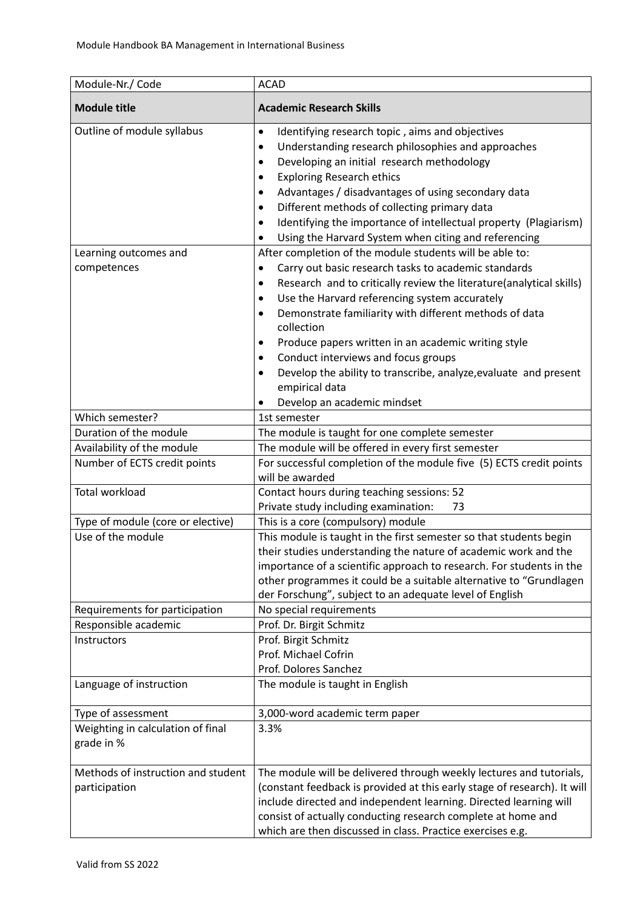| Module-Nr./ Code | ACAD |
|---|---|
| **Module title** | **Academic Research Skills** |
| Outline of module syllabus | • Identifying research topic , aims and objectives<br>• Understanding research philosophies and approaches<br>• Developing an initial research methodology<br>• Exploring Research ethics<br>• Advantages / disadvantages of using secondary data<br>• Different methods of collecting primary data<br>• Identifying the importance of intellectual property (Plagiarism)<br>• Using the Harvard System when citing and referencing |
| Learning outcomes and competences | After completion of the module students will be able to:<br>• Carry out basic research tasks to academic standards<br>• Research and to critically review the literature(analytical skills)<br>• Use the Harvard referencing system accurately<br>• Demonstrate familiarity with different methods of data collection<br>• Produce papers written in an academic writing style<br>• Conduct interviews and focus groups<br>• Develop the ability to transcribe, analyze,evaluate and present empirical data<br>• Develop an academic mindset |
| Which semester? | 1st semester |
| Duration of the module | The module is taught for one complete semester |
| Availability of the module | The module will be offered in every first semester |
| Number of ECTS credit points | For successful completion of the module five (5) ECTS credit points will be awarded |
| Total workload | Contact hours during teaching sessions: 52<br>Private study including examination: 73 |
| Type of module (core or elective) | This is a core (compulsory) module |
| Use of the module | This module is taught in the first semester so that students begin their studies understanding the nature of academic work and the importance of a scientific approach to research. For students in the other programmes it could be a suitable alternative to "Grundlagen der Forschung", subject to an adequate level of English |
| Requirements for participation | No special requirements |
| Responsible academic | Prof. Dr. Birgit Schmitz |
| Instructors | Prof. Birgit Schmitz<br>Prof. Michael Cofrin<br>Prof. Dolores Sanchez |
| Language of instruction | The module is taught in English |
| Type of assessment | 3,000-word academic term paper |
| Weighting in calculation of final grade in % | 3.3% |
| Methods of instruction and student participation | The module will be delivered through weekly lectures and tutorials, (constant feedback is provided at this early stage of research). It will include directed and independent learning. Directed learning will consist of actually conducting research complete at home and which are then discussed in class. Practice exercises e.g. |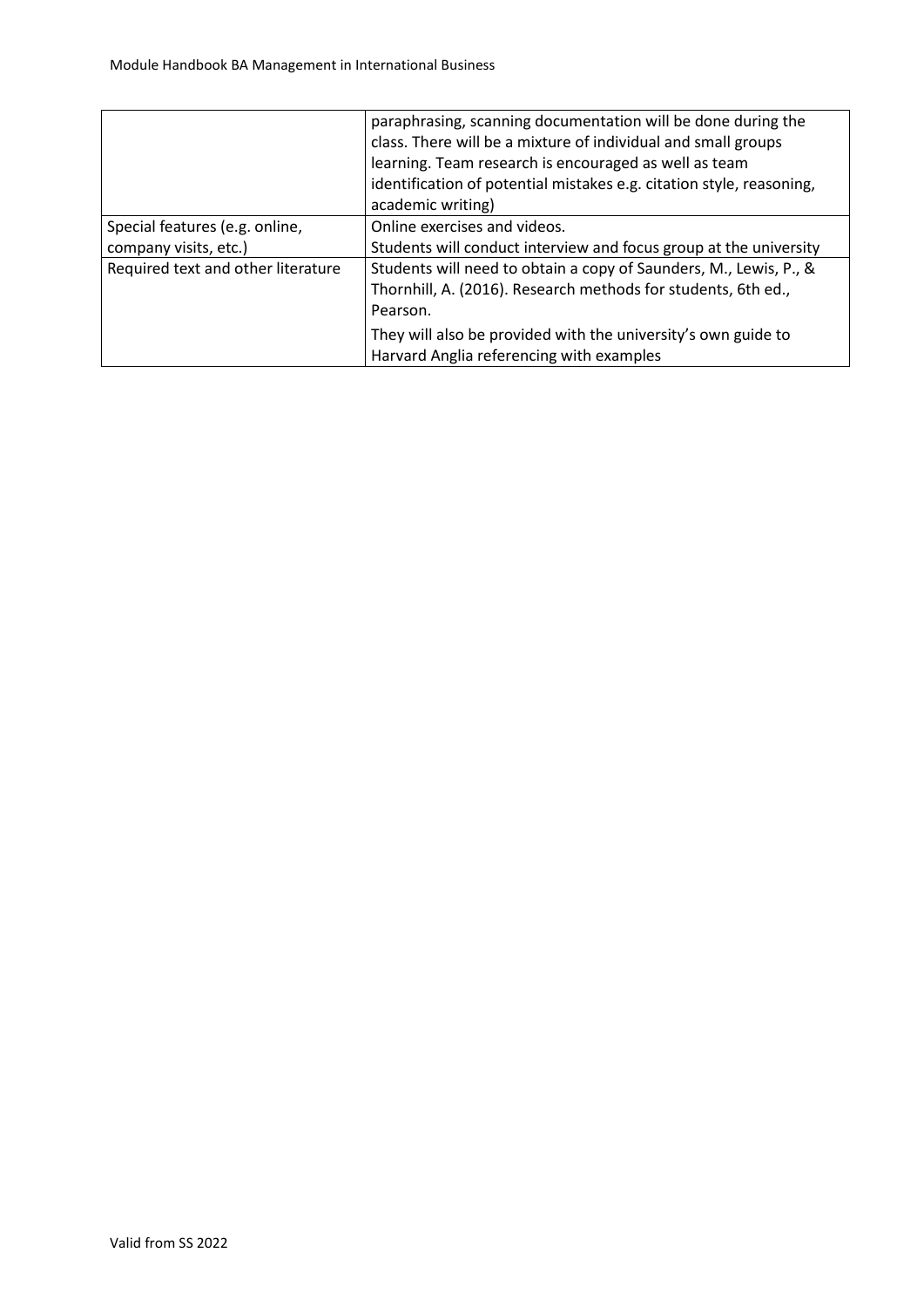| | |
|---|---|
| | paraphrasing, scanning documentation will be done during the class. There will be a mixture of individual and small groups learning. Team research is encouraged as well as team identification of potential mistakes e.g. citation style, reasoning, academic writing) |
| Special features (e.g. online, company visits, etc.) | Online exercises and videos.<br>Students will conduct interview and focus group at the university |
| Required text and other literature | Students will need to obtain a copy of Saunders, M., Lewis, P., & Thornhill, A. (2016). Research methods for students, 6th ed., Pearson.<br>They will also be provided with the university's own guide to Harvard Anglia referencing with examples |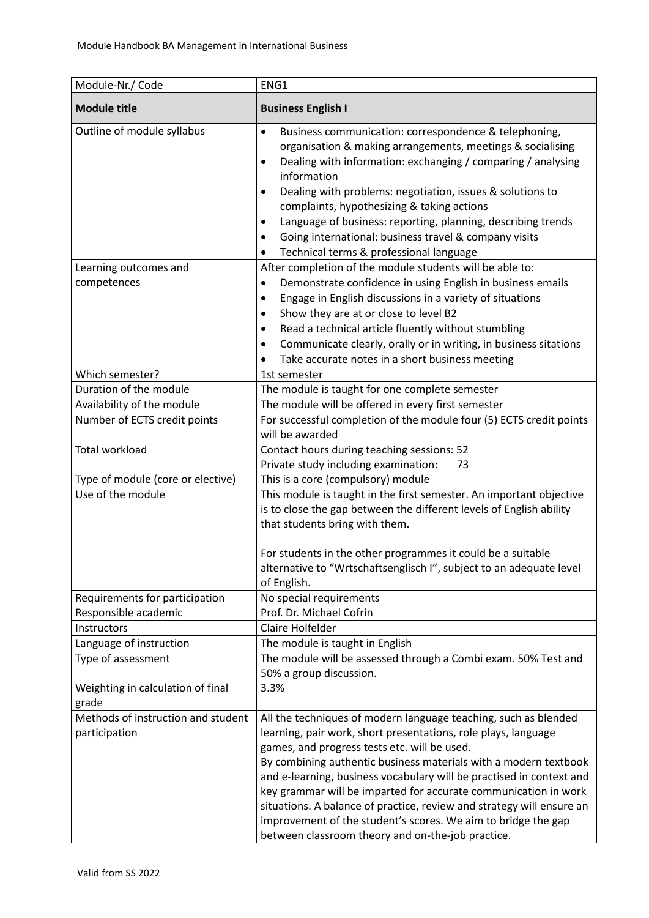| Module-Nr./ Code | ENG1 |
|---|---|
| **Module title** | **Business English I** |
| Outline of module syllabus | • Business communication: correspondence & telephoning, organisation & making arrangements, meetings & socialising<br>• Dealing with information: exchanging / comparing / analysing information<br>• Dealing with problems: negotiation, issues & solutions to complaints, hypothesizing & taking actions<br>• Language of business: reporting, planning, describing trends<br>• Going international: business travel & company visits<br>• Technical terms & professional language |
| Learning outcomes and competences | After completion of the module students will be able to:<br>• Demonstrate confidence in using English in business emails<br>• Engage in English discussions in a variety of situations<br>• Show they are at or close to level B2<br>• Read a technical article fluently without stumbling<br>• Communicate clearly, orally or in writing, in business sitations<br>• Take accurate notes in a short business meeting |
| Which semester? | 1st semester |
| Duration of the module | The module is taught for one complete semester |
| Availability of the module | The module will be offered in every first semester |
| Number of ECTS credit points | For successful completion of the module four (5) ECTS credit points will be awarded |
| Total workload | Contact hours during teaching sessions: 52<br>Private study including examination: 73 |
| Type of module (core or elective) | This is a core (compulsory) module |
| Use of the module | This module is taught in the first semester. An important objective is to close the gap between the different levels of English ability that students bring with them.<br><br>For students in the other programmes it could be a suitable alternative to "Wrtschaftsenglisch I", subject to an adequate level of English. |
| Requirements for participation | No special requirements |
| Responsible academic | Prof. Dr. Michael Cofrin |
| Instructors | Claire Holfelder |
| Language of instruction | The module is taught in English |
| Type of assessment | The module will be assessed through a Combi exam. 50% Test and 50% a group discussion. |
| Weighting in calculation of final grade | 3.3% |
| Methods of instruction and student participation | All the techniques of modern language teaching, such as blended learning, pair work, short presentations, role plays, language games, and progress tests etc. will be used.<br>By combining authentic business materials with a modern textbook and e-learning, business vocabulary will be practised in context and key grammar will be imparted for accurate communication in work situations. A balance of practice, review and strategy will ensure an improvement of the student's scores. We aim to bridge the gap between classroom theory and on-the-job practice. |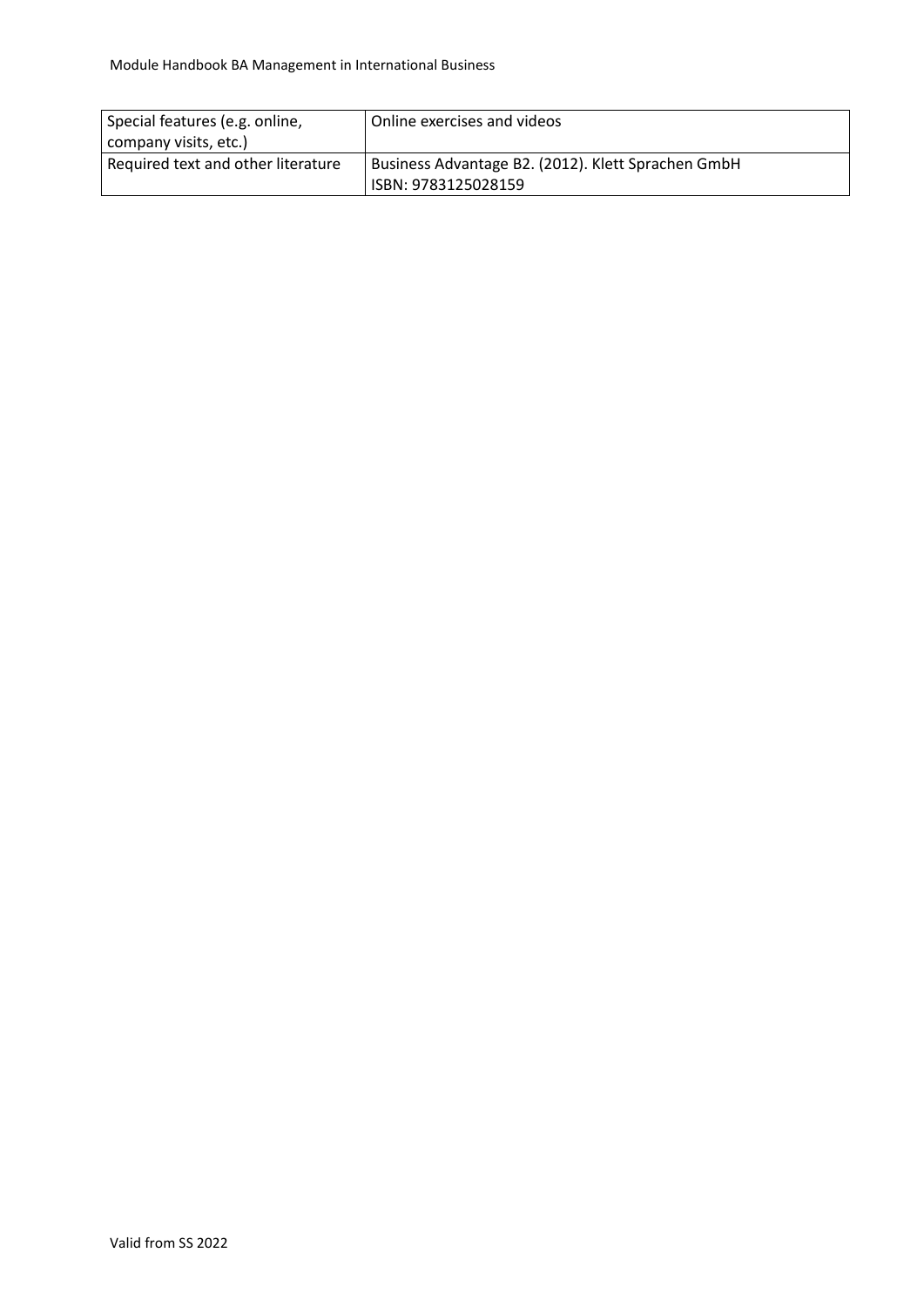| Special features (e.g. online, company visits, etc.) | Online exercises and videos |
|---|---|
| Required text and other literature | Business Advantage B2. (2012). Klett Sprachen GmbH<br>ISBN: 9783125028159 |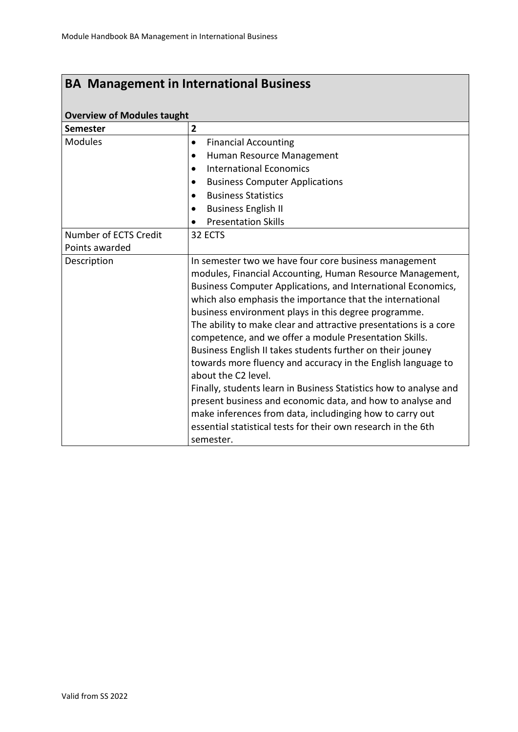## BA Management in International Business

### Overview of Modules taught

| Semester | 2 |
|---|---|
| Modules | • Financial Accounting<br>• Human Resource Management<br>• International Economics<br>• Business Computer Applications<br>• Business Statistics<br>• Business English II<br>• Presentation Skills |
| Number of ECTS Credit Points awarded | 32 ECTS |
| Description | In semester two we have four core business management modules, Financial Accounting, Human Resource Management, Business Computer Applications, and International Economics, which also emphasis the importance that the international business environment plays in this degree programme.<br>The ability to make clear and attractive presentations is a core competence, and we offer a module Presentation Skills.<br>Business English II takes students further on their jouney towards more fluency and accuracy in the English language to about the C2 level.<br>Finally, students learn in Business Statistics how to analyse and present business and economic data, and how to analyse and make inferences from data, includinging how to carry out essential statistical tests for their own research in the 6th semester. |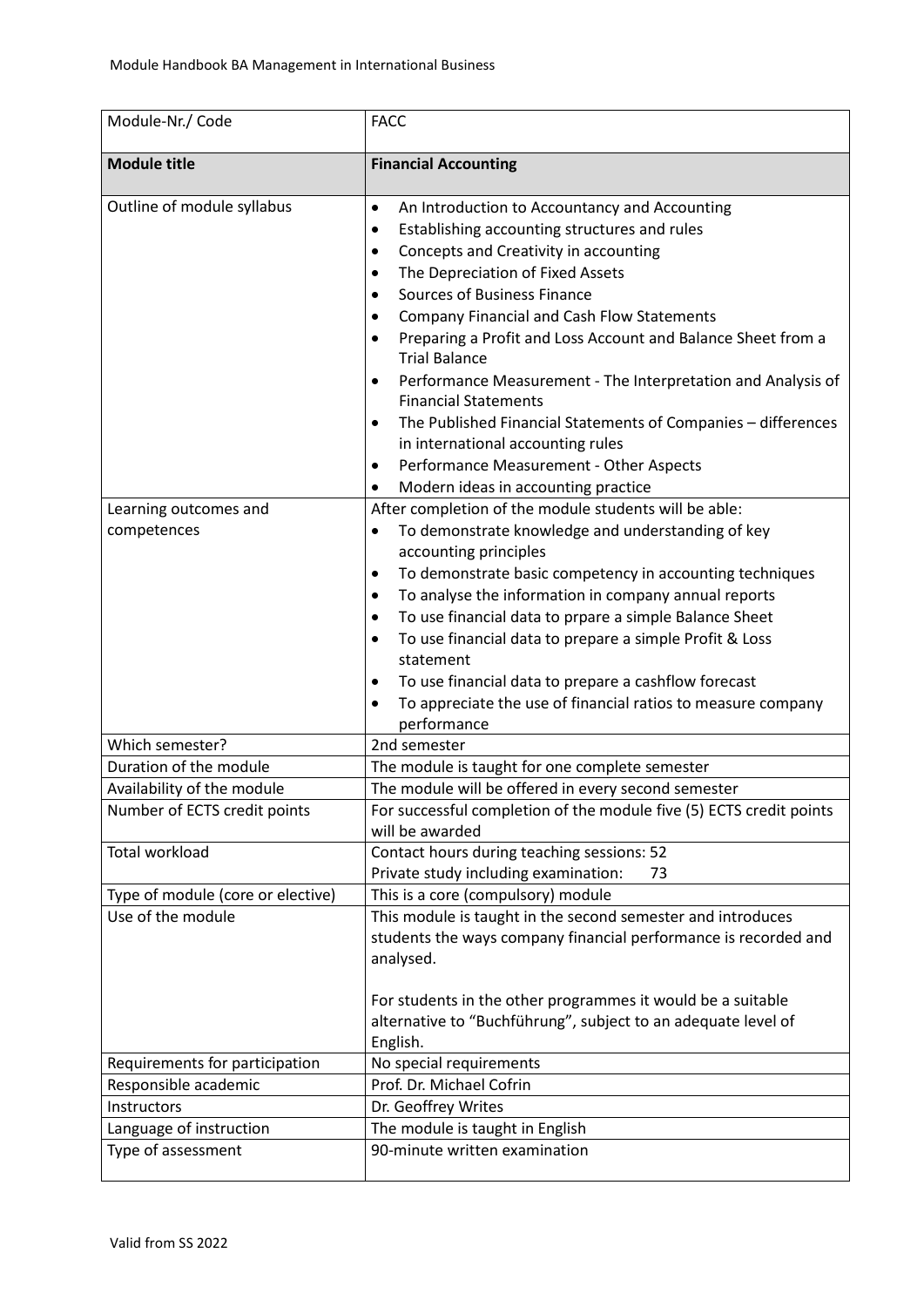| Module-Nr./ Code | FACC |
|---|---|
| **Module title** | **Financial Accounting** |
| Outline of module syllabus | • An Introduction to Accountancy and Accounting<br>• Establishing accounting structures and rules<br>• Concepts and Creativity in accounting<br>• The Depreciation of Fixed Assets<br>• Sources of Business Finance<br>• Company Financial and Cash Flow Statements<br>• Preparing a Profit and Loss Account and Balance Sheet from a Trial Balance<br>• Performance Measurement - The Interpretation and Analysis of Financial Statements<br>• The Published Financial Statements of Companies – differences in international accounting rules<br>• Performance Measurement - Other Aspects<br>• Modern ideas in accounting practice |
| Learning outcomes and competences | After completion of the module students will be able:<br>• To demonstrate knowledge and understanding of key accounting principles<br>• To demonstrate basic competency in accounting techniques<br>• To analyse the information in company annual reports<br>• To use financial data to prpare a simple Balance Sheet<br>• To use financial data to prepare a simple Profit & Loss statement<br>• To use financial data to prepare a cashflow forecast<br>• To appreciate the use of financial ratios to measure company performance |
| Which semester? | 2nd semester |
| Duration of the module | The module is taught for one complete semester |
| Availability of the module | The module will be offered in every second semester |
| Number of ECTS credit points | For successful completion of the module five (5) ECTS credit points will be awarded |
| Total workload | Contact hours during teaching sessions: 52<br>Private study including examination: 73 |
| Type of module (core or elective) | This is a core (compulsory) module |
| Use of the module | This module is taught in the second semester and introduces students the ways company financial performance is recorded and analysed.<br><br>For students in the other programmes it would be a suitable alternative to "Buchführung", subject to an adequate level of English. |
| Requirements for participation | No special requirements |
| Responsible academic | Prof. Dr. Michael Cofrin |
| Instructors | Dr. Geoffrey Writes |
| Language of instruction | The module is taught in English |
| Type of assessment | 90-minute written examination |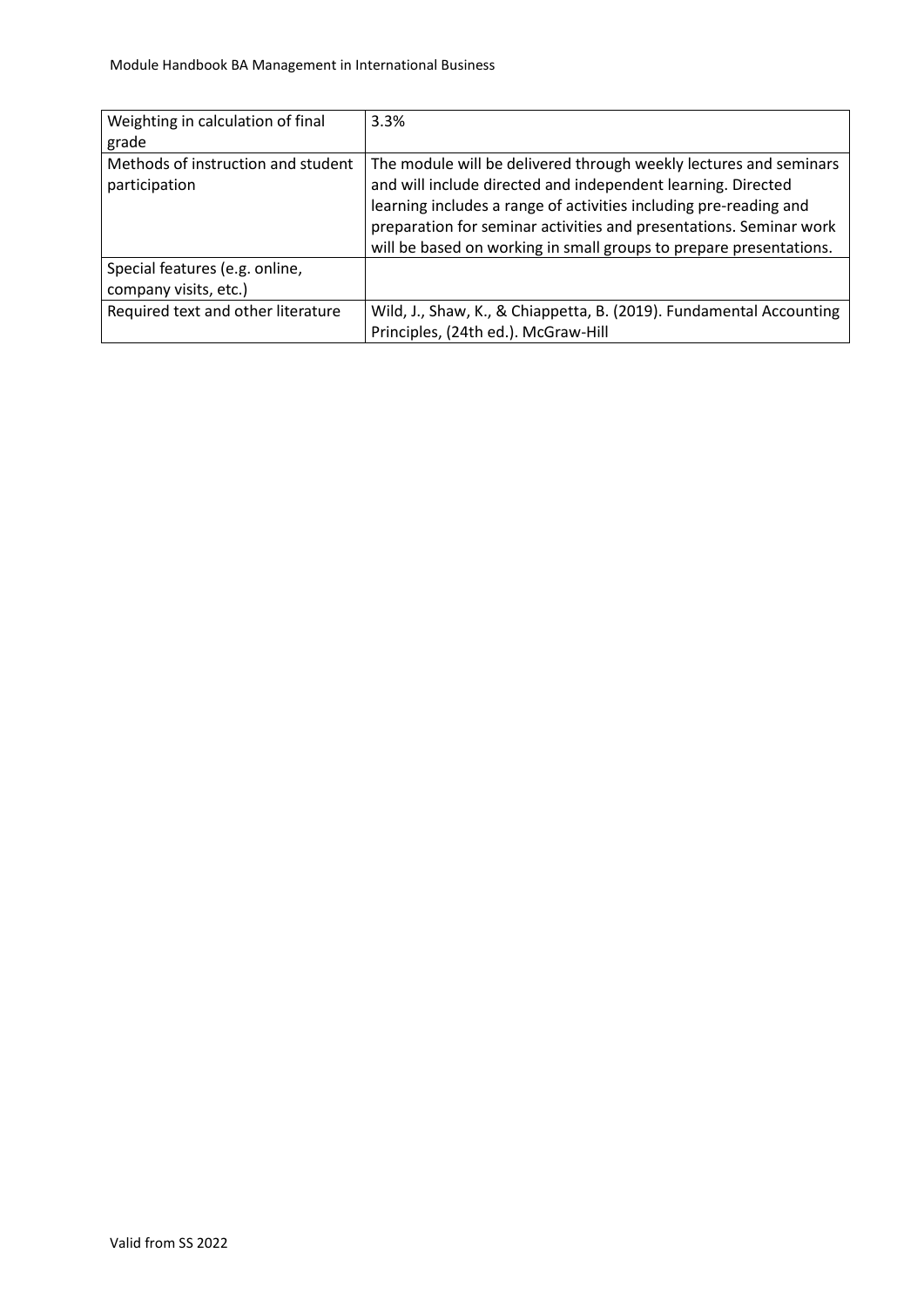| | |
|---|---|
| Weighting in calculation of final grade | 3.3% |
| Methods of instruction and student participation | The module will be delivered through weekly lectures and seminars and will include directed and independent learning. Directed learning includes a range of activities including pre-reading and preparation for seminar activities and presentations. Seminar work will be based on working in small groups to prepare presentations. |
| Special features (e.g. online, company visits, etc.) | |
| Required text and other literature | Wild, J., Shaw, K., & Chiappetta, B. (2019). Fundamental Accounting Principles, (24th ed.). McGraw-Hill |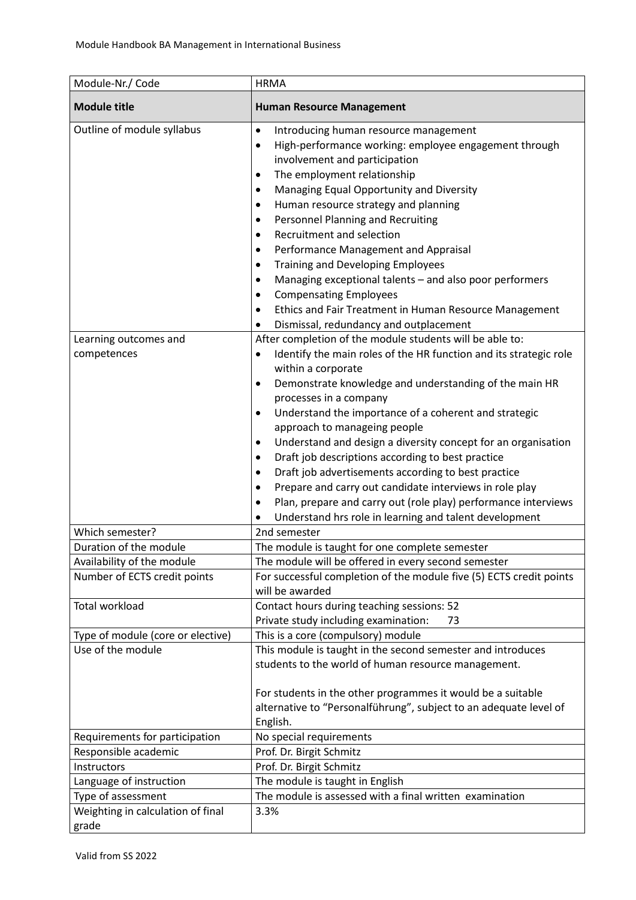| Module-Nr./ Code | HRMA |
|---|---|
| **Module title** | **Human Resource Management** |
| Outline of module syllabus | • Introducing human resource management<br>• High-performance working: employee engagement through involvement and participation<br>• The employment relationship<br>• Managing Equal Opportunity and Diversity<br>• Human resource strategy and planning<br>• Personnel Planning and Recruiting<br>• Recruitment and selection<br>• Performance Management and Appraisal<br>• Training and Developing Employees<br>• Managing exceptional talents – and also poor performers<br>• Compensating Employees<br>• Ethics and Fair Treatment in Human Resource Management<br>• Dismissal, redundancy and outplacement |
| Learning outcomes and competences | After completion of the module students will be able to:<br>• Identify the main roles of the HR function and its strategic role within a corporate<br>• Demonstrate knowledge and understanding of the main HR processes in a company<br>• Understand the importance of a coherent and strategic approach to manageing people<br>• Understand and design a diversity concept for an organisation<br>• Draft job descriptions according to best practice<br>• Draft job advertisements according to best practice<br>• Prepare and carry out candidate interviews in role play<br>• Plan, prepare and carry out (role play) performance interviews<br>• Understand hrs role in learning and talent development |
| Which semester? | 2nd semester |
| Duration of the module | The module is taught for one complete semester |
| Availability of the module | The module will be offered in every second semester |
| Number of ECTS credit points | For successful completion of the module five (5) ECTS credit points will be awarded |
| Total workload | Contact hours during teaching sessions: 52<br>Private study including examination: 73 |
| Type of module (core or elective) | This is a core (compulsory) module |
| Use of the module | This module is taught in the second semester and introduces students to the world of human resource management.<br><br>For students in the other programmes it would be a suitable alternative to "Personalführung", subject to an adequate level of English. |
| Requirements for participation | No special requirements |
| Responsible academic | Prof. Dr. Birgit Schmitz |
| Instructors | Prof. Dr. Birgit Schmitz |
| Language of instruction | The module is taught in English |
| Type of assessment | The module is assessed with a final written examination |
| Weighting in calculation of final grade | 3.3% |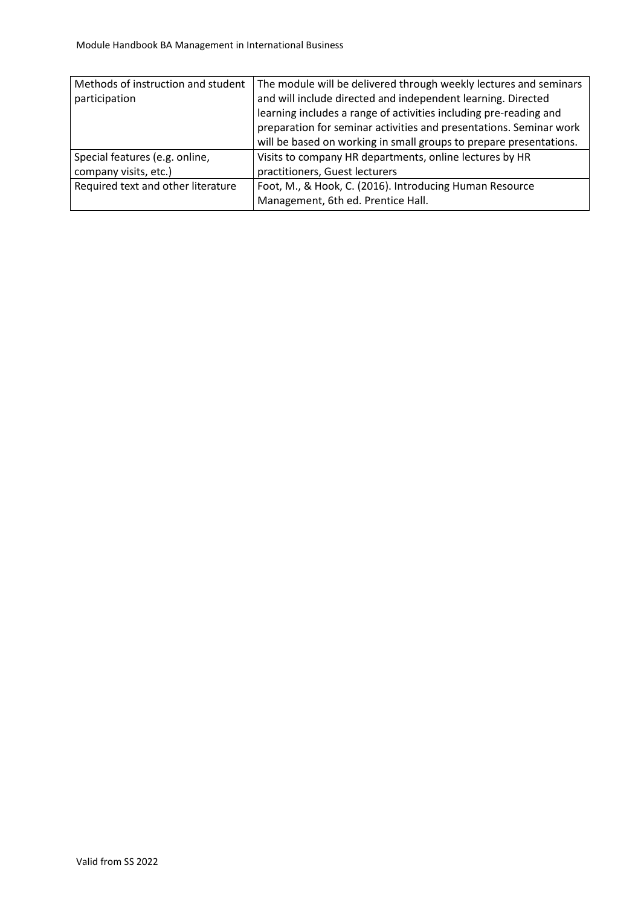| | |
|---|---|
| Methods of instruction and student participation | The module will be delivered through weekly lectures and seminars and will include directed and independent learning. Directed learning includes a range of activities including pre-reading and preparation for seminar activities and presentations. Seminar work will be based on working in small groups to prepare presentations. |
| Special features (e.g. online, company visits, etc.) | Visits to company HR departments, online lectures by HR practitioners, Guest lecturers |
| Required text and other literature | Foot, M., & Hook, C. (2016). Introducing Human Resource Management, 6th ed. Prentice Hall. |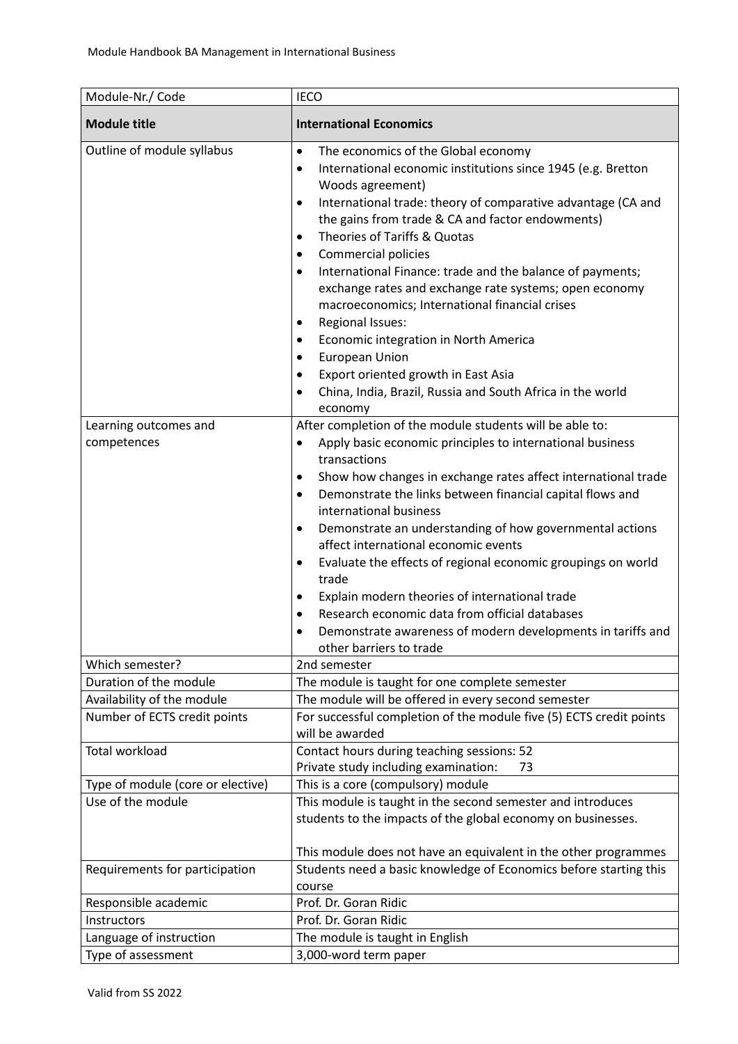| Module-Nr./ Code | IECO |
|---|---|
| **Module title** | **International Economics** |
| Outline of module syllabus | • The economics of the Global economy<br>• International economic institutions since 1945 (e.g. Bretton Woods agreement)<br>• International trade: theory of comparative advantage (CA and the gains from trade & CA and factor endowments)<br>• Theories of Tariffs & Quotas<br>• Commercial policies<br>• International Finance: trade and the balance of payments; exchange rates and exchange rate systems; open economy macroeconomics; International financial crises<br>• Regional Issues:<br>• Economic integration in North America<br>• European Union<br>• Export oriented growth in East Asia<br>• China, India, Brazil, Russia and South Africa in the world economy |
| Learning outcomes and competences | After completion of the module students will be able to:<br>• Apply basic economic principles to international business transactions<br>• Show how changes in exchange rates affect international trade<br>• Demonstrate the links between financial capital flows and international business<br>• Demonstrate an understanding of how governmental actions affect international economic events<br>• Evaluate the effects of regional economic groupings on world trade<br>• Explain modern theories of international trade<br>• Research economic data from official databases<br>• Demonstrate awareness of modern developments in tariffs and other barriers to trade |
| Which semester? | 2nd semester |
| Duration of the module | The module is taught for one complete semester |
| Availability of the module | The module will be offered in every second semester |
| Number of ECTS credit points | For successful completion of the module five (5) ECTS credit points will be awarded |
| Total workload | Contact hours during teaching sessions: 52<br>Private study including examination: 73 |
| Type of module (core or elective) | This is a core (compulsory) module |
| Use of the module | This module is taught in the second semester and introduces students to the impacts of the global economy on businesses.<br><br>This module does not have an equivalent in the other programmes |
| Requirements for participation | Students need a basic knowledge of Economics before starting this course |
| Responsible academic | Prof. Dr. Goran Ridic |
| Instructors | Prof. Dr. Goran Ridic |
| Language of instruction | The module is taught in English |
| Type of assessment | 3,000-word term paper |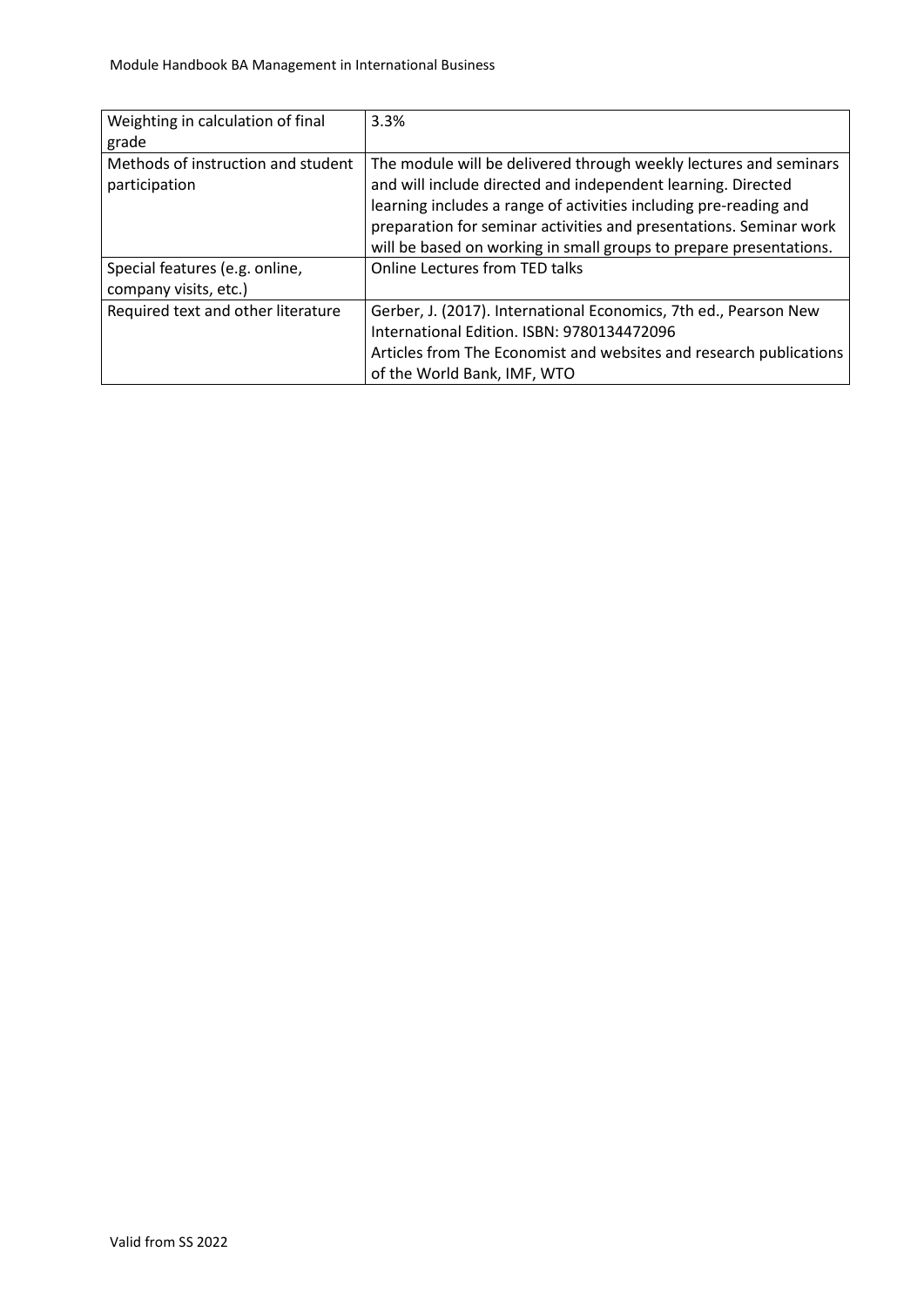| Weighting in calculation of final grade | 3.3% |
|---|---|
| Methods of instruction and student participation | The module will be delivered through weekly lectures and seminars and will include directed and independent learning. Directed learning includes a range of activities including pre-reading and preparation for seminar activities and presentations. Seminar work will be based on working in small groups to prepare presentations. |
| Special features (e.g. online, company visits, etc.) | Online Lectures from TED talks |
| Required text and other literature | Gerber, J. (2017). International Economics, 7th ed., Pearson New International Edition. ISBN: 9780134472096<br>Articles from The Economist and websites and research publications of the World Bank, IMF, WTO |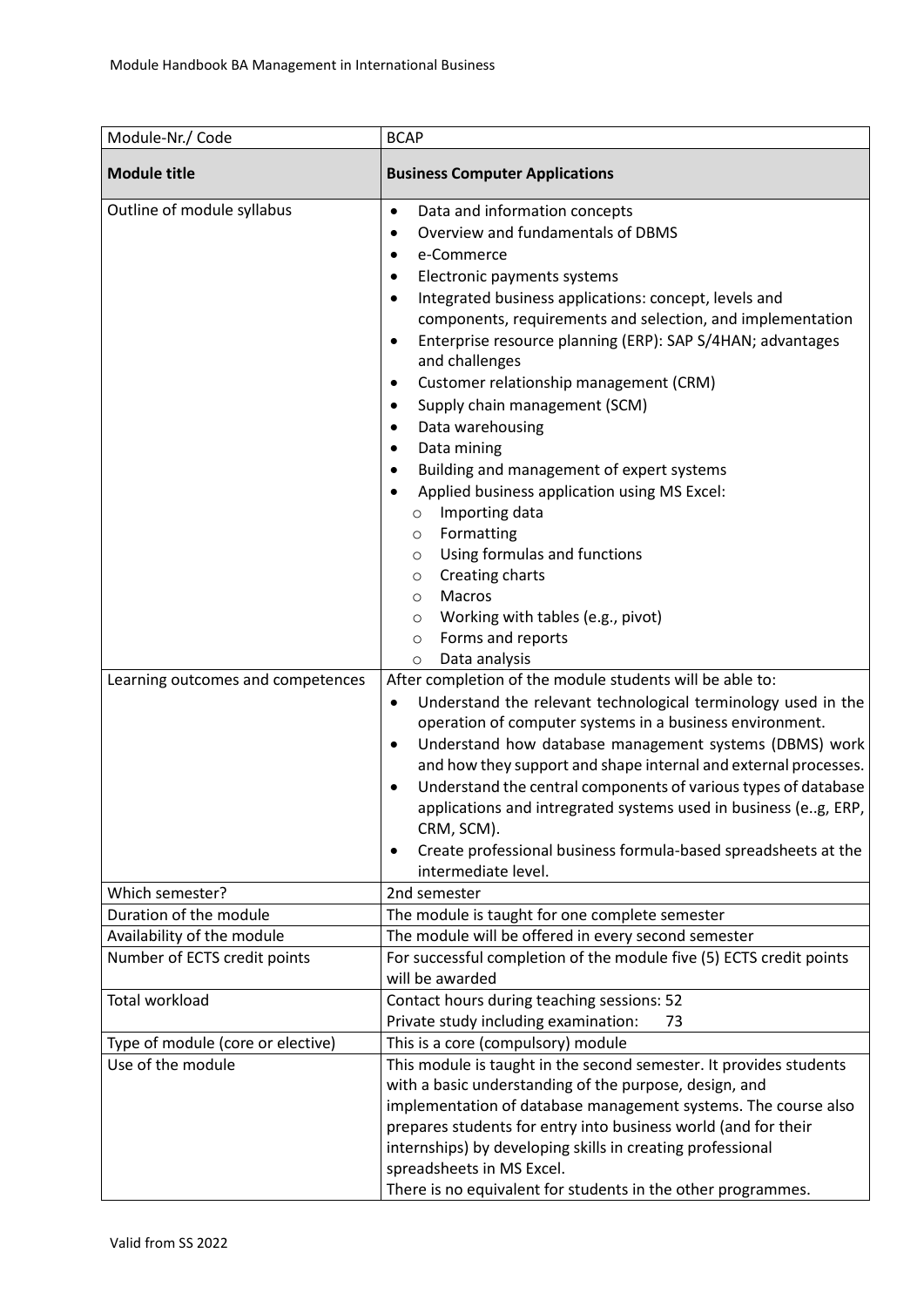| Module-Nr./ Code | BCAP |
|---|---|
| **Module title** | **Business Computer Applications** |
| Outline of module syllabus | • Data and information concepts<br>• Overview and fundamentals of DBMS<br>• e-Commerce<br>• Electronic payments systems<br>• Integrated business applications: concept, levels and components, requirements and selection, and implementation<br>• Enterprise resource planning (ERP): SAP S/4HAN; advantages and challenges<br>• Customer relationship management (CRM)<br>• Supply chain management (SCM)<br>• Data warehousing<br>• Data mining<br>• Building and management of expert systems<br>• Applied business application using MS Excel:<br>  ○ Importing data<br>  ○ Formatting<br>  ○ Using formulas and functions<br>  ○ Creating charts<br>  ○ Macros<br>  ○ Working with tables (e.g., pivot)<br>  ○ Forms and reports<br>  ○ Data analysis |
| Learning outcomes and competences | After completion of the module students will be able to:<br>• Understand the relevant technological terminology used in the operation of computer systems in a business environment.<br>• Understand how database management systems (DBMS) work and how they support and shape internal and external processes.<br>• Understand the central components of various types of database applications and intregrated systems used in business (e..g, ERP, CRM, SCM).<br>• Create professional business formula-based spreadsheets at the intermediate level. |
| Which semester? | 2nd semester |
| Duration of the module | The module is taught for one complete semester |
| Availability of the module | The module will be offered in every second semester |
| Number of ECTS credit points | For successful completion of the module five (5) ECTS credit points will be awarded |
| Total workload | Contact hours during teaching sessions: 52<br>Private study including examination: 73 |
| Type of module (core or elective) | This is a core (compulsory) module |
| Use of the module | This module is taught in the second semester. It provides students with a basic understanding of the purpose, design, and implementation of database management systems. The course also prepares students for entry into business world (and for their internships) by developing skills in creating professional spreadsheets in MS Excel.<br>There is no equivalent for students in the other programmes. |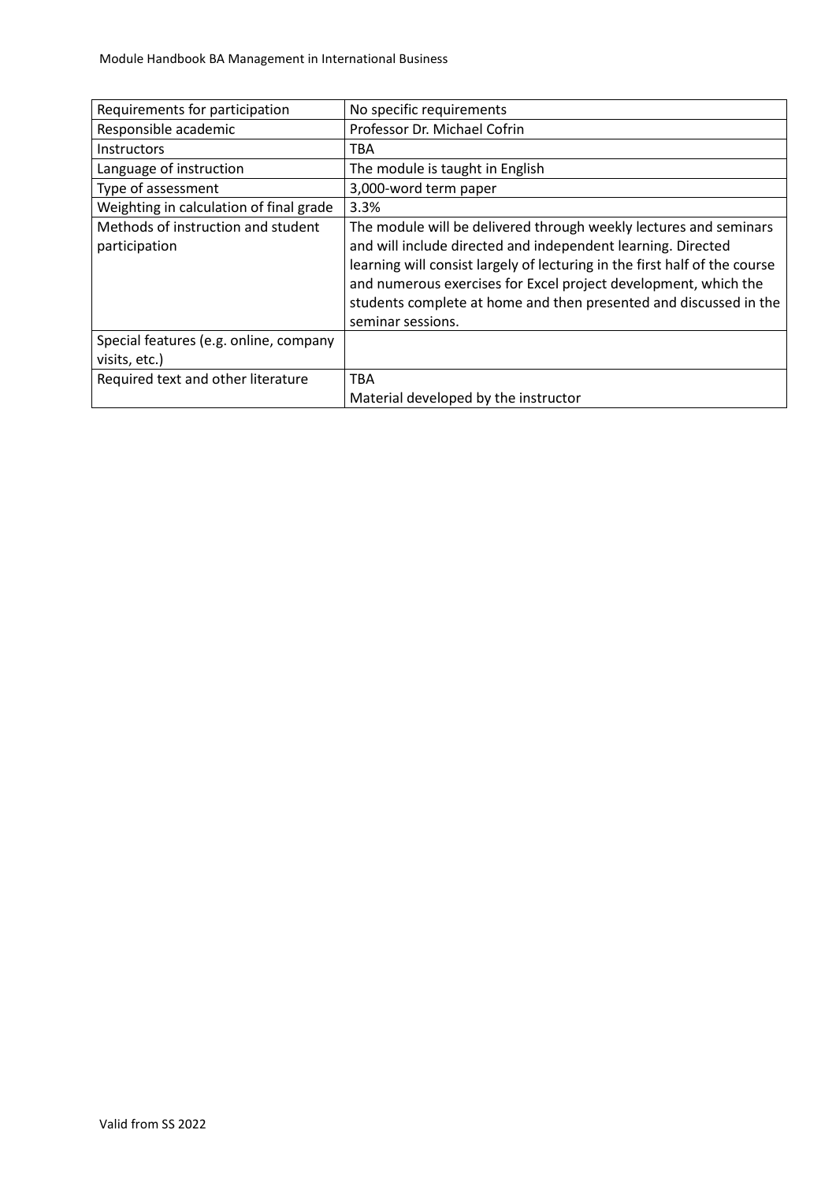| | |
|---|---|
| Requirements for participation | No specific requirements |
| Responsible academic | Professor Dr. Michael Cofrin |
| Instructors | TBA |
| Language of instruction | The module is taught in English |
| Type of assessment | 3,000-word term paper |
| Weighting in calculation of final grade | 3.3% |
| Methods of instruction and student participation | The module will be delivered through weekly lectures and seminars and will include directed and independent learning. Directed learning will consist largely of lecturing in the first half of the course and numerous exercises for Excel project development, which the students complete at home and then presented and discussed in the seminar sessions. |
| Special features (e.g. online, company visits, etc.) | |
| Required text and other literature | TBA<br>Material developed by the instructor |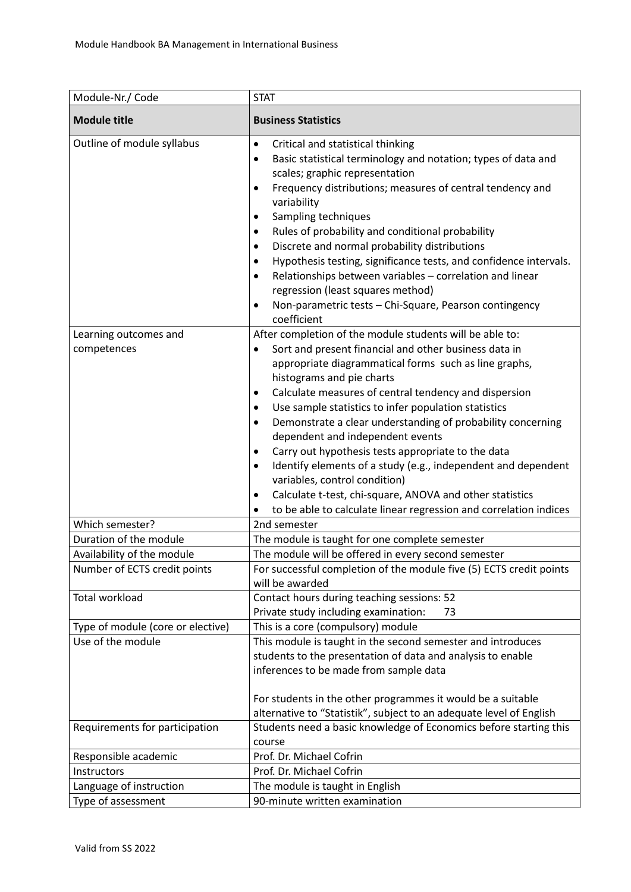| Module-Nr./ Code | STAT |
|---|---|
| **Module title** | **Business Statistics** |
| Outline of module syllabus | • Critical and statistical thinking<br>• Basic statistical terminology and notation; types of data and scales; graphic representation<br>• Frequency distributions; measures of central tendency and variability<br>• Sampling techniques<br>• Rules of probability and conditional probability<br>• Discrete and normal probability distributions<br>• Hypothesis testing, significance tests, and confidence intervals.<br>• Relationships between variables – correlation and linear regression (least squares method)<br>• Non-parametric tests – Chi-Square, Pearson contingency coefficient |
| Learning outcomes and competences | After completion of the module students will be able to:<br>• Sort and present financial and other business data in appropriate diagrammatical forms such as line graphs, histograms and pie charts<br>• Calculate measures of central tendency and dispersion<br>• Use sample statistics to infer population statistics<br>• Demonstrate a clear understanding of probability concerning dependent and independent events<br>• Carry out hypothesis tests appropriate to the data<br>• Identify elements of a study (e.g., independent and dependent variables, control condition)<br>• Calculate t-test, chi-square, ANOVA and other statistics<br>• to be able to calculate linear regression and correlation indices |
| Which semester? | 2nd semester |
| Duration of the module | The module is taught for one complete semester |
| Availability of the module | The module will be offered in every second semester |
| Number of ECTS credit points | For successful completion of the module five (5) ECTS credit points will be awarded |
| Total workload | Contact hours during teaching sessions: 52<br>Private study including examination: 73 |
| Type of module (core or elective) | This is a core (compulsory) module |
| Use of the module | This module is taught in the second semester and introduces students to the presentation of data and analysis to enable inferences to be made from sample data<br><br>For students in the other programmes it would be a suitable alternative to "Statistik", subject to an adequate level of English |
| Requirements for participation | Students need a basic knowledge of Economics before starting this course |
| Responsible academic | Prof. Dr. Michael Cofrin |
| Instructors | Prof. Dr. Michael Cofrin |
| Language of instruction | The module is taught in English |
| Type of assessment | 90-minute written examination |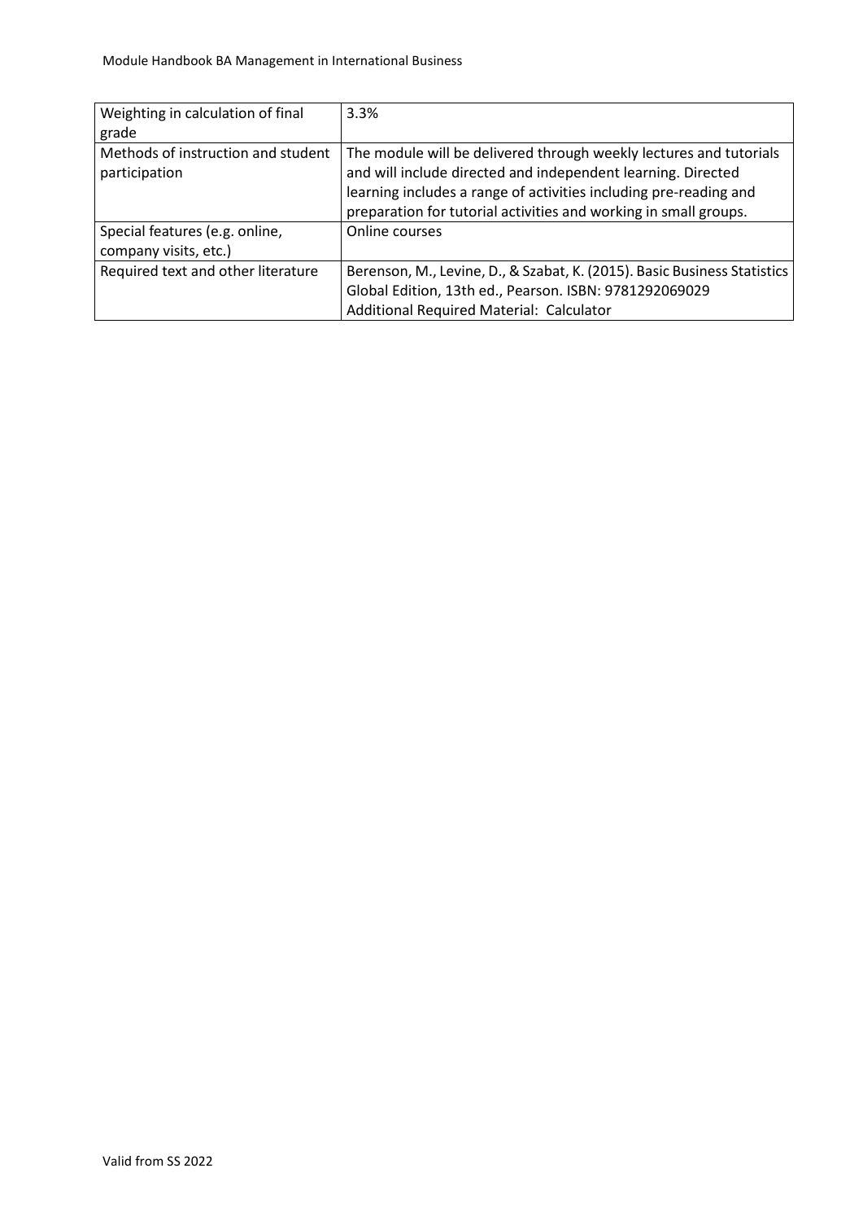| | |
|---|---|
| Weighting in calculation of final grade | 3.3% |
| Methods of instruction and student participation | The module will be delivered through weekly lectures and tutorials and will include directed and independent learning. Directed learning includes a range of activities including pre-reading and preparation for tutorial activities and working in small groups. |
| Special features (e.g. online, company visits, etc.) | Online courses |
| Required text and other literature | Berenson, M., Levine, D., & Szabat, K. (2015). Basic Business Statistics Global Edition, 13th ed., Pearson. ISBN: 9781292069029<br>Additional Required Material: Calculator |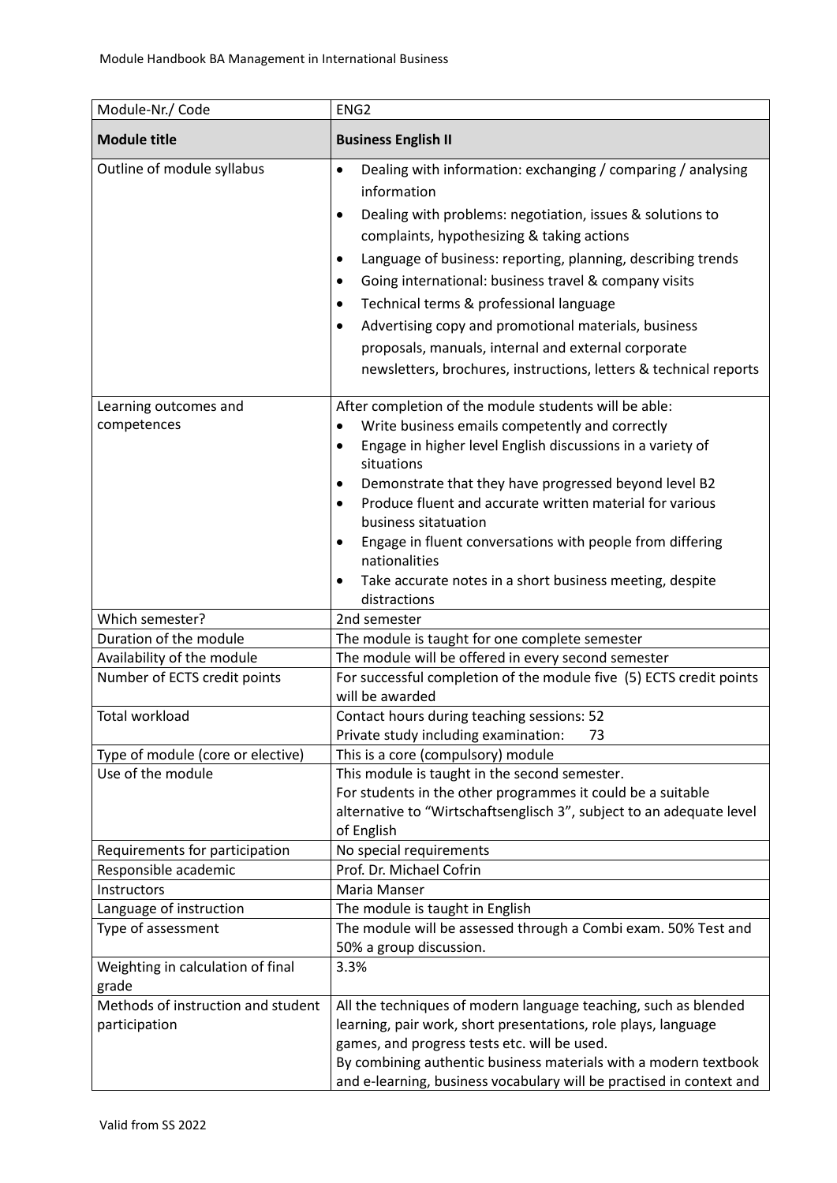| Module-Nr./ Code | ENG2 |
|---|---|
| **Module title** | **Business English II** |
| Outline of module syllabus | • Dealing with information: exchanging / comparing / analysing information<br>• Dealing with problems: negotiation, issues & solutions to complaints, hypothesizing & taking actions<br>• Language of business: reporting, planning, describing trends<br>• Going international: business travel & company visits<br>• Technical terms & professional language<br>• Advertising copy and promotional materials, business proposals, manuals, internal and external corporate newsletters, brochures, instructions, letters & technical reports |
| Learning outcomes and competences | After completion of the module students will be able:<br>• Write business emails competently and correctly<br>• Engage in higher level English discussions in a variety of situations<br>• Demonstrate that they have progressed beyond level B2<br>• Produce fluent and accurate written material for various business sitatuation<br>• Engage in fluent conversations with people from differing nationalities<br>• Take accurate notes in a short business meeting, despite distractions |
| Which semester? | 2nd semester |
| Duration of the module | The module is taught for one complete semester |
| Availability of the module | The module will be offered in every second semester |
| Number of ECTS credit points | For successful completion of the module five (5) ECTS credit points will be awarded |
| Total workload | Contact hours during teaching sessions: 52<br>Private study including examination: 73 |
| Type of module (core or elective) | This is a core (compulsory) module |
| Use of the module | This module is taught in the second semester.<br>For students in the other programmes it could be a suitable alternative to "Wirtschaftsenglisch 3", subject to an adequate level of English |
| Requirements for participation | No special requirements |
| Responsible academic | Prof. Dr. Michael Cofrin |
| Instructors | Maria Manser |
| Language of instruction | The module is taught in English |
| Type of assessment | The module will be assessed through a Combi exam. 50% Test and 50% a group discussion. |
| Weighting in calculation of final grade | 3.3% |
| Methods of instruction and student participation | All the techniques of modern language teaching, such as blended learning, pair work, short presentations, role plays, language games, and progress tests etc. will be used.<br>By combining authentic business materials with a modern textbook and e-learning, business vocabulary will be practised in context and |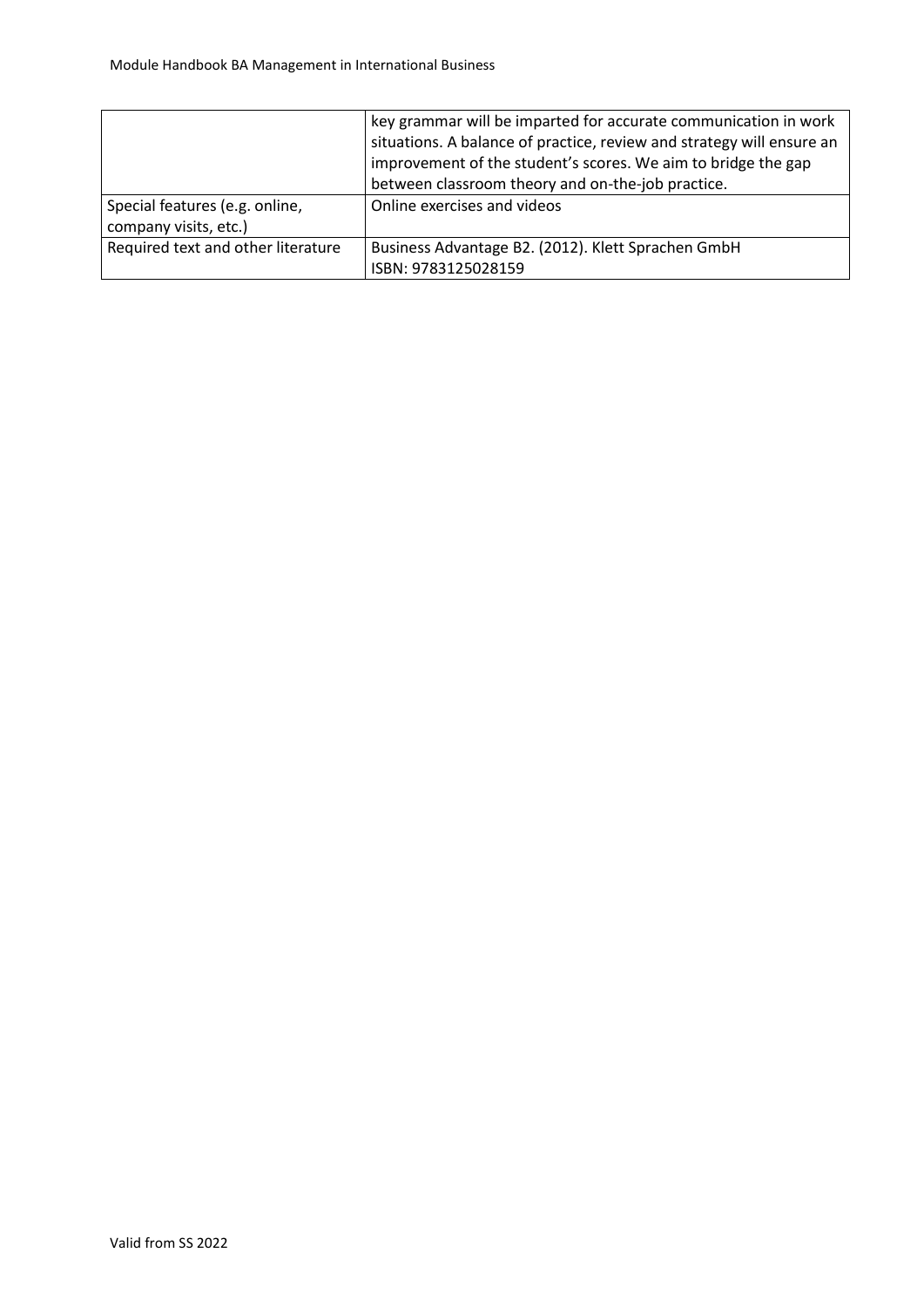| | |
|---|---|
| | key grammar will be imparted for accurate communication in work situations. A balance of practice, review and strategy will ensure an improvement of the student's scores. We aim to bridge the gap between classroom theory and on-the-job practice. |
| Special features (e.g. online, company visits, etc.) | Online exercises and videos |
| Required text and other literature | Business Advantage B2. (2012). Klett Sprachen GmbH<br>ISBN: 9783125028159 |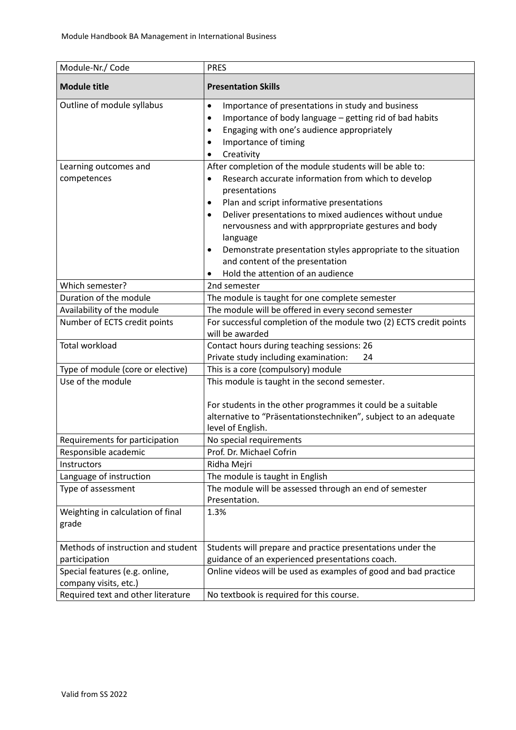| Module-Nr./ Code | PRES |
| --- | --- |
| **Module title** | **Presentation Skills** |
| Outline of module syllabus | • Importance of presentations in study and business<br>• Importance of body language – getting rid of bad habits<br>• Engaging with one's audience appropriately<br>• Importance of timing<br>• Creativity |
| Learning outcomes and competences | After completion of the module students will be able to:<br>• Research accurate information from which to develop presentations<br>• Plan and script informative presentations<br>• Deliver presentations to mixed audiences without undue nervousness and with apprpropriate gestures and body language<br>• Demonstrate presentation styles appropriate to the situation and content of the presentation<br>• Hold the attention of an audience |
| Which semester? | 2nd semester |
| Duration of the module | The module is taught for one complete semester |
| Availability of the module | The module will be offered in every second semester |
| Number of ECTS credit points | For successful completion of the module two (2) ECTS credit points will be awarded |
| Total workload | Contact hours during teaching sessions: 26<br>Private study including examination: 24 |
| Type of module (core or elective) | This is a core (compulsory) module |
| Use of the module | This module is taught in the second semester.<br><br>For students in the other programmes it could be a suitable alternative to "Präsentationstechniken", subject to an adequate level of English. |
| Requirements for participation | No special requirements |
| Responsible academic | Prof. Dr. Michael Cofrin |
| Instructors | Ridha Mejri |
| Language of instruction | The module is taught in English |
| Type of assessment | The module will be assessed through an end of semester Presentation. |
| Weighting in calculation of final grade | 1.3% |
| Methods of instruction and student participation | Students will prepare and practice presentations under the guidance of an experienced presentations coach. |
| Special features (e.g. online, company visits, etc.) | Online videos will be used as examples of good and bad practice |
| Required text and other literature | No textbook is required for this course. |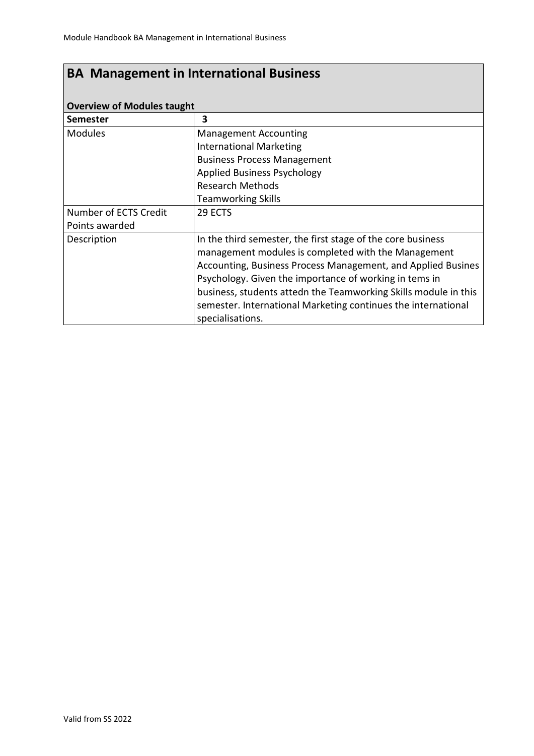## BA Management in International Business

**Overview of Modules taught**

| **Semester** | **3** |
|---|---|
| Modules | Management Accounting<br>International Marketing<br>Business Process Management<br>Applied Business Psychology<br>Research Methods<br>Teamworking Skills |
| Number of ECTS Credit Points awarded | 29 ECTS |
| Description | In the third semester, the first stage of the core business management modules is completed with the Management Accounting, Business Process Management, and Applied Busines Psychology. Given the importance of working in tems in business, students attedn the Teamworking Skills module in this semester. International Marketing continues the international specialisations. |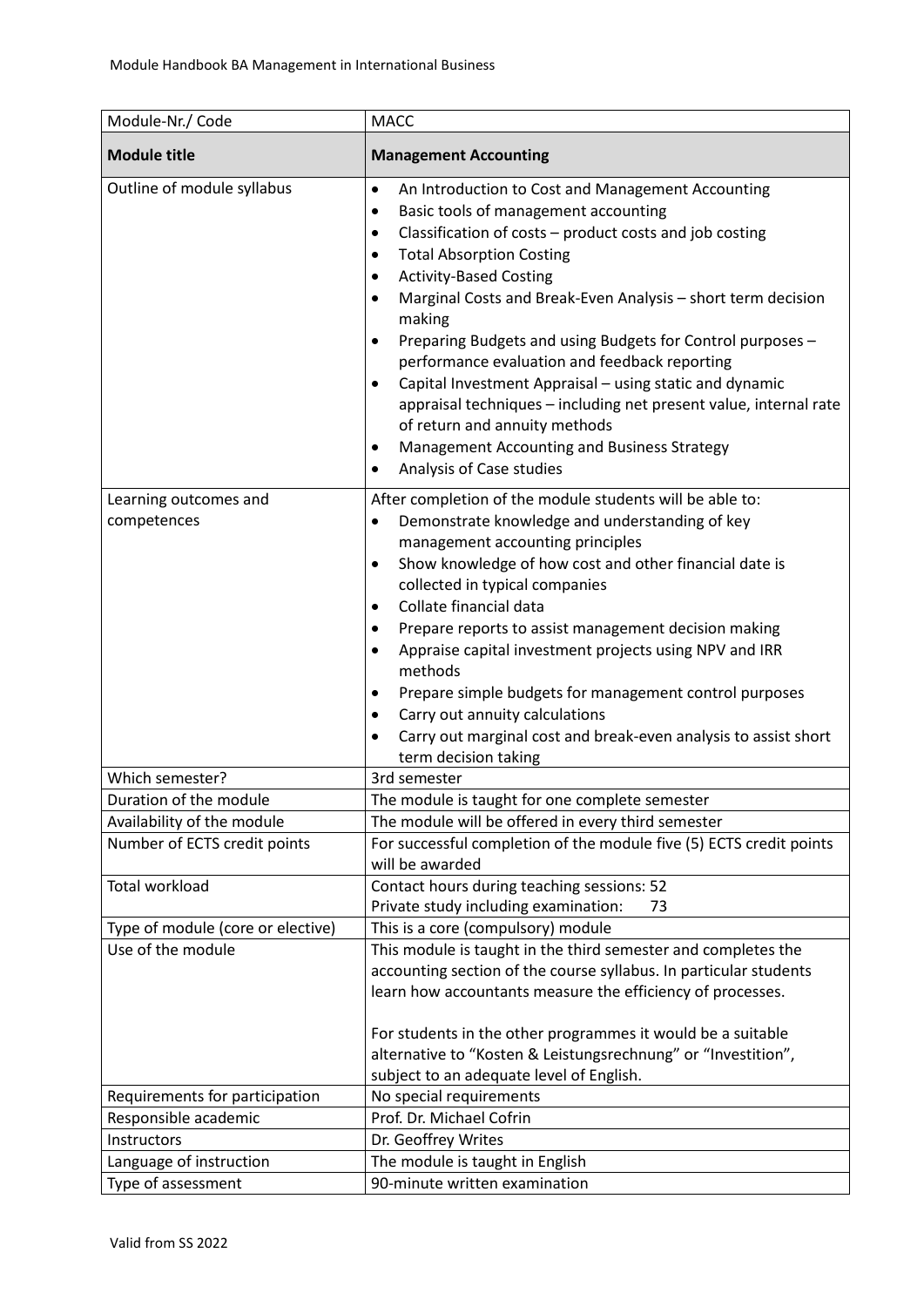| Module-Nr./ Code | MACC |
|---|---|
| **Module title** | **Management Accounting** |
| Outline of module syllabus | • An Introduction to Cost and Management Accounting<br>• Basic tools of management accounting<br>• Classification of costs – product costs and job costing<br>• Total Absorption Costing<br>• Activity-Based Costing<br>• Marginal Costs and Break-Even Analysis – short term decision making<br>• Preparing Budgets and using Budgets for Control purposes – performance evaluation and feedback reporting<br>• Capital Investment Appraisal – using static and dynamic appraisal techniques – including net present value, internal rate of return and annuity methods<br>• Management Accounting and Business Strategy<br>• Analysis of Case studies |
| Learning outcomes and competences | After completion of the module students will be able to:<br>• Demonstrate knowledge and understanding of key management accounting principles<br>• Show knowledge of how cost and other financial date is collected in typical companies<br>• Collate financial data<br>• Prepare reports to assist management decision making<br>• Appraise capital investment projects using NPV and IRR methods<br>• Prepare simple budgets for management control purposes<br>• Carry out annuity calculations<br>• Carry out marginal cost and break-even analysis to assist short term decision taking |
| Which semester? | 3rd semester |
| Duration of the module | The module is taught for one complete semester |
| Availability of the module | The module will be offered in every third semester |
| Number of ECTS credit points | For successful completion of the module five (5) ECTS credit points will be awarded |
| Total workload | Contact hours during teaching sessions: 52<br>Private study including examination: 73 |
| Type of module (core or elective) | This is a core (compulsory) module |
| Use of the module | This module is taught in the third semester and completes the accounting section of the course syllabus. In particular students learn how accountants measure the efficiency of processes.<br><br>For students in the other programmes it would be a suitable alternative to "Kosten & Leistungsrechnung" or "Investition", subject to an adequate level of English. |
| Requirements for participation | No special requirements |
| Responsible academic | Prof. Dr. Michael Cofrin |
| Instructors | Dr. Geoffrey Writes |
| Language of instruction | The module is taught in English |
| Type of assessment | 90-minute written examination |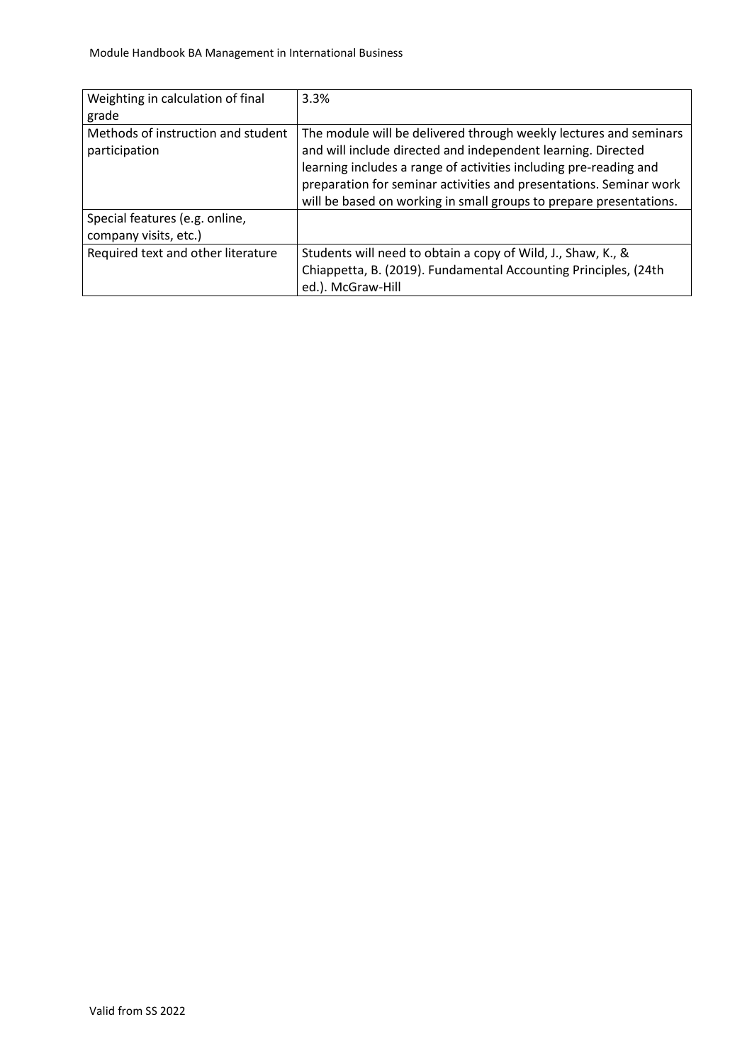| | |
|---|---|
| Weighting in calculation of final grade | 3.3% |
| Methods of instruction and student participation | The module will be delivered through weekly lectures and seminars and will include directed and independent learning. Directed learning includes a range of activities including pre-reading and preparation for seminar activities and presentations. Seminar work will be based on working in small groups to prepare presentations. |
| Special features (e.g. online, company visits, etc.) | |
| Required text and other literature | Students will need to obtain a copy of Wild, J., Shaw, K., & Chiappetta, B. (2019). Fundamental Accounting Principles, (24th ed.). McGraw-Hill |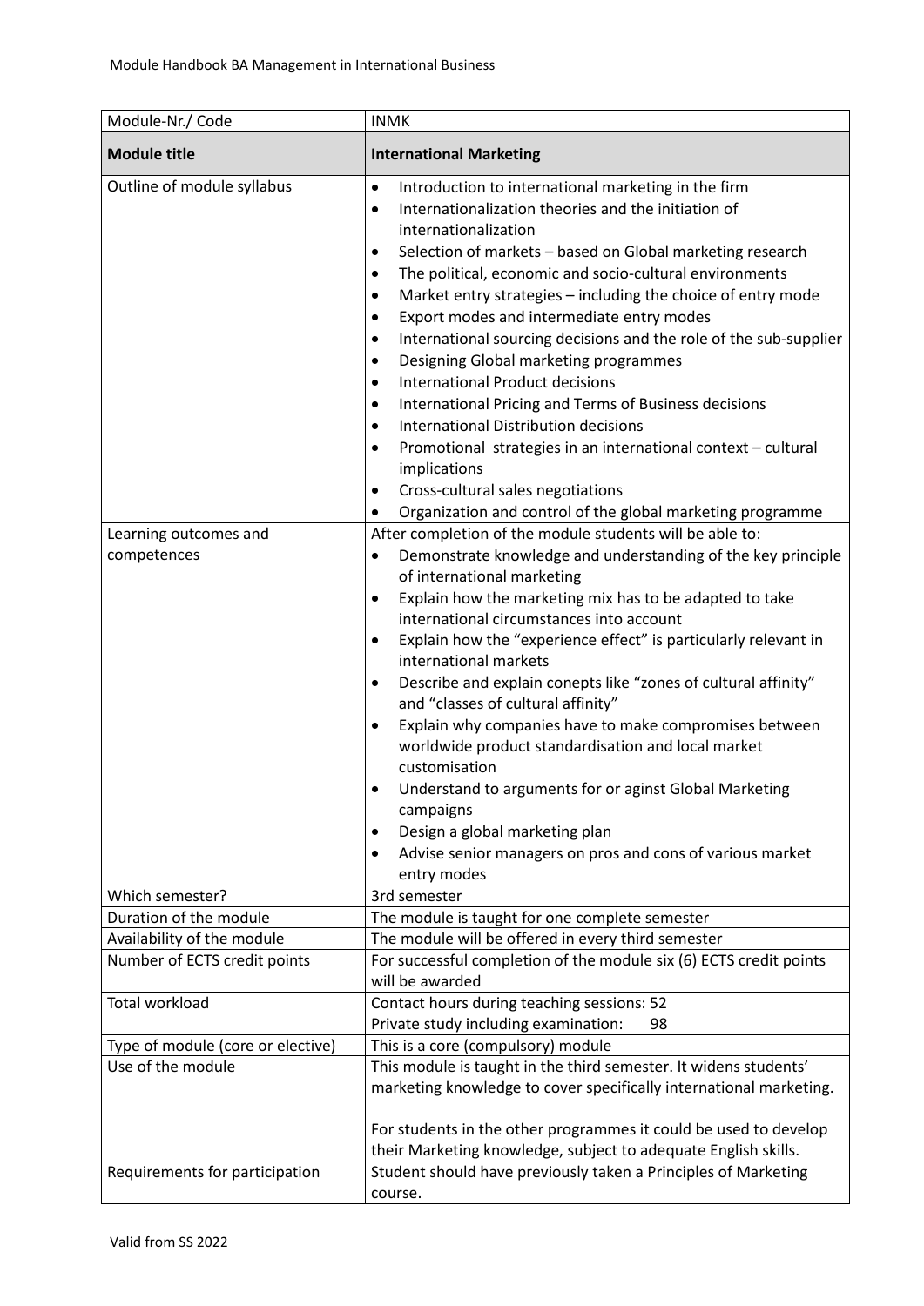| Module-Nr./ Code | INMK |
|---|---|
| **Module title** | **International Marketing** |
| Outline of module syllabus | • Introduction to international marketing in the firm<br>• Internationalization theories and the initiation of internationalization<br>• Selection of markets – based on Global marketing research<br>• The political, economic and socio-cultural environments<br>• Market entry strategies – including the choice of entry mode<br>• Export modes and intermediate entry modes<br>• International sourcing decisions and the role of the sub-supplier<br>• Designing Global marketing programmes<br>• International Product decisions<br>• International Pricing and Terms of Business decisions<br>• International Distribution decisions<br>• Promotional strategies in an international context – cultural implications<br>• Cross-cultural sales negotiations<br>• Organization and control of the global marketing programme |
| Learning outcomes and competences | After completion of the module students will be able to:<br>• Demonstrate knowledge and understanding of the key principle of international marketing<br>• Explain how the marketing mix has to be adapted to take international circumstances into account<br>• Explain how the "experience effect" is particularly relevant in international markets<br>• Describe and explain conepts like "zones of cultural affinity" and "classes of cultural affinity"<br>• Explain why companies have to make compromises between worldwide product standardisation and local market customisation<br>• Understand to arguments for or aginst Global Marketing campaigns<br>• Design a global marketing plan<br>• Advise senior managers on pros and cons of various market entry modes |
| Which semester? | 3rd semester |
| Duration of the module | The module is taught for one complete semester |
| Availability of the module | The module will be offered in every third semester |
| Number of ECTS credit points | For successful completion of the module six (6) ECTS credit points will be awarded |
| Total workload | Contact hours during teaching sessions: 52<br>Private study including examination: 98 |
| Type of module (core or elective) | This is a core (compulsory) module |
| Use of the module | This module is taught in the third semester. It widens students' marketing knowledge to cover specifically international marketing.<br><br>For students in the other programmes it could be used to develop their Marketing knowledge, subject to adequate English skills. |
| Requirements for participation | Student should have previously taken a Principles of Marketing course. |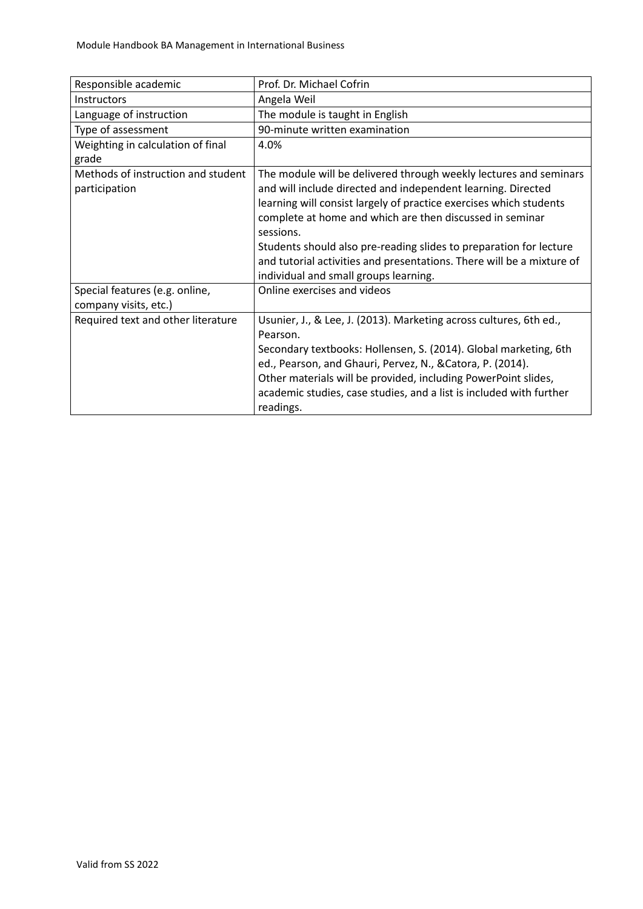| Responsible academic | Prof. Dr. Michael Cofrin |
|---|---|
| Instructors | Angela Weil |
| Language of instruction | The module is taught in English |
| Type of assessment | 90-minute written examination |
| Weighting in calculation of final grade | 4.0% |
| Methods of instruction and student participation | The module will be delivered through weekly lectures and seminars and will include directed and independent learning. Directed learning will consist largely of practice exercises which students complete at home and which are then discussed in seminar sessions.<br>Students should also pre-reading slides to preparation for lecture and tutorial activities and presentations. There will be a mixture of individual and small groups learning. |
| Special features (e.g. online, company visits, etc.) | Online exercises and videos |
| Required text and other literature | Usunier, J., & Lee, J. (2013). Marketing across cultures, 6th ed., Pearson.<br>Secondary textbooks: Hollensen, S. (2014). Global marketing, 6th ed., Pearson, and Ghauri, Pervez, N., &Catora, P. (2014).<br>Other materials will be provided, including PowerPoint slides, academic studies, case studies, and a list is included with further readings. |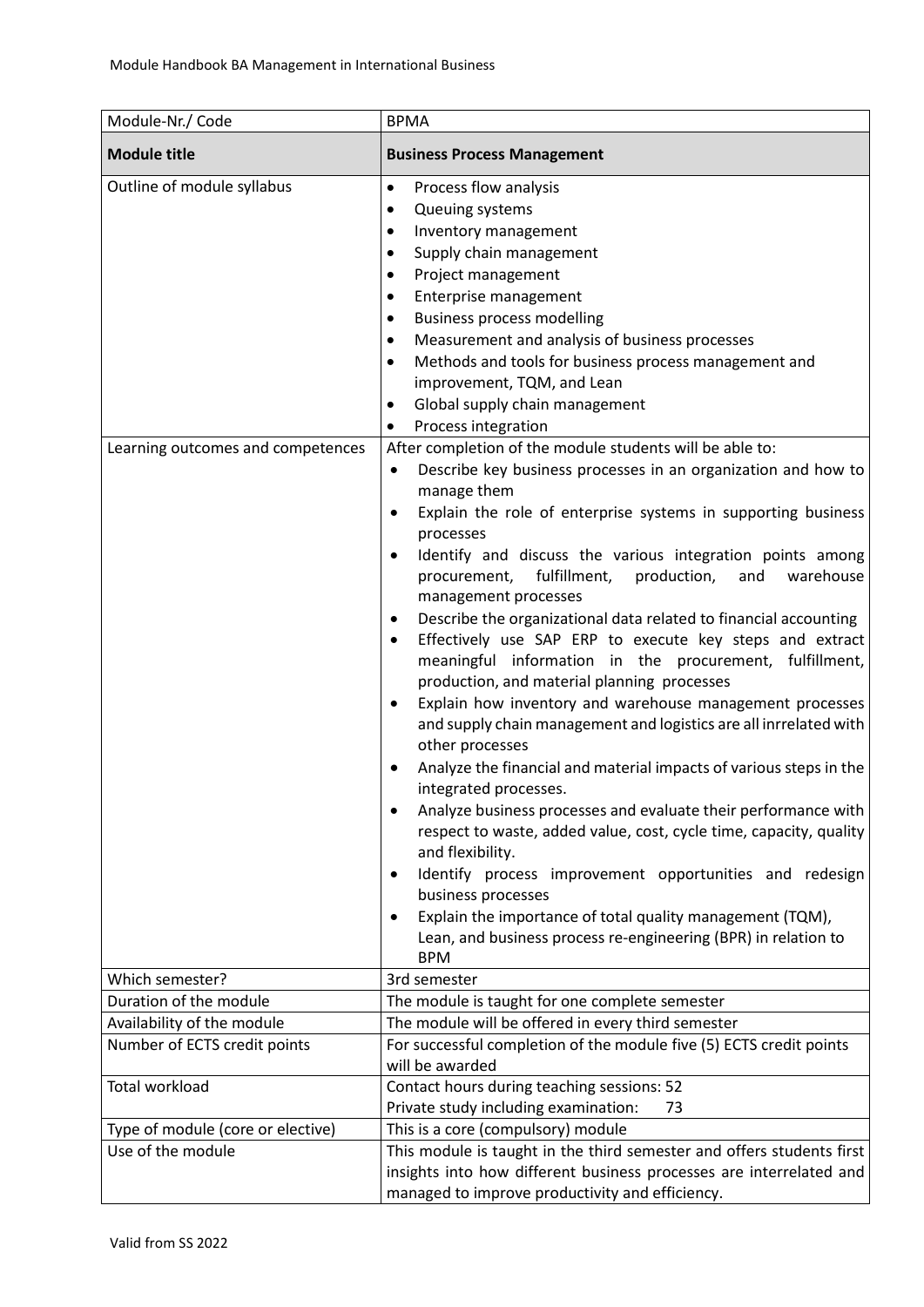| Module-Nr./ Code | BPMA |
|---|---|
| **Module title** | **Business Process Management** |
| Outline of module syllabus | • Process flow analysis<br>• Queuing systems<br>• Inventory management<br>• Supply chain management<br>• Project management<br>• Enterprise management<br>• Business process modelling<br>• Measurement and analysis of business processes<br>• Methods and tools for business process management and improvement, TQM, and Lean<br>• Global supply chain management<br>• Process integration |
| Learning outcomes and competences | After completion of the module students will be able to:<br>• Describe key business processes in an organization and how to manage them<br>• Explain the role of enterprise systems in supporting business processes<br>• Identify and discuss the various integration points among procurement, fulfillment, production, and warehouse management processes<br>• Describe the organizational data related to financial accounting<br>• Effectively use SAP ERP to execute key steps and extract meaningful information in the procurement, fulfillment, production, and material planning processes<br>• Explain how inventory and warehouse management processes and supply chain management and logistics are all inrrelated with other processes<br>• Analyze the financial and material impacts of various steps in the integrated processes.<br>• Analyze business processes and evaluate their performance with respect to waste, added value, cost, cycle time, capacity, quality and flexibility.<br>• Identify process improvement opportunities and redesign business processes<br>• Explain the importance of total quality management (TQM), Lean, and business process re-engineering (BPR) in relation to BPM |
| Which semester? | 3rd semester |
| Duration of the module | The module is taught for one complete semester |
| Availability of the module | The module will be offered in every third semester |
| Number of ECTS credit points | For successful completion of the module five (5) ECTS credit points will be awarded |
| Total workload | Contact hours during teaching sessions: 52<br>Private study including examination: 73 |
| Type of module (core or elective) | This is a core (compulsory) module |
| Use of the module | This module is taught in the third semester and offers students first insights into how different business processes are interrelated and managed to improve productivity and efficiency. |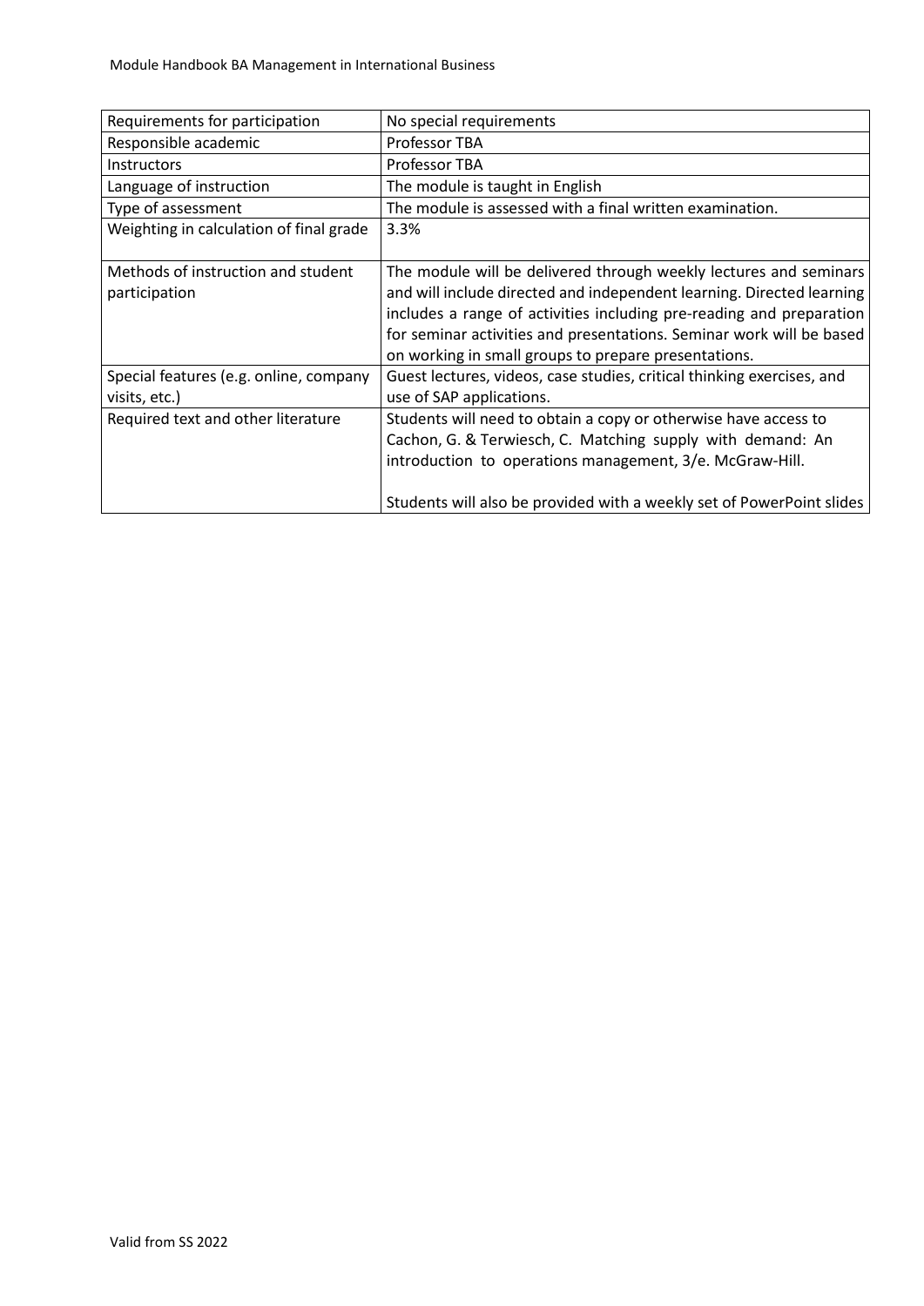| Requirements for participation | No special requirements |
| --- | --- |
| Responsible academic | Professor TBA |
| Instructors | Professor TBA |
| Language of instruction | The module is taught in English |
| Type of assessment | The module is assessed with a final written examination. |
| Weighting in calculation of final grade | 3.3% |
| Methods of instruction and student participation | The module will be delivered through weekly lectures and seminars and will include directed and independent learning. Directed learning includes a range of activities including pre-reading and preparation for seminar activities and presentations. Seminar work will be based on working in small groups to prepare presentations. |
| Special features (e.g. online, company visits, etc.) | Guest lectures, videos, case studies, critical thinking exercises, and use of SAP applications. |
| Required text and other literature | Students will need to obtain a copy or otherwise have access to Cachon, G. & Terwiesch, C. Matching supply with demand: An introduction to operations management, 3/e. McGraw-Hill.<br><br>Students will also be provided with a weekly set of PowerPoint slides |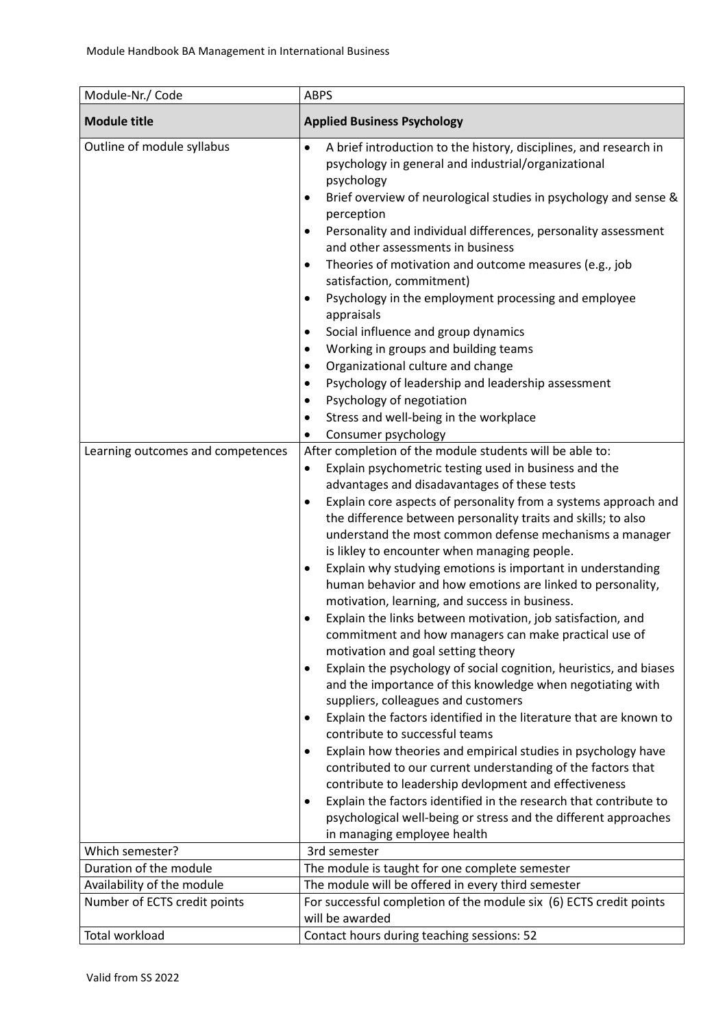| Module-Nr./ Code | ABPS |
|---|---|
| **Module title** | **Applied Business Psychology** |
| Outline of module syllabus | • A brief introduction to the history, disciplines, and research in psychology in general and industrial/organizational psychology<br>• Brief overview of neurological studies in psychology and sense & perception<br>• Personality and individual differences, personality assessment and other assessments in business<br>• Theories of motivation and outcome measures (e.g., job satisfaction, commitment)<br>• Psychology in the employment processing and employee appraisals<br>• Social influence and group dynamics<br>• Working in groups and building teams<br>• Organizational culture and change<br>• Psychology of leadership and leadership assessment<br>• Psychology of negotiation<br>• Stress and well-being in the workplace<br>• Consumer psychology |
| Learning outcomes and competences | After completion of the module students will be able to:<br>• Explain psychometric testing used in business and the advantages and disadavantages of these tests<br>• Explain core aspects of personality from a systems approach and the difference between personality traits and skills; to also understand the most common defense mechanisms a manager is likley to encounter when managing people.<br>• Explain why studying emotions is important in understanding human behavior and how emotions are linked to personality, motivation, learning, and success in business.<br>• Explain the links between motivation, job satisfaction, and commitment and how managers can make practical use of motivation and goal setting theory<br>• Explain the psychology of social cognition, heuristics, and biases and the importance of this knowledge when negotiating with suppliers, colleagues and customers<br>• Explain the factors identified in the literature that are known to contribute to successful teams<br>• Explain how theories and empirical studies in psychology have contributed to our current understanding of the factors that contribute to leadership devlopment and effectiveness<br>• Explain the factors identified in the research that contribute to psychological well-being or stress and the different approaches in managing employee health |
| Which semester? | 3rd semester |
| Duration of the module | The module is taught for one complete semester |
| Availability of the module | The module will be offered in every third semester |
| Number of ECTS credit points | For successful completion of the module six (6) ECTS credit points will be awarded |
| Total workload | Contact hours during teaching sessions: 52 |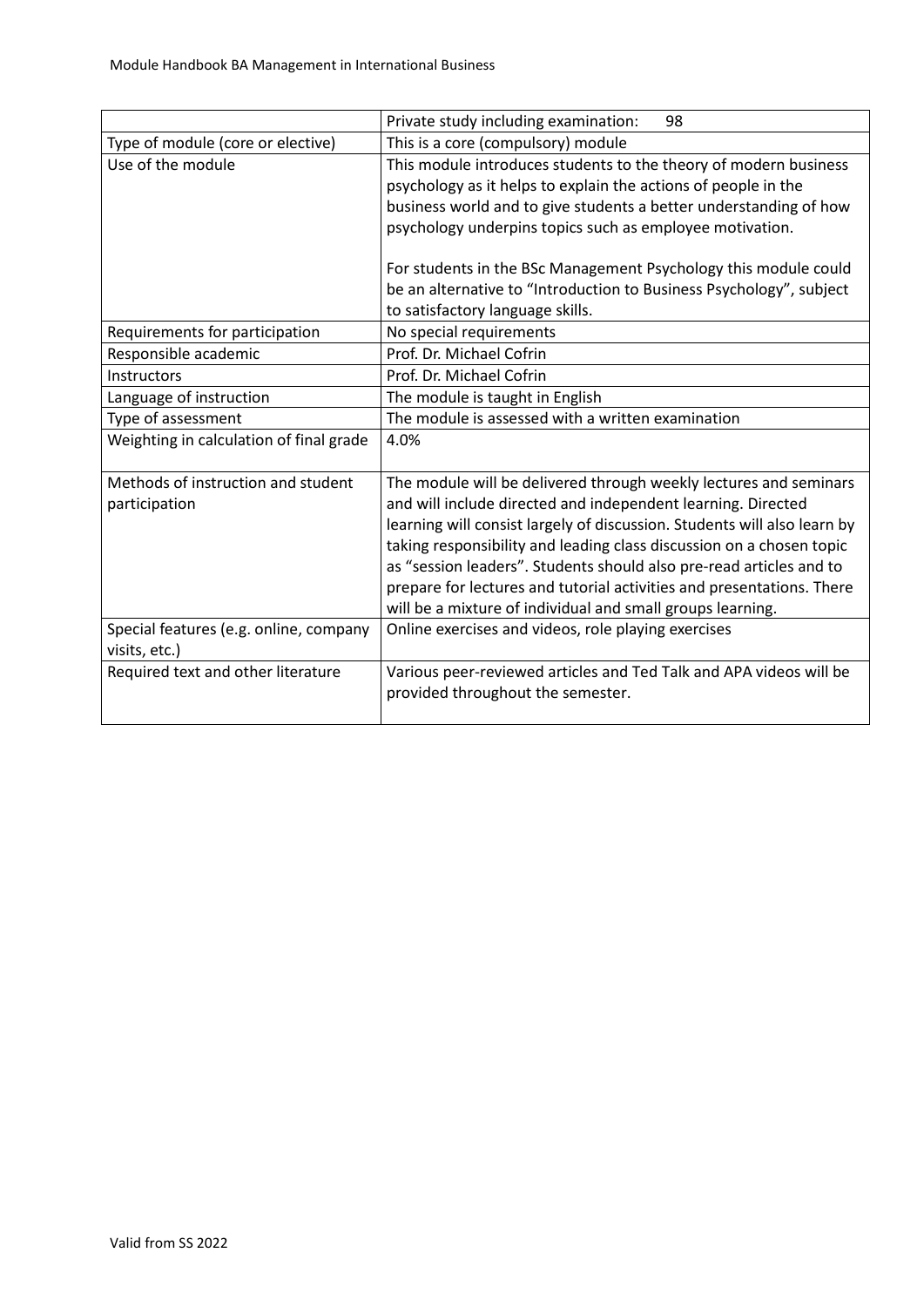| | |
|---|---|
| | Private study including examination: 98 |
| Type of module (core or elective) | This is a core (compulsory) module |
| Use of the module | This module introduces students to the theory of modern business psychology as it helps to explain the actions of people in the business world and to give students a better understanding of how psychology underpins topics such as employee motivation.<br><br>For students in the BSc Management Psychology this module could be an alternative to "Introduction to Business Psychology", subject to satisfactory language skills. |
| Requirements for participation | No special requirements |
| Responsible academic | Prof. Dr. Michael Cofrin |
| Instructors | Prof. Dr. Michael Cofrin |
| Language of instruction | The module is taught in English |
| Type of assessment | The module is assessed with a written examination |
| Weighting in calculation of final grade | 4.0% |
| Methods of instruction and student participation | The module will be delivered through weekly lectures and seminars and will include directed and independent learning. Directed learning will consist largely of discussion. Students will also learn by taking responsibility and leading class discussion on a chosen topic as "session leaders". Students should also pre-read articles and to prepare for lectures and tutorial activities and presentations. There will be a mixture of individual and small groups learning. |
| Special features (e.g. online, company visits, etc.) | Online exercises and videos, role playing exercises |
| Required text and other literature | Various peer-reviewed articles and Ted Talk and APA videos will be provided throughout the semester. |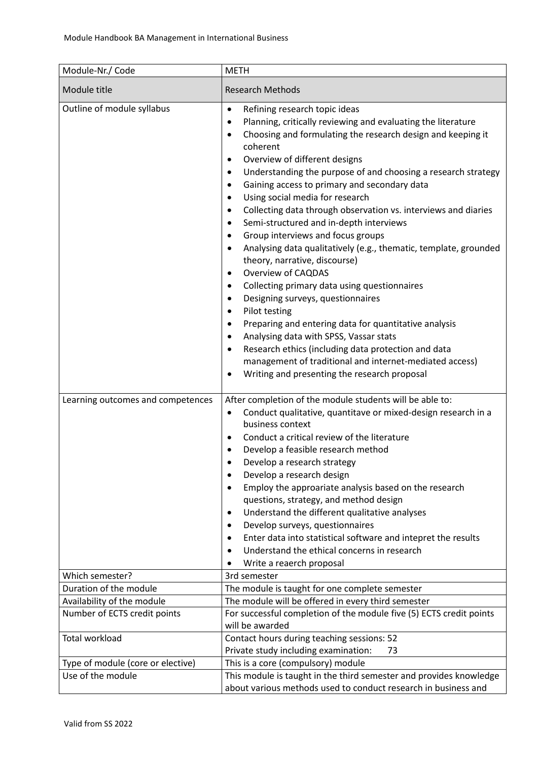| Module-Nr./ Code | METH |
|---|---|
| Module title | Research Methods |
| Outline of module syllabus | • Refining research topic ideas<br>• Planning, critically reviewing and evaluating the literature<br>• Choosing and formulating the research design and keeping it coherent<br>• Overview of different designs<br>• Understanding the purpose of and choosing a research strategy<br>• Gaining access to primary and secondary data<br>• Using social media for research<br>• Collecting data through observation vs. interviews and diaries<br>• Semi-structured and in-depth interviews<br>• Group interviews and focus groups<br>• Analysing data qualitatively (e.g., thematic, template, grounded theory, narrative, discourse)<br>• Overview of CAQDAS<br>• Collecting primary data using questionnaires<br>• Designing surveys, questionnaires<br>• Pilot testing<br>• Preparing and entering data for quantitative analysis<br>• Analysing data with SPSS, Vassar stats<br>• Research ethics (including data protection and data management of traditional and internet-mediated access)<br>• Writing and presenting the research proposal |
| Learning outcomes and competences | After completion of the module students will be able to:<br>• Conduct qualitative, quantitave or mixed-design research in a business context<br>• Conduct a critical review of the literature<br>• Develop a feasible research method<br>• Develop a research strategy<br>• Develop a research design<br>• Employ the approariate analysis based on the research questions, strategy, and method design<br>• Understand the different qualitative analyses<br>• Develop surveys, questionnaires<br>• Enter data into statistical software and intepret the results<br>• Understand the ethical concerns in research<br>• Write a reaerch proposal |
| Which semester? | 3rd semester |
| Duration of the module | The module is taught for one complete semester |
| Availability of the module | The module will be offered in every third semester |
| Number of ECTS credit points | For successful completion of the module five (5) ECTS credit points will be awarded |
| Total workload | Contact hours during teaching sessions: 52<br>Private study including examination: 73 |
| Type of module (core or elective) | This is a core (compulsory) module |
| Use of the module | This module is taught in the third semester and provides knowledge about various methods used to conduct research in business and |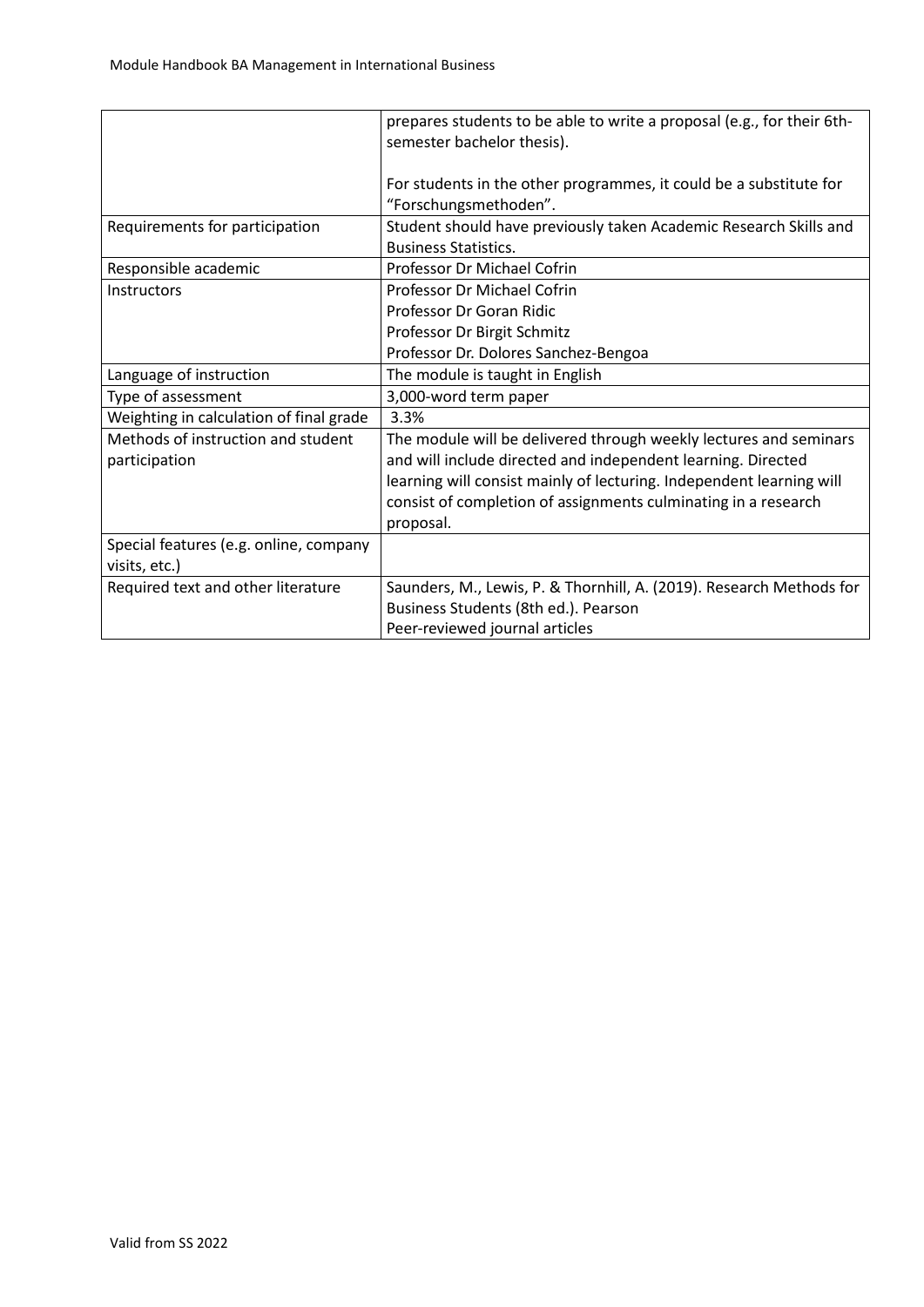| | |
|---|---|
| | prepares students to be able to write a proposal (e.g., for their 6th-semester bachelor thesis).<br><br>For students in the other programmes, it could be a substitute for "Forschungsmethoden". |
| Requirements for participation | Student should have previously taken Academic Research Skills and Business Statistics. |
| Responsible academic | Professor Dr Michael Cofrin |
| Instructors | Professor Dr Michael Cofrin<br>Professor Dr Goran Ridic<br>Professor Dr Birgit Schmitz<br>Professor Dr. Dolores Sanchez-Bengoa |
| Language of instruction | The module is taught in English |
| Type of assessment | 3,000-word term paper |
| Weighting in calculation of final grade | 3.3% |
| Methods of instruction and student participation | The module will be delivered through weekly lectures and seminars and will include directed and independent learning. Directed learning will consist mainly of lecturing. Independent learning will consist of completion of assignments culminating in a research proposal. |
| Special features (e.g. online, company visits, etc.) | |
| Required text and other literature | Saunders, M., Lewis, P. & Thornhill, A. (2019). Research Methods for Business Students (8th ed.). Pearson<br>Peer-reviewed journal articles |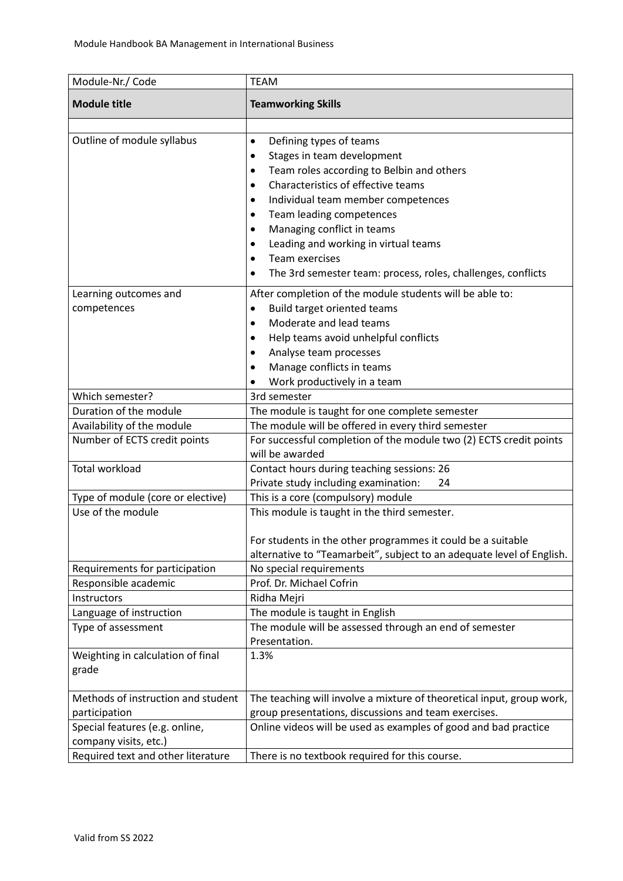| Module-Nr./ Code | TEAM |
|---|---|
| **Module title** | **Teamworking Skills** |
| | |
| Outline of module syllabus | • Defining types of teams<br>• Stages in team development<br>• Team roles according to Belbin and others<br>• Characteristics of effective teams<br>• Individual team member competences<br>• Team leading competences<br>• Managing conflict in teams<br>• Leading and working in virtual teams<br>• Team exercises<br>• The 3rd semester team: process, roles, challenges, conflicts |
| Learning outcomes and competences | After completion of the module students will be able to:<br>• Build target oriented teams<br>• Moderate and lead teams<br>• Help teams avoid unhelpful conflicts<br>• Analyse team processes<br>• Manage conflicts in teams<br>• Work productively in a team |
| Which semester? | 3rd semester |
| Duration of the module | The module is taught for one complete semester |
| Availability of the module | The module will be offered in every third semester |
| Number of ECTS credit points | For successful completion of the module two (2) ECTS credit points will be awarded |
| Total workload | Contact hours during teaching sessions: 26<br>Private study including examination: 24 |
| Type of module (core or elective) | This is a core (compulsory) module |
| Use of the module | This module is taught in the third semester.<br><br>For students in the other programmes it could be a suitable alternative to "Teamarbeit", subject to an adequate level of English. |
| Requirements for participation | No special requirements |
| Responsible academic | Prof. Dr. Michael Cofrin |
| Instructors | Ridha Mejri |
| Language of instruction | The module is taught in English |
| Type of assessment | The module will be assessed through an end of semester Presentation. |
| Weighting in calculation of final grade | 1.3% |
| Methods of instruction and student participation | The teaching will involve a mixture of theoretical input, group work, group presentations, discussions and team exercises. |
| Special features (e.g. online, company visits, etc.) | Online videos will be used as examples of good and bad practice |
| Required text and other literature | There is no textbook required for this course. |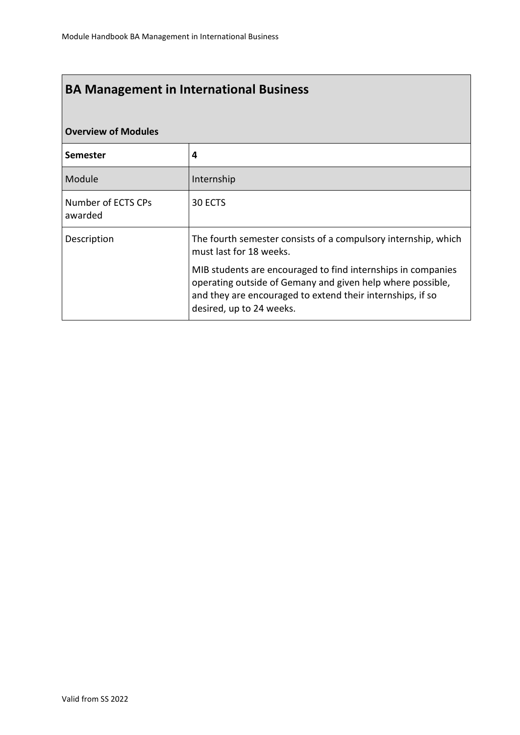## BA Management in International Business

**Overview of Modules**

| **Semester** | **4** |
|---|---|
| Module | Internship |
| Number of ECTS CPs awarded | 30 ECTS |
| Description | The fourth semester consists of a compulsory internship, which must last for 18 weeks.<br><br>MIB students are encouraged to find internships in companies operating outside of Gemany and given help where possible, and they are encouraged to extend their internships, if so desired, up to 24 weeks. |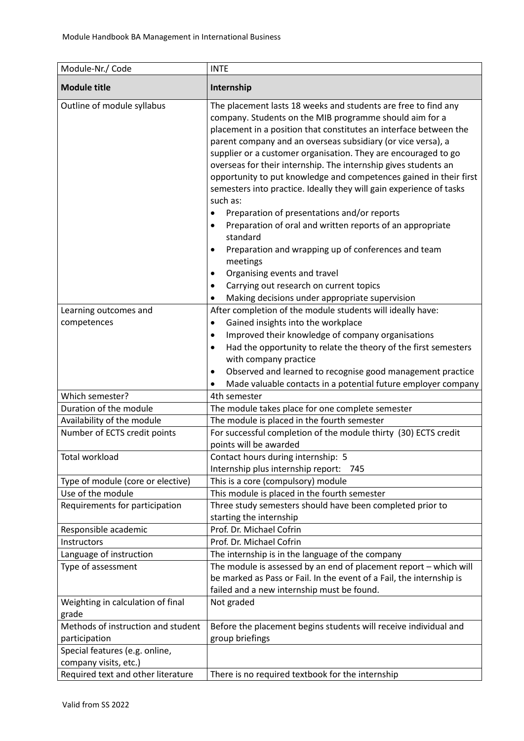| Module-Nr./ Code | INTE |
|---|---|
| **Module title** | **Internship** |
| Outline of module syllabus | The placement lasts 18 weeks and students are free to find any company. Students on the MIB programme should aim for a placement in a position that constitutes an interface between the parent company and an overseas subsidiary (or vice versa), a supplier or a customer organisation. They are encouraged to go overseas for their internship. The internship gives students an opportunity to put knowledge and competences gained in their first semesters into practice. Ideally they will gain experience of tasks such as:<br>• Preparation of presentations and/or reports<br>• Preparation of oral and written reports of an appropriate standard<br>• Preparation and wrapping up of conferences and team meetings<br>• Organising events and travel<br>• Carrying out research on current topics<br>• Making decisions under appropriate supervision |
| Learning outcomes and competences | After completion of the module students will ideally have:<br>• Gained insights into the workplace<br>• Improved their knowledge of company organisations<br>• Had the opportunity to relate the theory of the first semesters with company practice<br>• Observed and learned to recognise good management practice<br>• Made valuable contacts in a potential future employer company |
| Which semester? | 4th semester |
| Duration of the module | The module takes place for one complete semester |
| Availability of the module | The module is placed in the fourth semester |
| Number of ECTS credit points | For successful completion of the module thirty (30) ECTS credit points will be awarded |
| Total workload | Contact hours during internship: 5<br>Internship plus internship report: 745 |
| Type of module (core or elective) | This is a core (compulsory) module |
| Use of the module | This module is placed in the fourth semester |
| Requirements for participation | Three study semesters should have been completed prior to starting the internship |
| Responsible academic | Prof. Dr. Michael Cofrin |
| Instructors | Prof. Dr. Michael Cofrin |
| Language of instruction | The internship is in the language of the company |
| Type of assessment | The module is assessed by an end of placement report – which will be marked as Pass or Fail. In the event of a Fail, the internship is failed and a new internship must be found. |
| Weighting in calculation of final grade | Not graded |
| Methods of instruction and student participation | Before the placement begins students will receive individual and group briefings |
| Special features (e.g. online, company visits, etc.) | |
| Required text and other literature | There is no required textbook for the internship |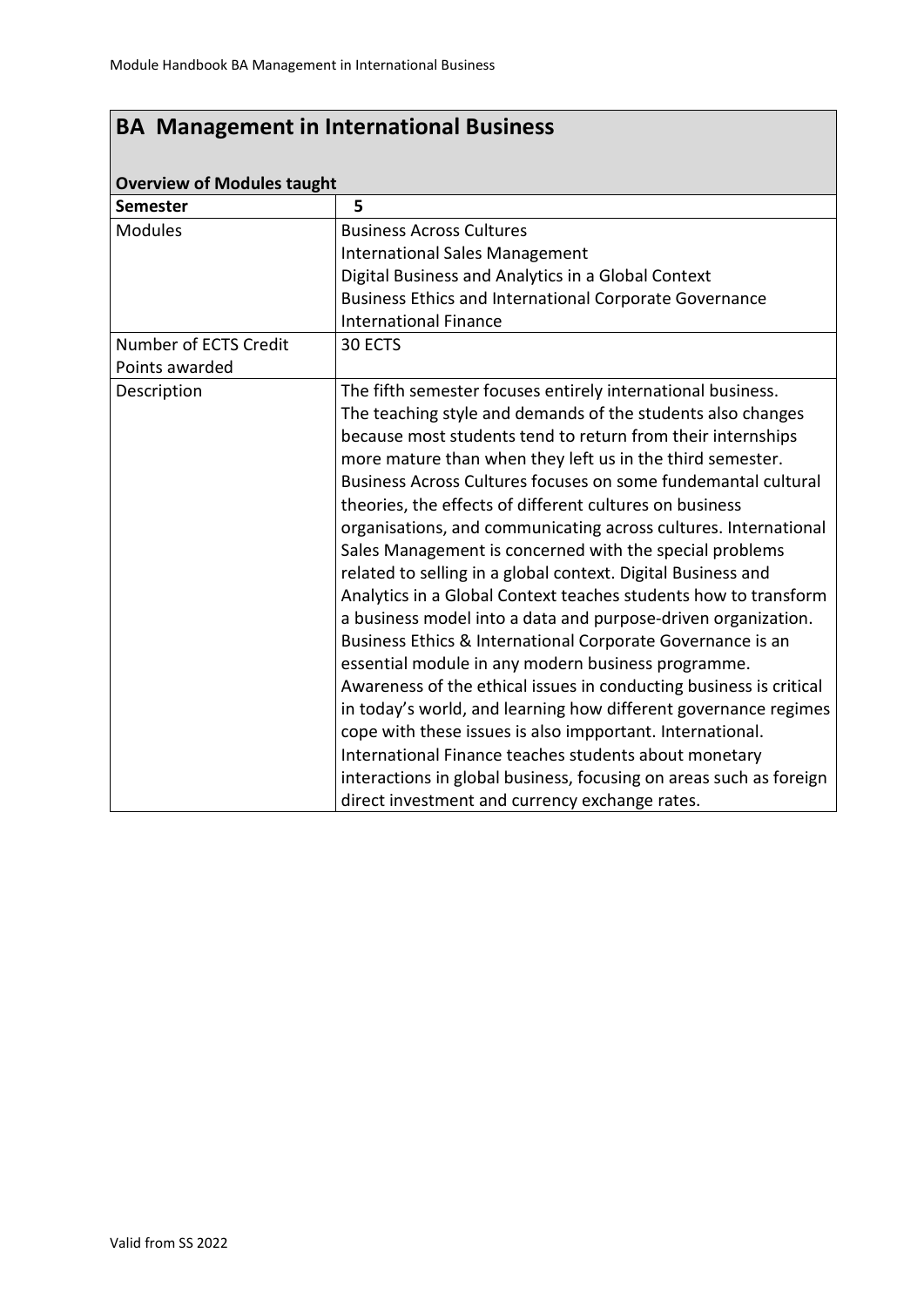## BA Management in International Business

### Overview of Modules taught

| Semester | 5 |
|---|---|
| Modules | Business Across Cultures<br>International Sales Management<br>Digital Business and Analytics in a Global Context<br>Business Ethics and International Corporate Governance<br>International Finance |
| Number of ECTS Credit Points awarded | 30 ECTS |
| Description | The fifth semester focuses entirely international business. The teaching style and demands of the students also changes because most students tend to return from their internships more mature than when they left us in the third semester. Business Across Cultures focuses on some fundemantal cultural theories, the effects of different cultures on business organisations, and communicating across cultures. International Sales Management is concerned with the special problems related to selling in a global context. Digital Business and Analytics in a Global Context teaches students how to transform a business model into a data and purpose-driven organization. Business Ethics & International Corporate Governance is an essential module in any modern business programme. Awareness of the ethical issues in conducting business is critical in today's world, and learning how different governance regimes cope with these issues is also impportant. International. International Finance teaches students about monetary interactions in global business, focusing on areas such as foreign direct investment and currency exchange rates. |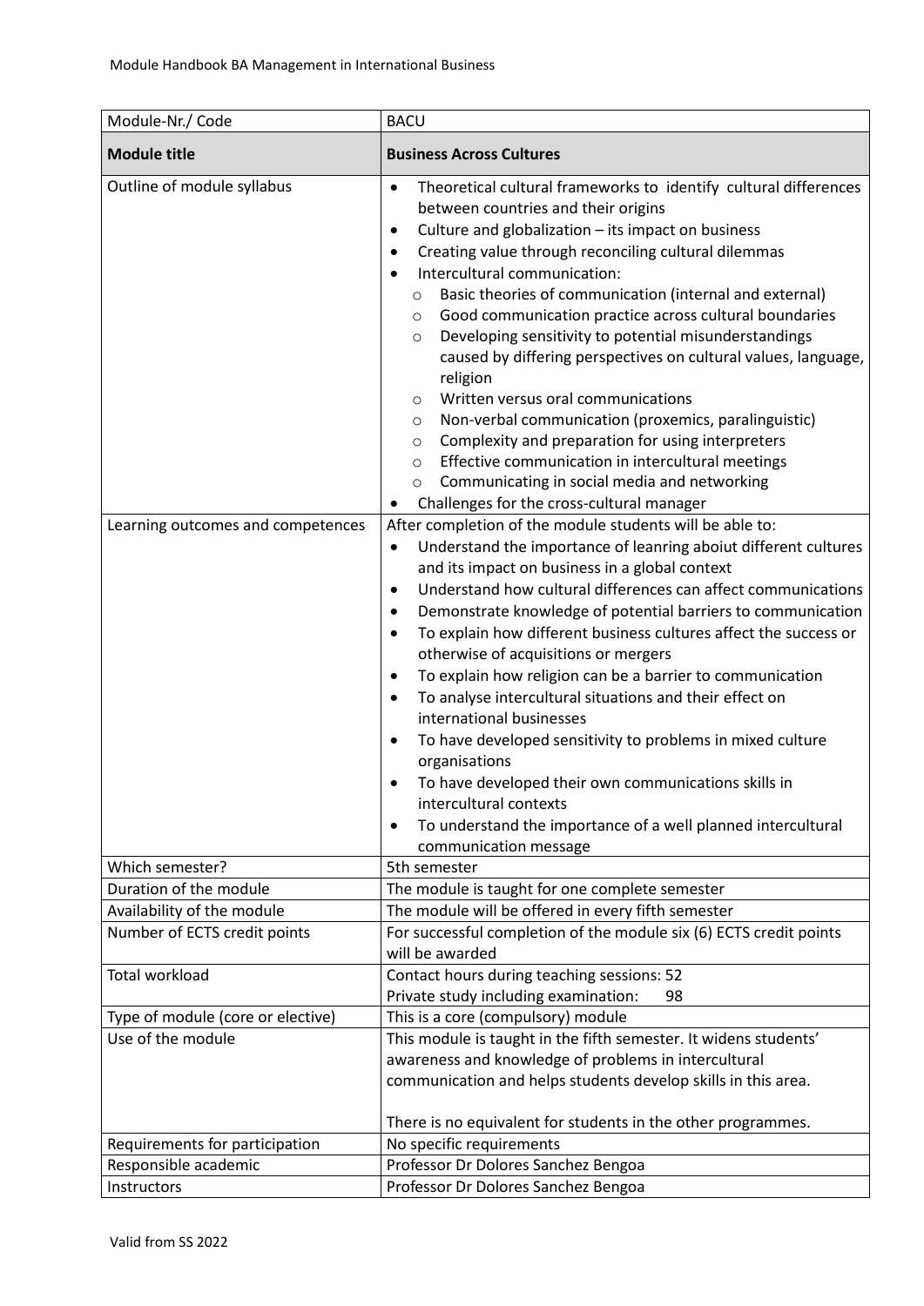| Module-Nr./ Code | BACU |
|---|---|
| **Module title** | **Business Across Cultures** |
| Outline of module syllabus | • Theoretical cultural frameworks to identify cultural differences between countries and their origins<br>• Culture and globalization – its impact on business<br>• Creating value through reconciling cultural dilemmas<br>• Intercultural communication:<br>  ○ Basic theories of communication (internal and external)<br>  ○ Good communication practice across cultural boundaries<br>  ○ Developing sensitivity to potential misunderstandings caused by differing perspectives on cultural values, language, religion<br>  ○ Written versus oral communications<br>  ○ Non-verbal communication (proxemics, paralinguistic)<br>  ○ Complexity and preparation for using interpreters<br>  ○ Effective communication in intercultural meetings<br>  ○ Communicating in social media and networking<br>• Challenges for the cross-cultural manager |
| Learning outcomes and competences | After completion of the module students will be able to:<br>• Understand the importance of leanring aboiut different cultures and its impact on business in a global context<br>• Understand how cultural differences can affect communications<br>• Demonstrate knowledge of potential barriers to communication<br>• To explain how different business cultures affect the success or otherwise of acquisitions or mergers<br>• To explain how religion can be a barrier to communication<br>• To analyse intercultural situations and their effect on international businesses<br>• To have developed sensitivity to problems in mixed culture organisations<br>• To have developed their own communications skills in intercultural contexts<br>• To understand the importance of a well planned intercultural communication message |
| Which semester? | 5th semester |
| Duration of the module | The module is taught for one complete semester |
| Availability of the module | The module will be offered in every fifth semester |
| Number of ECTS credit points | For successful completion of the module six (6) ECTS credit points will be awarded |
| Total workload | Contact hours during teaching sessions: 52<br>Private study including examination: 98 |
| Type of module (core or elective) | This is a core (compulsory) module |
| Use of the module | This module is taught in the fifth semester. It widens students' awareness and knowledge of problems in intercultural communication and helps students develop skills in this area.<br><br>There is no equivalent for students in the other programmes. |
| Requirements for participation | No specific requirements |
| Responsible academic | Professor Dr Dolores Sanchez Bengoa |
| Instructors | Professor Dr Dolores Sanchez Bengoa |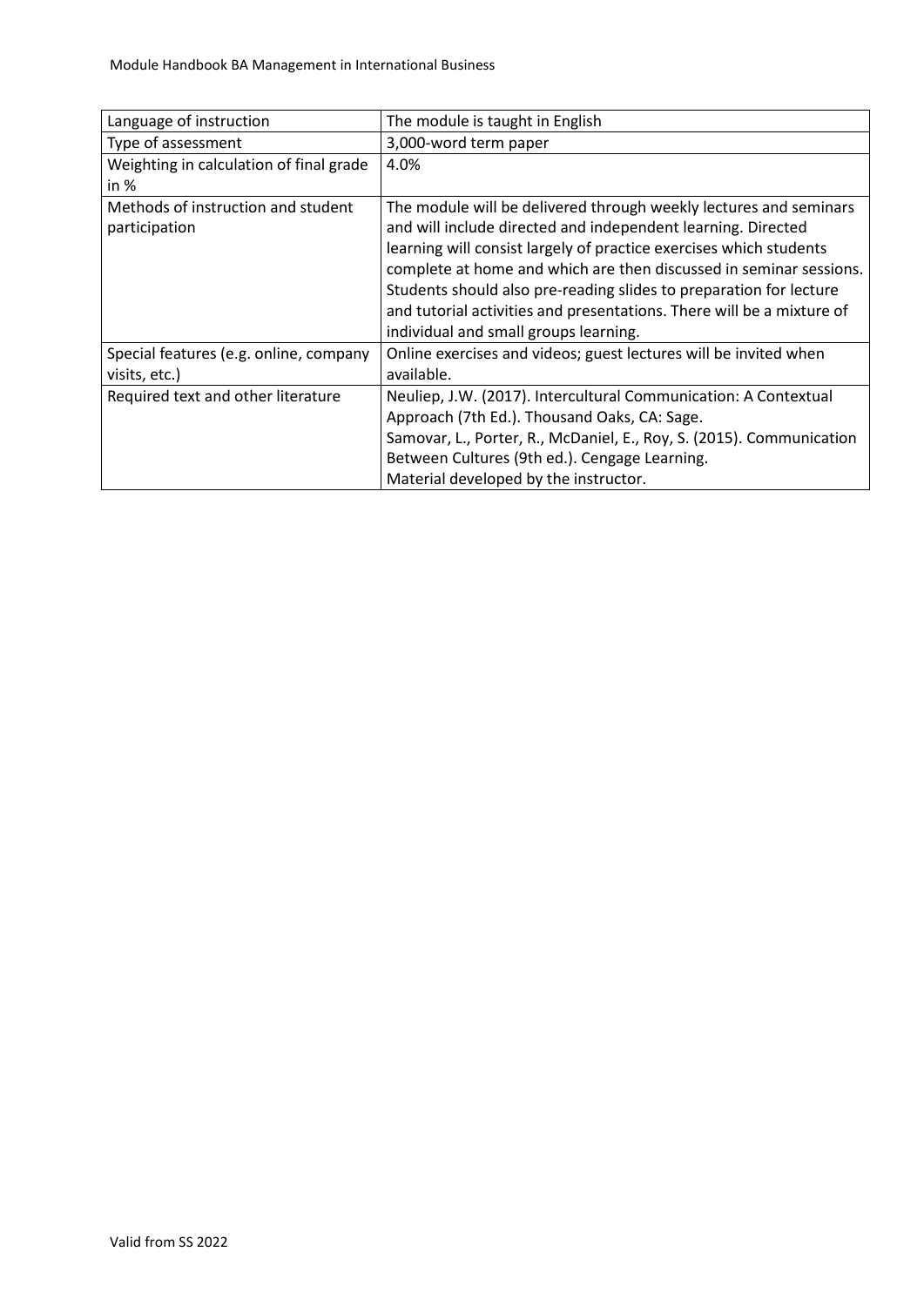| | |
|---|---|
| Language of instruction | The module is taught in English |
| Type of assessment | 3,000-word term paper |
| Weighting in calculation of final grade in % | 4.0% |
| Methods of instruction and student participation | The module will be delivered through weekly lectures and seminars and will include directed and independent learning. Directed learning will consist largely of practice exercises which students complete at home and which are then discussed in seminar sessions. Students should also pre-reading slides to preparation for lecture and tutorial activities and presentations. There will be a mixture of individual and small groups learning. |
| Special features (e.g. online, company visits, etc.) | Online exercises and videos; guest lectures will be invited when available. |
| Required text and other literature | Neuliep, J.W. (2017). Intercultural Communication: A Contextual Approach (7th Ed.). Thousand Oaks, CA: Sage.<br>Samovar, L., Porter, R., McDaniel, E., Roy, S. (2015). Communication Between Cultures (9th ed.). Cengage Learning.<br>Material developed by the instructor. |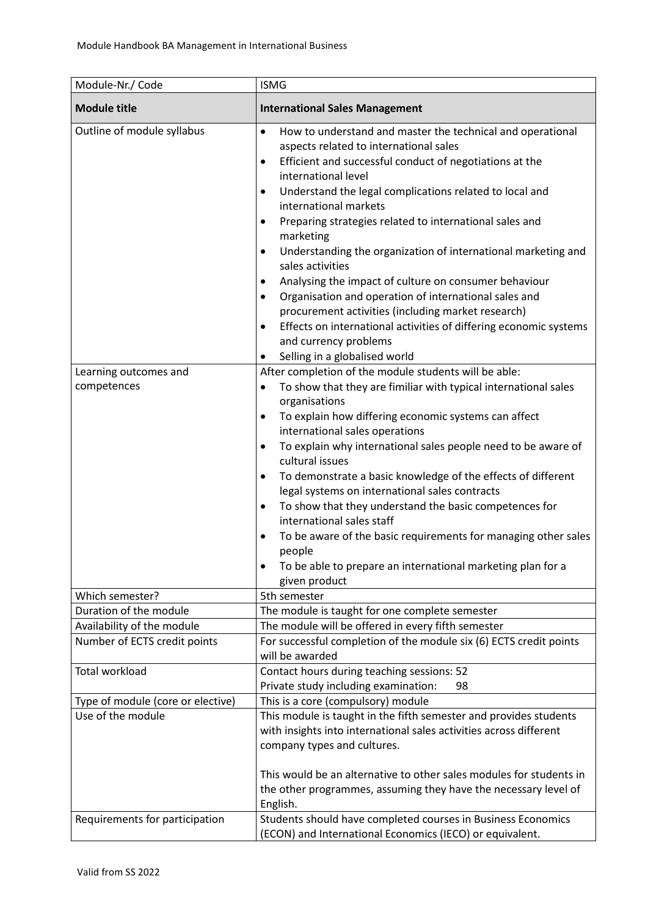| Module-Nr./ Code | ISMG |
|---|---|
| **Module title** | **International Sales Management** |
| Outline of module syllabus | • How to understand and master the technical and operational aspects related to international sales<br>• Efficient and successful conduct of negotiations at the international level<br>• Understand the legal complications related to local and international markets<br>• Preparing strategies related to international sales and marketing<br>• Understanding the organization of international marketing and sales activities<br>• Analysing the impact of culture on consumer behaviour<br>• Organisation and operation of international sales and procurement activities (including market research)<br>• Effects on international activities of differing economic systems and currency problems<br>• Selling in a globalised world |
| Learning outcomes and competences | After completion of the module students will be able:<br>• To show that they are fimiliar with typical international sales organisations<br>• To explain how differing economic systems can affect international sales operations<br>• To explain why international sales people need to be aware of cultural issues<br>• To demonstrate a basic knowledge of the effects of different legal systems on international sales contracts<br>• To show that they understand the basic competences for international sales staff<br>• To be aware of the basic requirements for managing other sales people<br>• To be able to prepare an international marketing plan for a given product |
| Which semester? | 5th semester |
| Duration of the module | The module is taught for one complete semester |
| Availability of the module | The module will be offered in every fifth semester |
| Number of ECTS credit points | For successful completion of the module six (6) ECTS credit points will be awarded |
| Total workload | Contact hours during teaching sessions: 52<br>Private study including examination: 98 |
| Type of module (core or elective) | This is a core (compulsory) module |
| Use of the module | This module is taught in the fifth semester and provides students with insights into international sales activities across different company types and cultures.<br><br>This would be an alternative to other sales modules for students in the other programmes, assuming they have the necessary level of English. |
| Requirements for participation | Students should have completed courses in Business Economics (ECON) and International Economics (IECO) or equivalent. |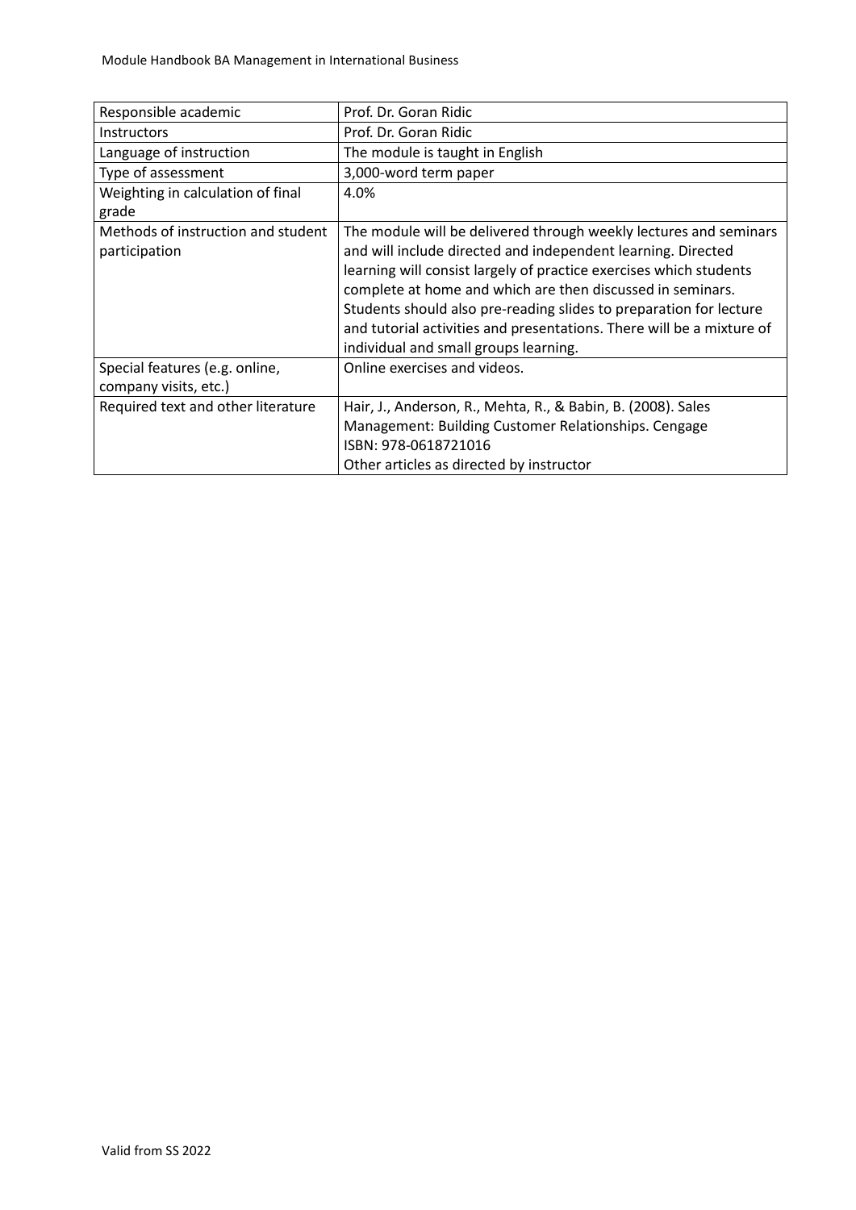| Responsible academic | Prof. Dr. Goran Ridic |
|---|---|
| Instructors | Prof. Dr. Goran Ridic |
| Language of instruction | The module is taught in English |
| Type of assessment | 3,000-word term paper |
| Weighting in calculation of final grade | 4.0% |
| Methods of instruction and student participation | The module will be delivered through weekly lectures and seminars and will include directed and independent learning. Directed learning will consist largely of practice exercises which students complete at home and which are then discussed in seminars. Students should also pre-reading slides to preparation for lecture and tutorial activities and presentations. There will be a mixture of individual and small groups learning. |
| Special features (e.g. online, company visits, etc.) | Online exercises and videos. |
| Required text and other literature | Hair, J., Anderson, R., Mehta, R., & Babin, B. (2008). Sales Management: Building Customer Relationships. Cengage<br>ISBN: 978-0618721016<br>Other articles as directed by instructor |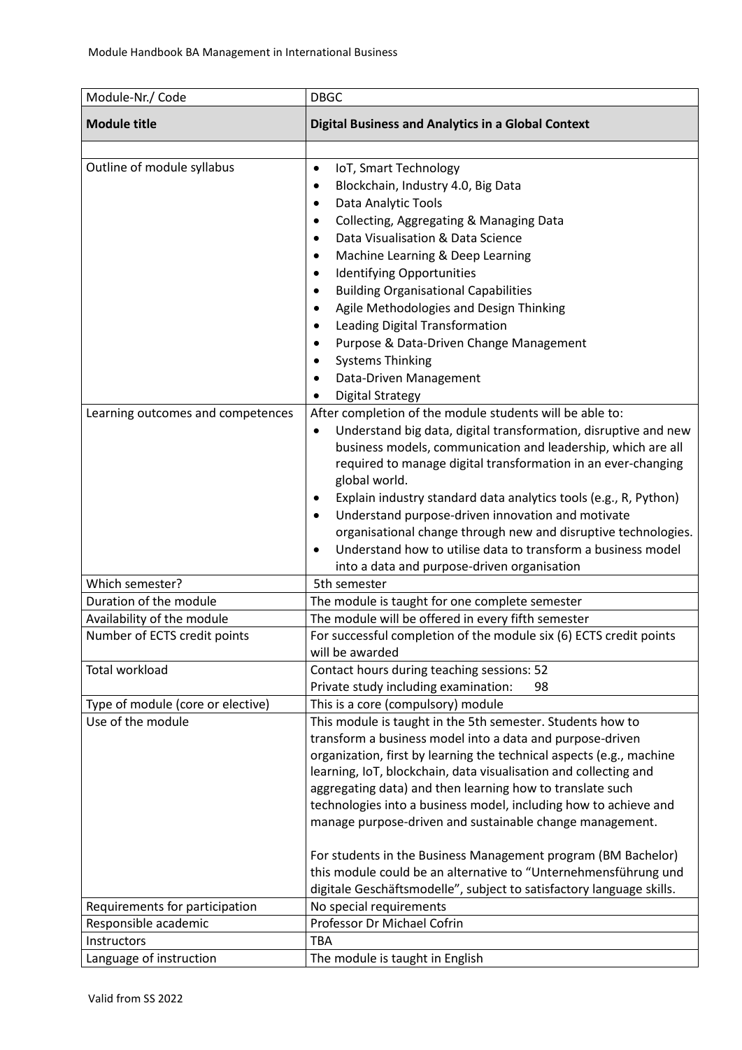| Module-Nr./ Code | DBGC |
|---|---|
| **Module title** | **Digital Business and Analytics in a Global Context** |
| | |
| Outline of module syllabus | • IoT, Smart Technology<br>• Blockchain, Industry 4.0, Big Data<br>• Data Analytic Tools<br>• Collecting, Aggregating & Managing Data<br>• Data Visualisation & Data Science<br>• Machine Learning & Deep Learning<br>• Identifying Opportunities<br>• Building Organisational Capabilities<br>• Agile Methodologies and Design Thinking<br>• Leading Digital Transformation<br>• Purpose & Data-Driven Change Management<br>• Systems Thinking<br>• Data-Driven Management<br>• Digital Strategy |
| Learning outcomes and competences | After completion of the module students will be able to:<br>• Understand big data, digital transformation, disruptive and new business models, communication and leadership, which are all required to manage digital transformation in an ever-changing global world.<br>• Explain industry standard data analytics tools (e.g., R, Python)<br>• Understand purpose-driven innovation and motivate organisational change through new and disruptive technologies.<br>• Understand how to utilise data to transform a business model into a data and purpose-driven organisation |
| Which semester? | 5th semester |
| Duration of the module | The module is taught for one complete semester |
| Availability of the module | The module will be offered in every fifth semester |
| Number of ECTS credit points | For successful completion of the module six (6) ECTS credit points will be awarded |
| Total workload | Contact hours during teaching sessions: 52<br>Private study including examination: 98 |
| Type of module (core or elective) | This is a core (compulsory) module |
| Use of the module | This module is taught in the 5th semester. Students how to transform a business model into a data and purpose-driven organization, first by learning the technical aspects (e.g., machine learning, IoT, blockchain, data visualisation and collecting and aggregating data) and then learning how to translate such technologies into a business model, including how to achieve and manage purpose-driven and sustainable change management.<br><br>For students in the Business Management program (BM Bachelor) this module could be an alternative to "Unternehmensführung und digitale Geschäftsmodelle", subject to satisfactory language skills. |
| Requirements for participation | No special requirements |
| Responsible academic | Professor Dr Michael Cofrin |
| Instructors | TBA |
| Language of instruction | The module is taught in English |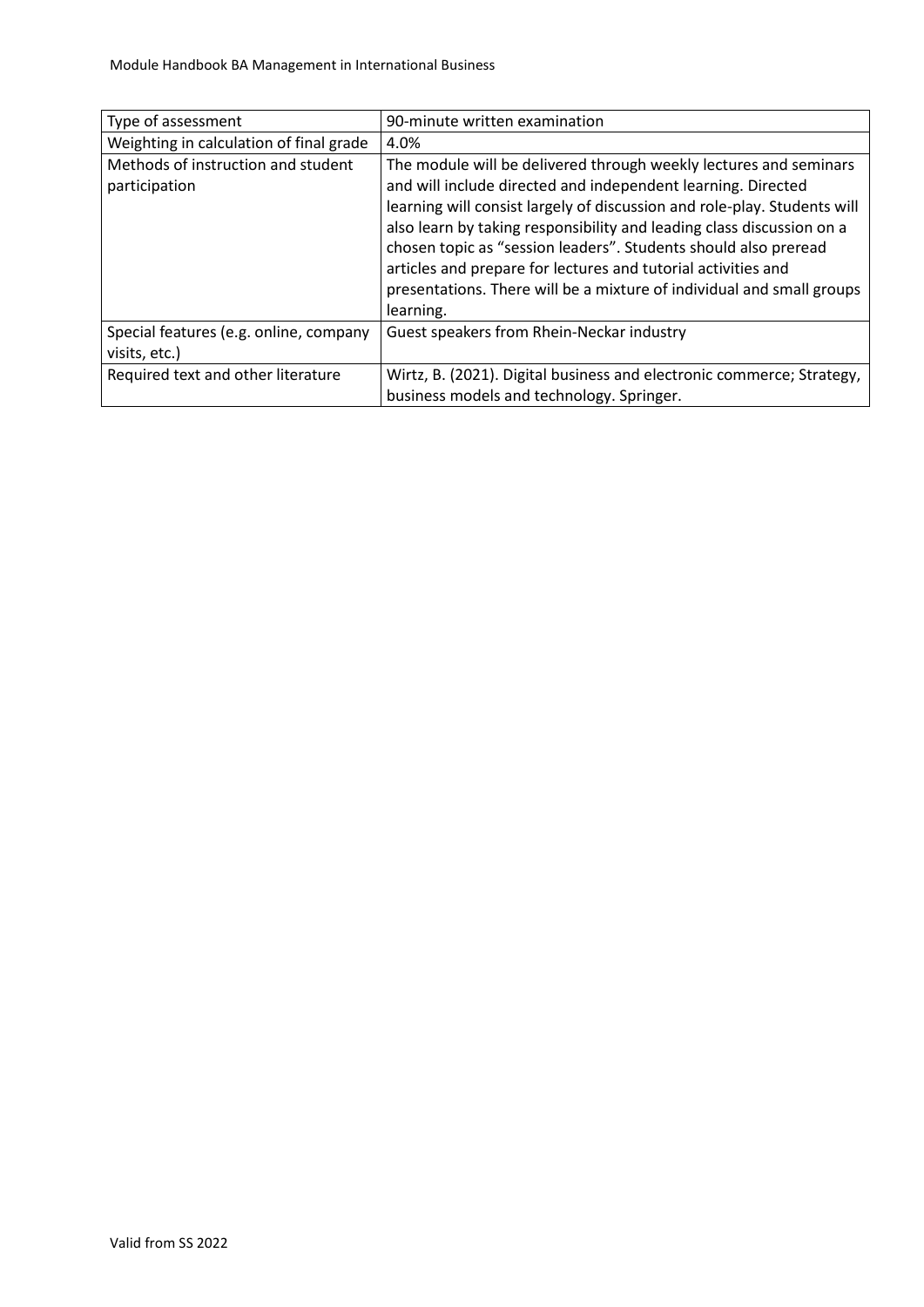| Type of assessment | 90-minute written examination |
|---|---|
| Weighting in calculation of final grade | 4.0% |
| Methods of instruction and student participation | The module will be delivered through weekly lectures and seminars and will include directed and independent learning. Directed learning will consist largely of discussion and role-play. Students will also learn by taking responsibility and leading class discussion on a chosen topic as “session leaders”. Students should also preread articles and prepare for lectures and tutorial activities and presentations. There will be a mixture of individual and small groups learning. |
| Special features (e.g. online, company visits, etc.) | Guest speakers from Rhein-Neckar industry |
| Required text and other literature | Wirtz, B. (2021). Digital business and electronic commerce; Strategy, business models and technology. Springer. |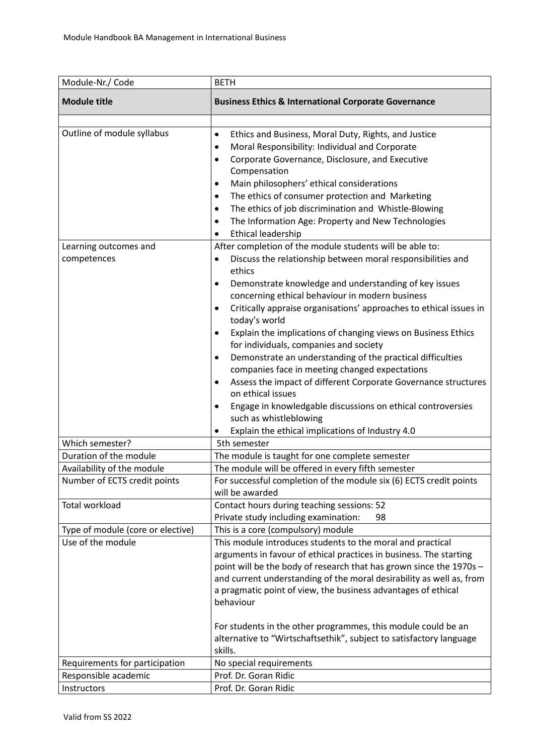| Module-Nr./ Code | BETH |
|---|---|
| **Module title** | **Business Ethics & International Corporate Governance** |
| | |
| Outline of module syllabus | • Ethics and Business, Moral Duty, Rights, and Justice<br>• Moral Responsibility: Individual and Corporate<br>• Corporate Governance, Disclosure, and Executive Compensation<br>• Main philosophers' ethical considerations<br>• The ethics of consumer protection and Marketing<br>• The ethics of job discrimination and Whistle-Blowing<br>• The Information Age: Property and New Technologies<br>• Ethical leadership |
| Learning outcomes and competences | After completion of the module students will be able to:<br>• Discuss the relationship between moral responsibilities and ethics<br>• Demonstrate knowledge and understanding of key issues concerning ethical behaviour in modern business<br>• Critically appraise organisations' approaches to ethical issues in today's world<br>• Explain the implications of changing views on Business Ethics for individuals, companies and society<br>• Demonstrate an understanding of the practical difficulties companies face in meeting changed expectations<br>• Assess the impact of different Corporate Governance structures on ethical issues<br>• Engage in knowledgable discussions on ethical controversies such as whistleblowing<br>• Explain the ethical implications of Industry 4.0 |
| Which semester? | 5th semester |
| Duration of the module | The module is taught for one complete semester |
| Availability of the module | The module will be offered in every fifth semester |
| Number of ECTS credit points | For successful completion of the module six (6) ECTS credit points will be awarded |
| Total workload | Contact hours during teaching sessions: 52<br>Private study including examination: 98 |
| Type of module (core or elective) | This is a core (compulsory) module |
| Use of the module | This module introduces students to the moral and practical arguments in favour of ethical practices in business. The starting point will be the body of research that has grown since the 1970s – and current understanding of the moral desirability as well as, from a pragmatic point of view, the business advantages of ethical behaviour<br><br>For students in the other programmes, this module could be an alternative to "Wirtschaftsethik", subject to satisfactory language skills. |
| Requirements for participation | No special requirements |
| Responsible academic | Prof. Dr. Goran Ridic |
| Instructors | Prof. Dr. Goran Ridic |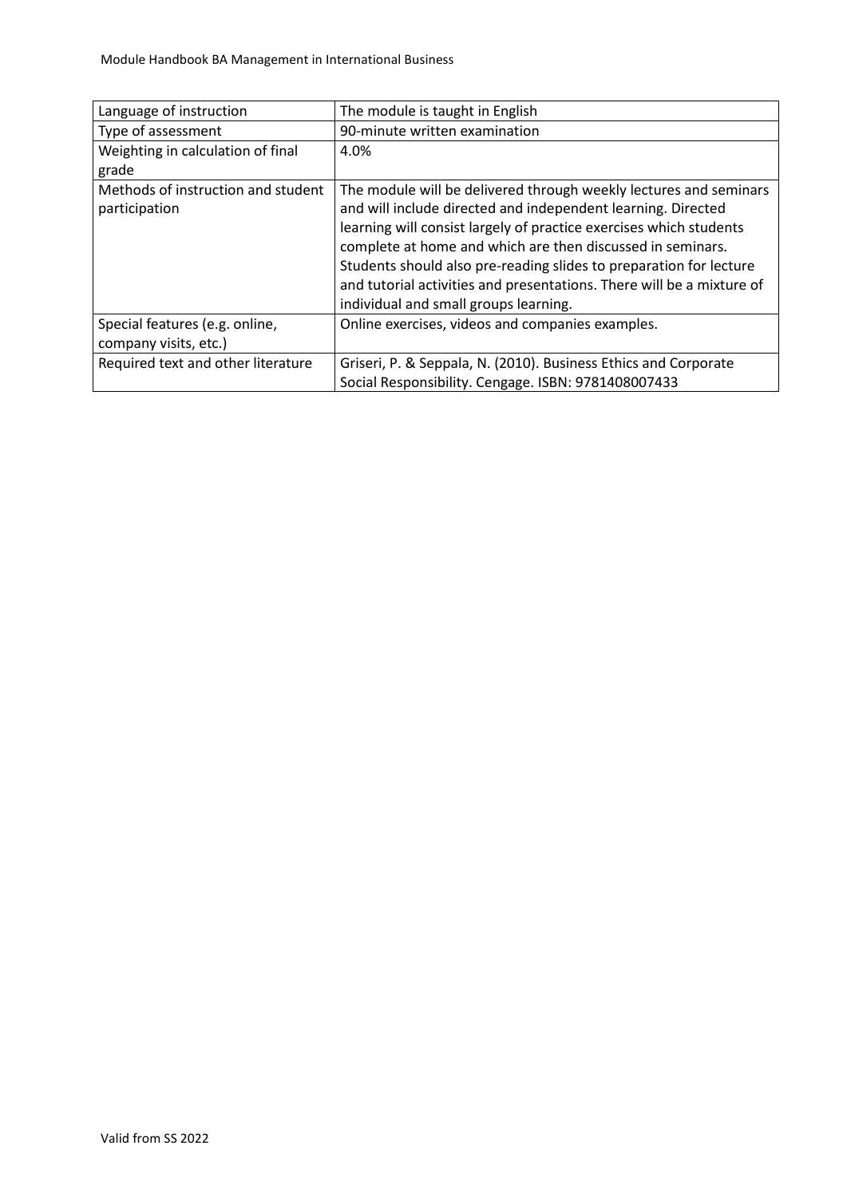| Language of instruction | The module is taught in English |
|---|---|
| Type of assessment | 90-minute written examination |
| Weighting in calculation of final grade | 4.0% |
| Methods of instruction and student participation | The module will be delivered through weekly lectures and seminars and will include directed and independent learning. Directed learning will consist largely of practice exercises which students complete at home and which are then discussed in seminars. Students should also pre-reading slides to preparation for lecture and tutorial activities and presentations. There will be a mixture of individual and small groups learning. |
| Special features (e.g. online, company visits, etc.) | Online exercises, videos and companies examples. |
| Required text and other literature | Griseri, P. & Seppala, N. (2010). Business Ethics and Corporate Social Responsibility. Cengage. ISBN: 9781408007433 |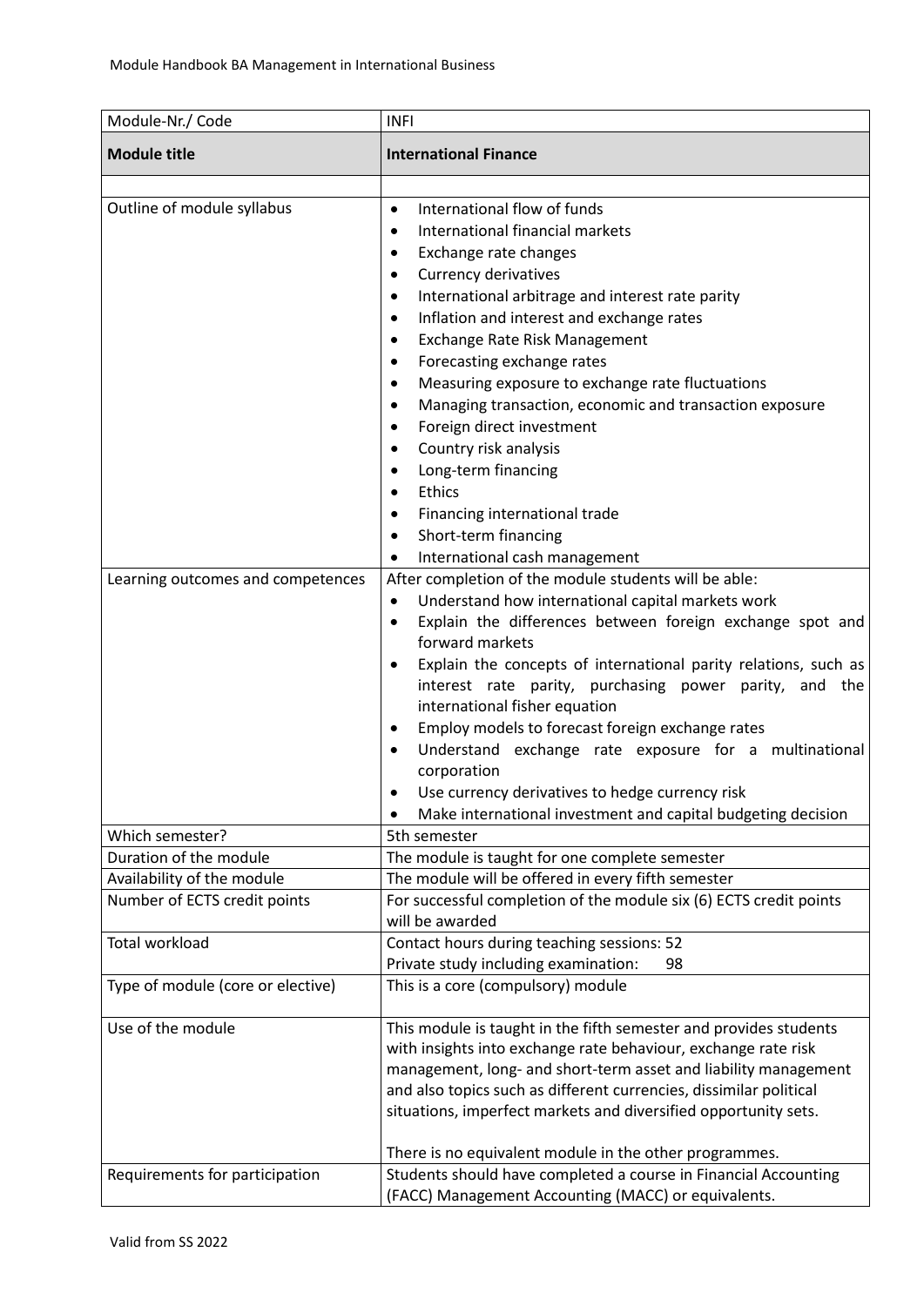| Module-Nr./ Code | INFI |
|---|---|
| **Module title** | **International Finance** |
| | |
| Outline of module syllabus | • International flow of funds<br>• International financial markets<br>• Exchange rate changes<br>• Currency derivatives<br>• International arbitrage and interest rate parity<br>• Inflation and interest and exchange rates<br>• Exchange Rate Risk Management<br>• Forecasting exchange rates<br>• Measuring exposure to exchange rate fluctuations<br>• Managing transaction, economic and transaction exposure<br>• Foreign direct investment<br>• Country risk analysis<br>• Long-term financing<br>• Ethics<br>• Financing international trade<br>• Short-term financing<br>• International cash management |
| Learning outcomes and competences | After completion of the module students will be able:<br>• Understand how international capital markets work<br>• Explain the differences between foreign exchange spot and forward markets<br>• Explain the concepts of international parity relations, such as interest rate parity, purchasing power parity, and the international fisher equation<br>• Employ models to forecast foreign exchange rates<br>• Understand exchange rate exposure for a multinational corporation<br>• Use currency derivatives to hedge currency risk<br>• Make international investment and capital budgeting decision |
| Which semester? | 5th semester |
| Duration of the module | The module is taught for one complete semester |
| Availability of the module | The module will be offered in every fifth semester |
| Number of ECTS credit points | For successful completion of the module six (6) ECTS credit points will be awarded |
| Total workload | Contact hours during teaching sessions: 52<br>Private study including examination: 98 |
| Type of module (core or elective) | This is a core (compulsory) module |
| Use of the module | This module is taught in the fifth semester and provides students with insights into exchange rate behaviour, exchange rate risk management, long- and short-term asset and liability management and also topics such as different currencies, dissimilar political situations, imperfect markets and diversified opportunity sets.<br><br>There is no equivalent module in the other programmes. |
| Requirements for participation | Students should have completed a course in Financial Accounting (FACC) Management Accounting (MACC) or equivalents. |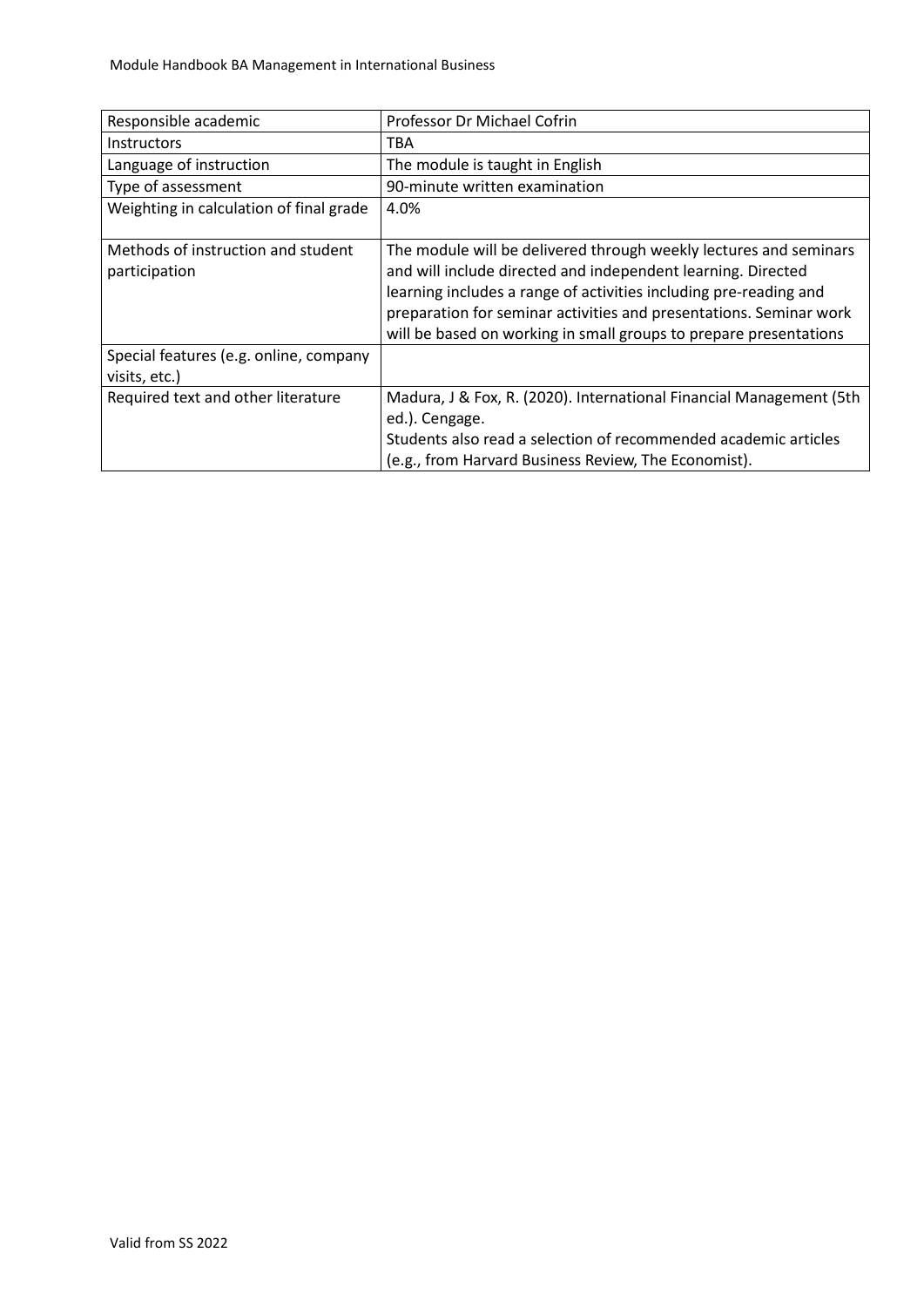| | |
|---|---|
| Responsible academic | Professor Dr Michael Cofrin |
| Instructors | TBA |
| Language of instruction | The module is taught in English |
| Type of assessment | 90-minute written examination |
| Weighting in calculation of final grade | 4.0% |
| Methods of instruction and student participation | The module will be delivered through weekly lectures and seminars and will include directed and independent learning. Directed learning includes a range of activities including pre-reading and preparation for seminar activities and presentations. Seminar work will be based on working in small groups to prepare presentations |
| Special features (e.g. online, company visits, etc.) | |
| Required text and other literature | Madura, J & Fox, R. (2020). International Financial Management (5th ed.). Cengage.<br>Students also read a selection of recommended academic articles (e.g., from Harvard Business Review, The Economist). |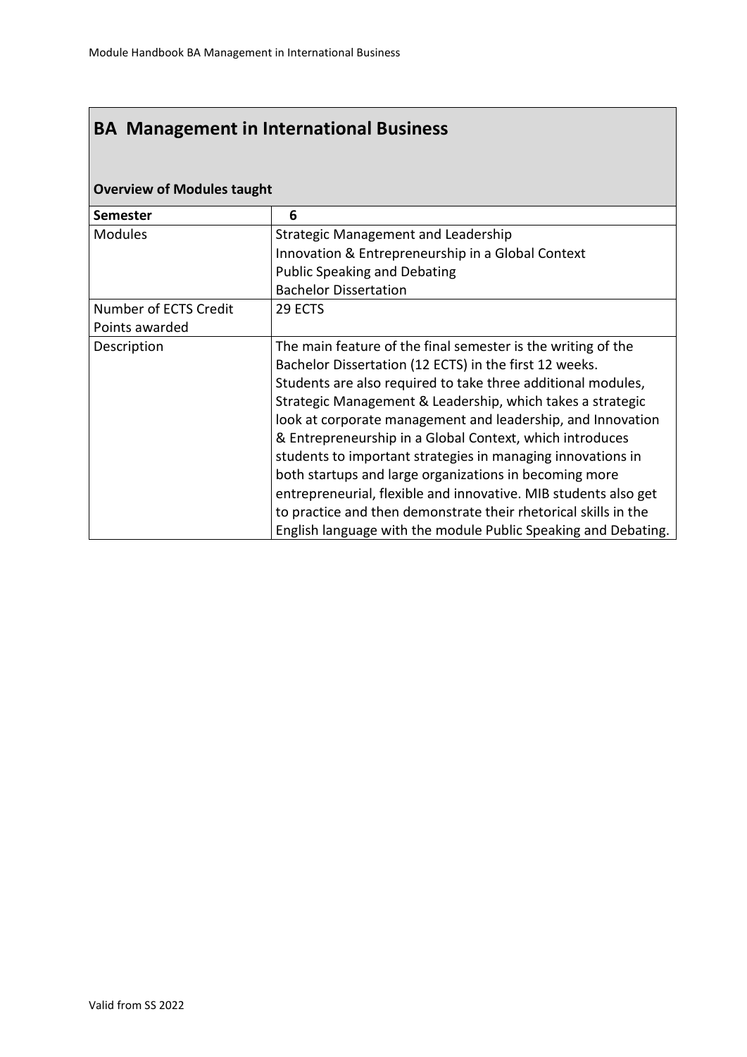# BA Management in International Business

## Overview of Modules taught

| Semester | 6 |
|---|---|
| Modules | Strategic Management and Leadership<br>Innovation & Entrepreneurship in a Global Context<br>Public Speaking and Debating<br>Bachelor Dissertation |
| Number of ECTS Credit Points awarded | 29 ECTS |
| Description | The main feature of the final semester is the writing of the Bachelor Dissertation (12 ECTS) in the first 12 weeks. Students are also required to take three additional modules, Strategic Management & Leadership, which takes a strategic look at corporate management and leadership, and Innovation & Entrepreneurship in a Global Context, which introduces students to important strategies in managing innovations in both startups and large organizations in becoming more entrepreneurial, flexible and innovative. MIB students also get to practice and then demonstrate their rhetorical skills in the English language with the module Public Speaking and Debating. |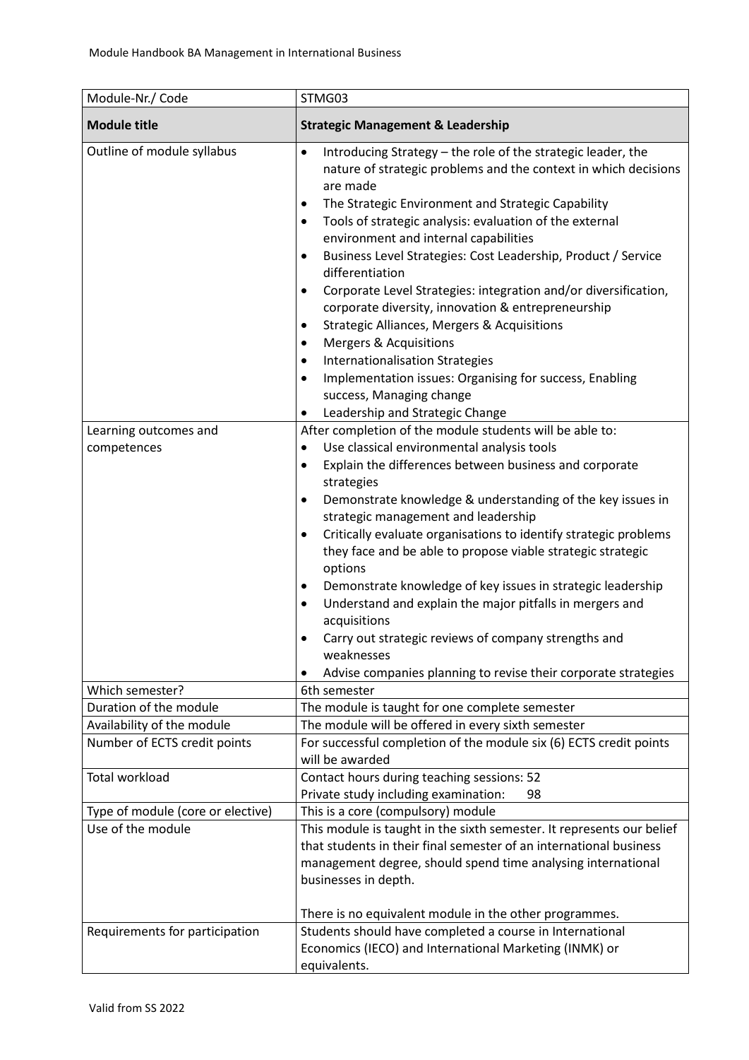| Module-Nr./ Code | STMG03 |
|---|---|
| **Module title** | **Strategic Management & Leadership** |
| Outline of module syllabus | • Introducing Strategy – the role of the strategic leader, the nature of strategic problems and the context in which decisions are made<br>• The Strategic Environment and Strategic Capability<br>• Tools of strategic analysis: evaluation of the external environment and internal capabilities<br>• Business Level Strategies: Cost Leadership, Product / Service differentiation<br>• Corporate Level Strategies: integration and/or diversification, corporate diversity, innovation & entrepreneurship<br>• Strategic Alliances, Mergers & Acquisitions<br>• Mergers & Acquisitions<br>• Internationalisation Strategies<br>• Implementation issues: Organising for success, Enabling success, Managing change<br>• Leadership and Strategic Change |
| Learning outcomes and competences | After completion of the module students will be able to:<br>• Use classical environmental analysis tools<br>• Explain the differences between business and corporate strategies<br>• Demonstrate knowledge & understanding of the key issues in strategic management and leadership<br>• Critically evaluate organisations to identify strategic problems they face and be able to propose viable strategic strategic options<br>• Demonstrate knowledge of key issues in strategic leadership<br>• Understand and explain the major pitfalls in mergers and acquisitions<br>• Carry out strategic reviews of company strengths and weaknesses<br>• Advise companies planning to revise their corporate strategies |
| Which semester? | 6th semester |
| Duration of the module | The module is taught for one complete semester |
| Availability of the module | The module will be offered in every sixth semester |
| Number of ECTS credit points | For successful completion of the module six (6) ECTS credit points will be awarded |
| Total workload | Contact hours during teaching sessions: 52<br>Private study including examination: 98 |
| Type of module (core or elective) | This is a core (compulsory) module |
| Use of the module | This module is taught in the sixth semester. It represents our belief that students in their final semester of an international business management degree, should spend time analysing international businesses in depth.<br><br>There is no equivalent module in the other programmes. |
| Requirements for participation | Students should have completed a course in International Economics (IECO) and International Marketing (INMK) or equivalents. |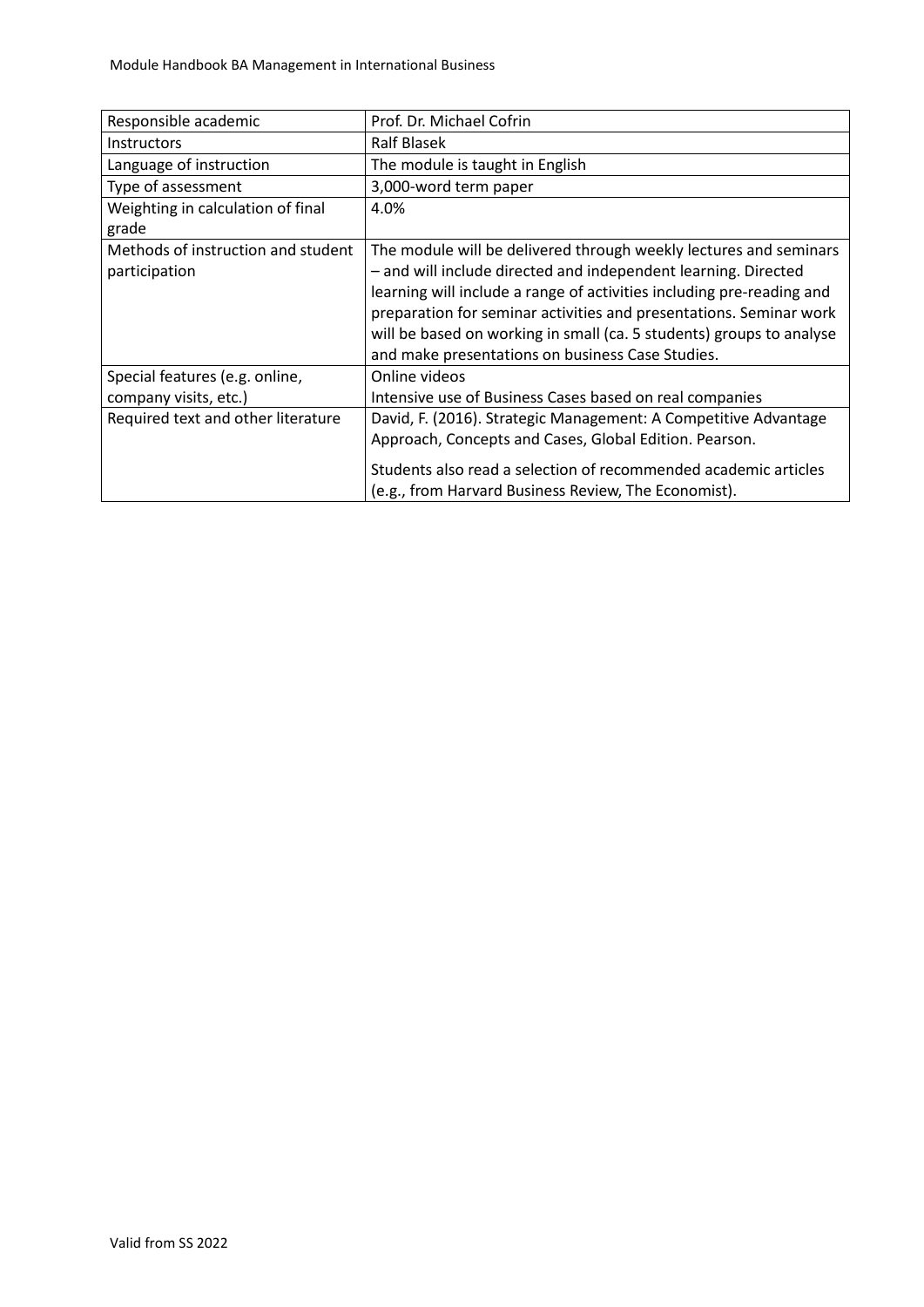| Responsible academic | Prof. Dr. Michael Cofrin |
|---|---|
| Instructors | Ralf Blasek |
| Language of instruction | The module is taught in English |
| Type of assessment | 3,000-word term paper |
| Weighting in calculation of final grade | 4.0% |
| Methods of instruction and student participation | The module will be delivered through weekly lectures and seminars – and will include directed and independent learning. Directed learning will include a range of activities including pre-reading and preparation for seminar activities and presentations. Seminar work will be based on working in small (ca. 5 students) groups to analyse and make presentations on business Case Studies. |
| Special features (e.g. online, company visits, etc.) | Online videos<br>Intensive use of Business Cases based on real companies |
| Required text and other literature | David, F. (2016). Strategic Management: A Competitive Advantage Approach, Concepts and Cases, Global Edition. Pearson.<br><br>Students also read a selection of recommended academic articles (e.g., from Harvard Business Review, The Economist). |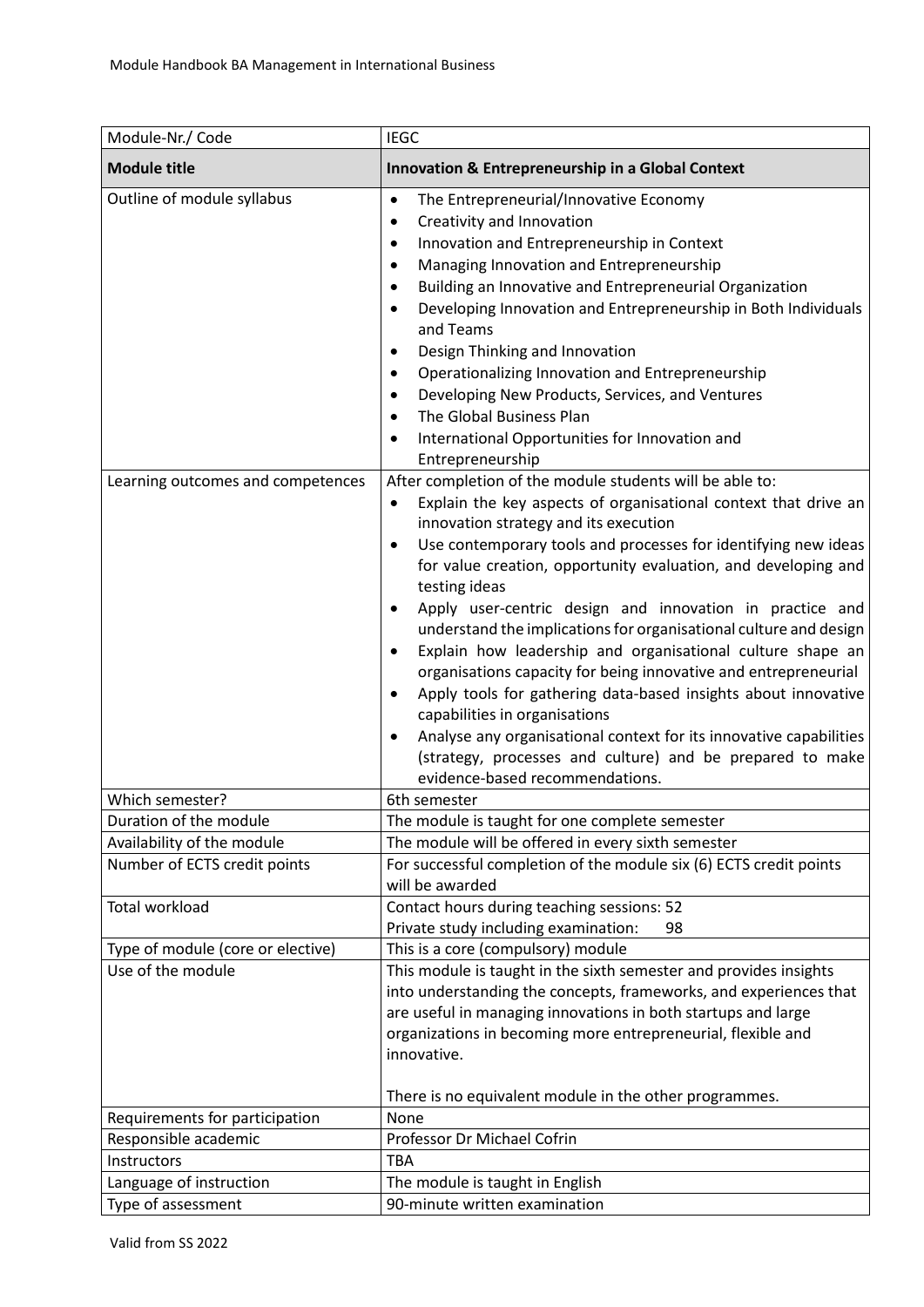| Module-Nr./ Code | IEGC |
|---|---|
| **Module title** | **Innovation & Entrepreneurship in a Global Context** |
| Outline of module syllabus | • The Entrepreneurial/Innovative Economy<br>• Creativity and Innovation<br>• Innovation and Entrepreneurship in Context<br>• Managing Innovation and Entrepreneurship<br>• Building an Innovative and Entrepreneurial Organization<br>• Developing Innovation and Entrepreneurship in Both Individuals and Teams<br>• Design Thinking and Innovation<br>• Operationalizing Innovation and Entrepreneurship<br>• Developing New Products, Services, and Ventures<br>• The Global Business Plan<br>• International Opportunities for Innovation and Entrepreneurship |
| Learning outcomes and competences | After completion of the module students will be able to:<br>• Explain the key aspects of organisational context that drive an innovation strategy and its execution<br>• Use contemporary tools and processes for identifying new ideas for value creation, opportunity evaluation, and developing and testing ideas<br>• Apply user-centric design and innovation in practice and understand the implications for organisational culture and design<br>• Explain how leadership and organisational culture shape an organisations capacity for being innovative and entrepreneurial<br>• Apply tools for gathering data-based insights about innovative capabilities in organisations<br>• Analyse any organisational context for its innovative capabilities (strategy, processes and culture) and be prepared to make evidence-based recommendations. |
| Which semester? | 6th semester |
| Duration of the module | The module is taught for one complete semester |
| Availability of the module | The module will be offered in every sixth semester |
| Number of ECTS credit points | For successful completion of the module six (6) ECTS credit points will be awarded |
| Total workload | Contact hours during teaching sessions: 52<br>Private study including examination: 98 |
| Type of module (core or elective) | This is a core (compulsory) module |
| Use of the module | This module is taught in the sixth semester and provides insights into understanding the concepts, frameworks, and experiences that are useful in managing innovations in both startups and large organizations in becoming more entrepreneurial, flexible and innovative.<br><br>There is no equivalent module in the other programmes. |
| Requirements for participation | None |
| Responsible academic | Professor Dr Michael Cofrin |
| Instructors | TBA |
| Language of instruction | The module is taught in English |
| Type of assessment | 90-minute written examination |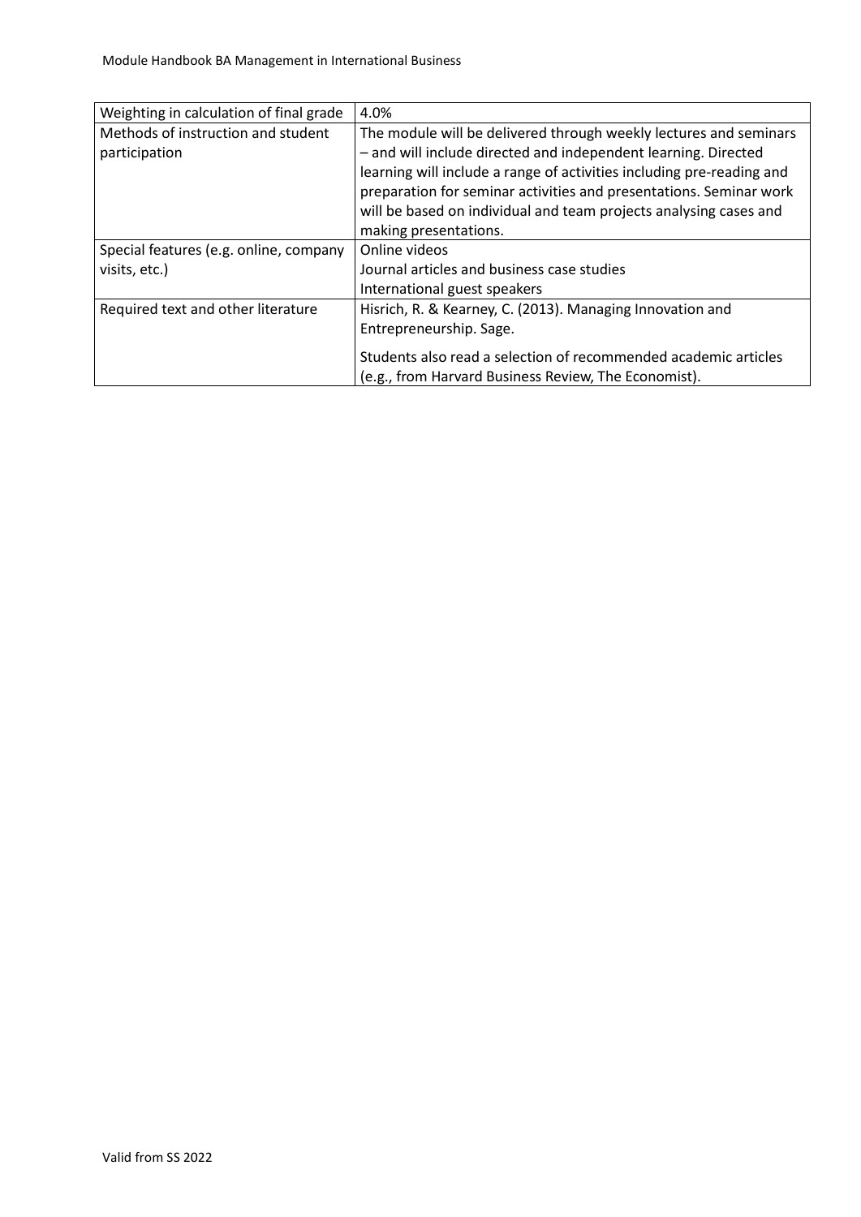| Weighting in calculation of final grade | 4.0% |
|---|---|
| Methods of instruction and student participation | The module will be delivered through weekly lectures and seminars – and will include directed and independent learning. Directed learning will include a range of activities including pre-reading and preparation for seminar activities and presentations. Seminar work will be based on individual and team projects analysing cases and making presentations. |
| Special features (e.g. online, company visits, etc.) | Online videos<br>Journal articles and business case studies<br>International guest speakers |
| Required text and other literature | Hisrich, R. & Kearney, C. (2013). Managing Innovation and Entrepreneurship. Sage.<br><br>Students also read a selection of recommended academic articles (e.g., from Harvard Business Review, The Economist). |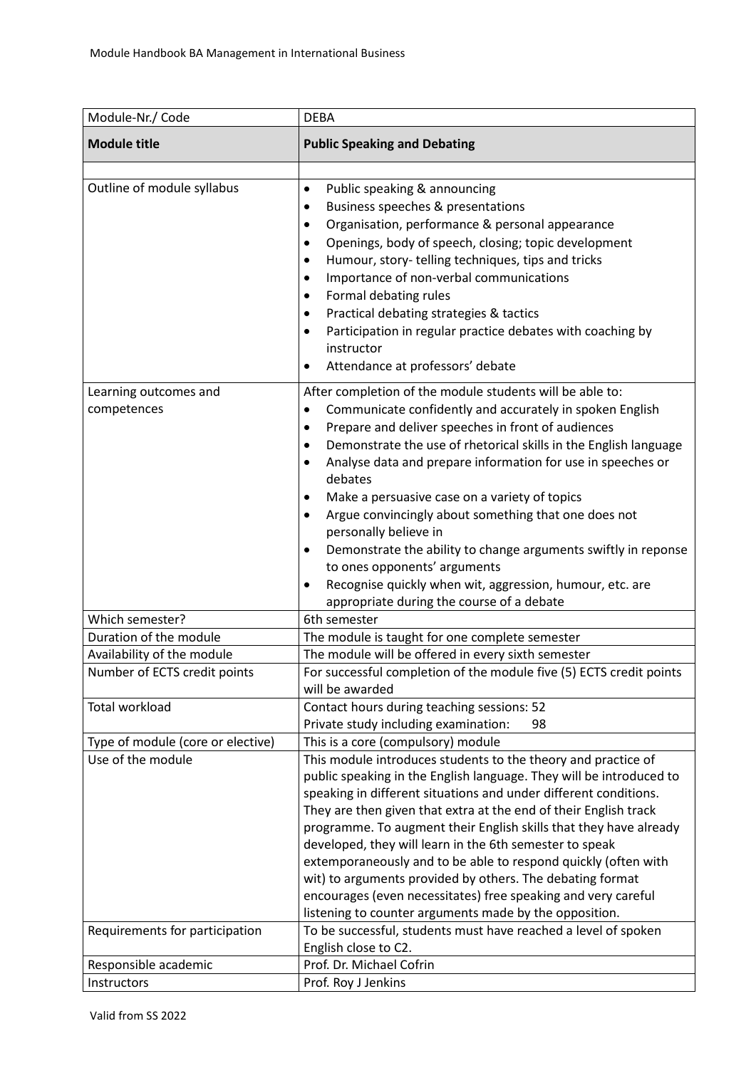| Module-Nr./ Code | DEBA |
|---|---|
| **Module title** | **Public Speaking and Debating** |
| | |
| Outline of module syllabus | • Public speaking & announcing<br>• Business speeches & presentations<br>• Organisation, performance & personal appearance<br>• Openings, body of speech, closing; topic development<br>• Humour, story- telling techniques, tips and tricks<br>• Importance of non-verbal communications<br>• Formal debating rules<br>• Practical debating strategies & tactics<br>• Participation in regular practice debates with coaching by instructor<br>• Attendance at professors' debate |
| Learning outcomes and competences | After completion of the module students will be able to:<br>• Communicate confidently and accurately in spoken English<br>• Prepare and deliver speeches in front of audiences<br>• Demonstrate the use of rhetorical skills in the English language<br>• Analyse data and prepare information for use in speeches or debates<br>• Make a persuasive case on a variety of topics<br>• Argue convincingly about something that one does not personally believe in<br>• Demonstrate the ability to change arguments swiftly in reponse to ones opponents' arguments<br>• Recognise quickly when wit, aggression, humour, etc. are appropriate during the course of a debate |
| Which semester? | 6th semester |
| Duration of the module | The module is taught for one complete semester |
| Availability of the module | The module will be offered in every sixth semester |
| Number of ECTS credit points | For successful completion of the module five (5) ECTS credit points will be awarded |
| Total workload | Contact hours during teaching sessions: 52<br>Private study including examination: 98 |
| Type of module (core or elective) | This is a core (compulsory) module |
| Use of the module | This module introduces students to the theory and practice of public speaking in the English language. They will be introduced to speaking in different situations and under different conditions. They are then given that extra at the end of their English track programme. To augment their English skills that they have already developed, they will learn in the 6th semester to speak extemporaneously and to be able to respond quickly (often with wit) to arguments provided by others. The debating format encourages (even necessitates) free speaking and very careful listening to counter arguments made by the opposition. |
| Requirements for participation | To be successful, students must have reached a level of spoken English close to C2. |
| Responsible academic | Prof. Dr. Michael Cofrin |
| Instructors | Prof. Roy J Jenkins |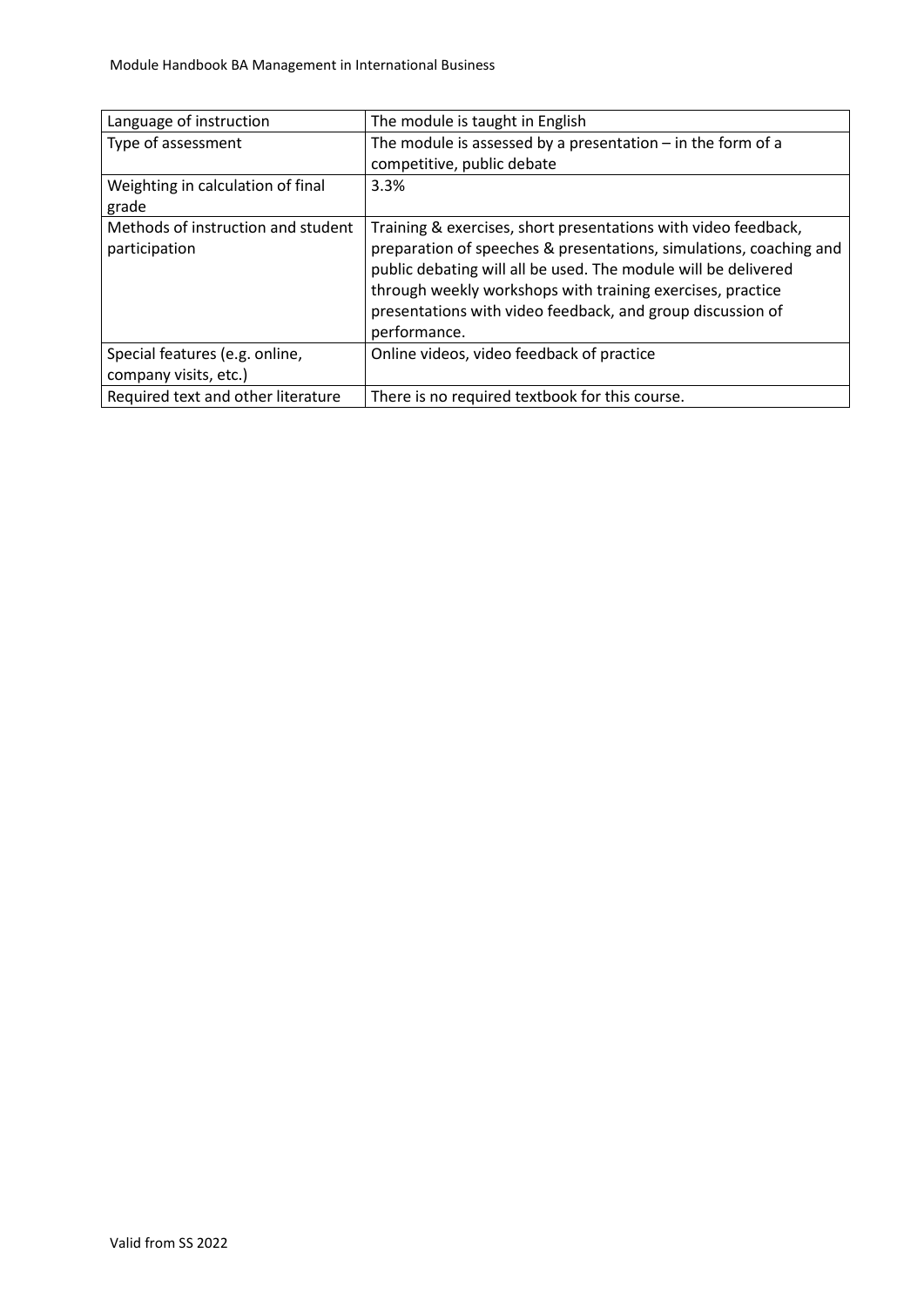| Language of instruction | The module is taught in English |
| --- | --- |
| Type of assessment | The module is assessed by a presentation – in the form of a competitive, public debate |
| Weighting in calculation of final grade | 3.3% |
| Methods of instruction and student participation | Training & exercises, short presentations with video feedback, preparation of speeches & presentations, simulations, coaching and public debating will all be used. The module will be delivered through weekly workshops with training exercises, practice presentations with video feedback, and group discussion of performance. |
| Special features (e.g. online, company visits, etc.) | Online videos, video feedback of practice |
| Required text and other literature | There is no required textbook for this course. |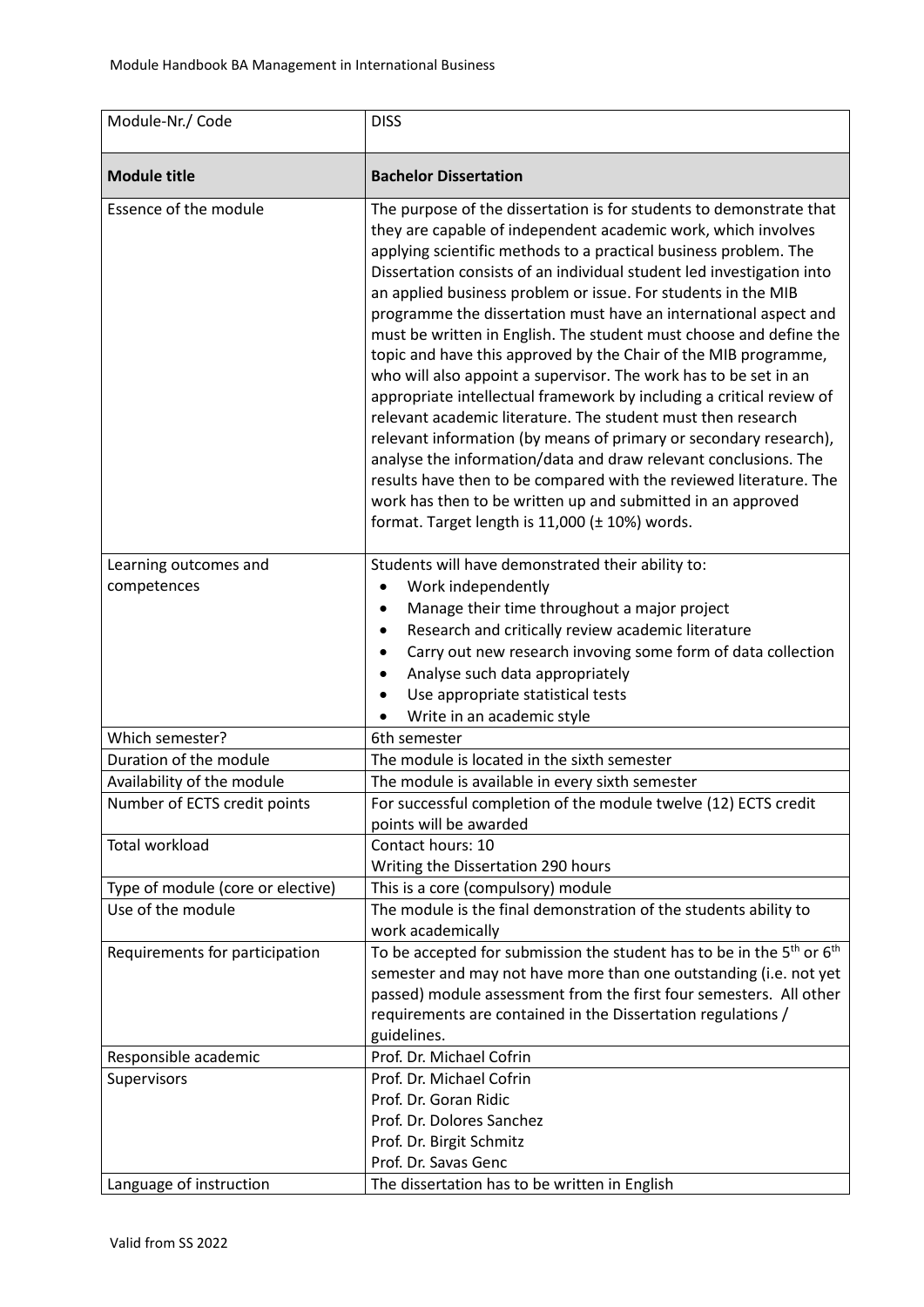| Module-Nr./ Code | DISS |
|---|---|
| **Module title** | **Bachelor Dissertation** |
| Essence of the module | The purpose of the dissertation is for students to demonstrate that they are capable of independent academic work, which involves applying scientific methods to a practical business problem. The Dissertation consists of an individual student led investigation into an applied business problem or issue. For students in the MIB programme the dissertation must have an international aspect and must be written in English. The student must choose and define the topic and have this approved by the Chair of the MIB programme, who will also appoint a supervisor. The work has to be set in an appropriate intellectual framework by including a critical review of relevant academic literature. The student must then research relevant information (by means of primary or secondary research), analyse the information/data and draw relevant conclusions. The results have then to be compared with the reviewed literature. The work has then to be written up and submitted in an approved format. Target length is 11,000 (± 10%) words. |
| Learning outcomes and competences | Students will have demonstrated their ability to:<br>• Work independently<br>• Manage their time throughout a major project<br>• Research and critically review academic literature<br>• Carry out new research invoving some form of data collection<br>• Analyse such data appropriately<br>• Use appropriate statistical tests<br>• Write in an academic style |
| Which semester? | 6th semester |
| Duration of the module | The module is located in the sixth semester |
| Availability of the module | The module is available in every sixth semester |
| Number of ECTS credit points | For successful completion of the module twelve (12) ECTS credit points will be awarded |
| Total workload | Contact hours: 10<br>Writing the Dissertation 290 hours |
| Type of module (core or elective) | This is a core (compulsory) module |
| Use of the module | The module is the final demonstration of the students ability to work academically |
| Requirements for participation | To be accepted for submission the student has to be in the 5th or 6th semester and may not have more than one outstanding (i.e. not yet passed) module assessment from the first four semesters. All other requirements are contained in the Dissertation regulations / guidelines. |
| Responsible academic | Prof. Dr. Michael Cofrin |
| Supervisors | Prof. Dr. Michael Cofrin<br>Prof. Dr. Goran Ridic<br>Prof. Dr. Dolores Sanchez<br>Prof. Dr. Birgit Schmitz<br>Prof. Dr. Savas Genc |
| Language of instruction | The dissertation has to be written in English |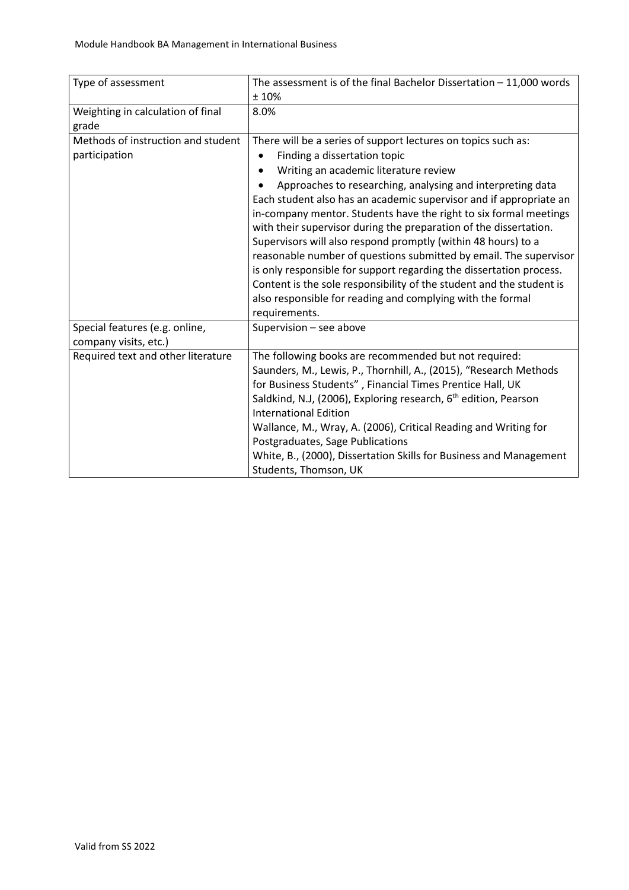| | |
|---|---|
| Type of assessment | The assessment is of the final Bachelor Dissertation – 11,000 words ± 10% |
| Weighting in calculation of final grade | 8.0% |
| Methods of instruction and student participation | There will be a series of support lectures on topics such as:<br>• Finding a dissertation topic<br>• Writing an academic literature review<br>• Approaches to researching, analysing and interpreting data<br>Each student also has an academic supervisor and if appropriate an in-company mentor. Students have the right to six formal meetings with their supervisor during the preparation of the dissertation. Supervisors will also respond promptly (within 48 hours) to a reasonable number of questions submitted by email. The supervisor is only responsible for support regarding the dissertation process. Content is the sole responsibility of the student and the student is also responsible for reading and complying with the formal requirements. |
| Special features (e.g. online, company visits, etc.) | Supervision – see above |
| Required text and other literature | The following books are recommended but not required:<br>Saunders, M., Lewis, P., Thornhill, A., (2015), "Research Methods for Business Students" , Financial Times Prentice Hall, UK<br>Saldkind, N.J, (2006), Exploring research, 6th edition, Pearson International Edition<br>Wallance, M., Wray, A. (2006), Critical Reading and Writing for Postgraduates, Sage Publications<br>White, B., (2000), Dissertation Skills for Business and Management Students, Thomson, UK |